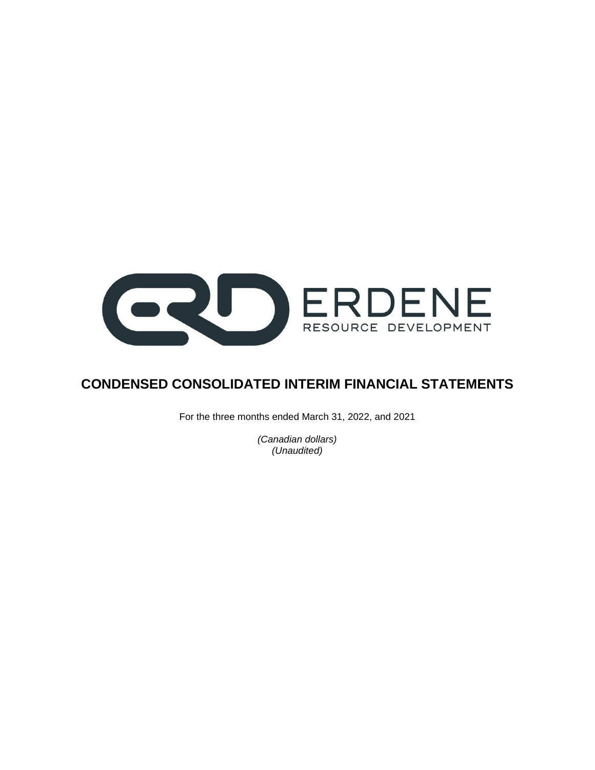ERDENE
RESOURCE DEVELOPMENT

# CONDENSED CONSOLIDATED INTERIM FINANCIAL STATEMENTS

For the three months ended March 31, 2022, and 2021

*(Canadian dollars)*
*(Unaudited)*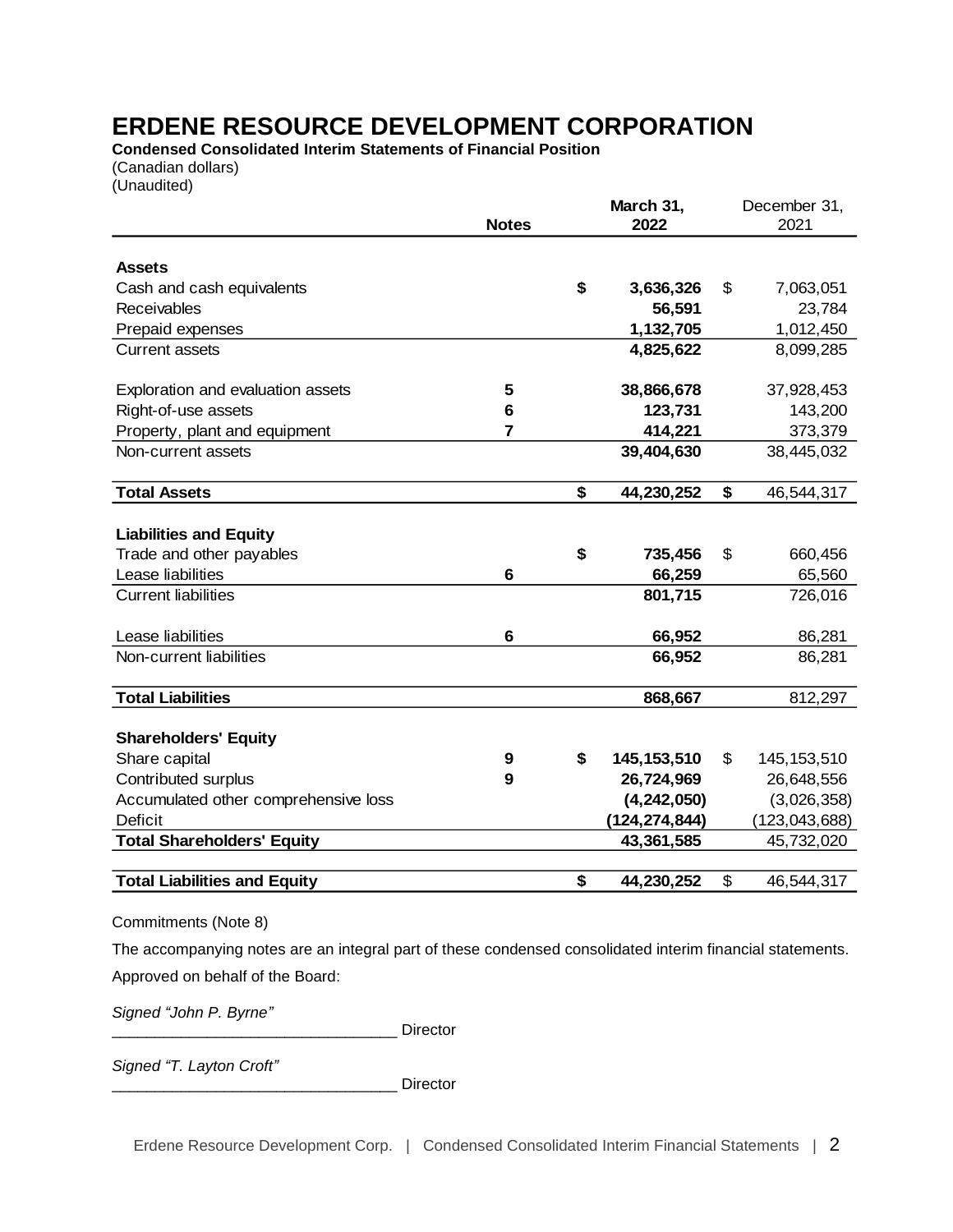# ERDENE RESOURCE DEVELOPMENT CORPORATION

**Condensed Consolidated Interim Statements of Financial Position**
(Canadian dollars)
(Unaudited)

| | Notes | | March 31, 2022 | | December 31, 2021 |
|---|---|---|---|---|---|
| **Assets** | | | | | |
| Cash and cash equivalents | | $ | 3,636,326 | $ | 7,063,051 |
| Receivables | | | 56,591 | | 23,784 |
| Prepaid expenses | | | 1,132,705 | | 1,012,450 |
| Current assets | | | 4,825,622 | | 8,099,285 |
| | | | | | |
| Exploration and evaluation assets | 5 | | 38,866,678 | | 37,928,453 |
| Right-of-use assets | 6 | | 123,731 | | 143,200 |
| Property, plant and equipment | 7 | | 414,221 | | 373,379 |
| Non-current assets | | | 39,404,630 | | 38,445,032 |
| | | | | | |
| **Total Assets** | | $ | 44,230,252 | $ | 46,544,317 |
| | | | | | |
| **Liabilities and Equity** | | | | | |
| Trade and other payables | | $ | 735,456 | $ | 660,456 |
| Lease liabilities | 6 | | 66,259 | | 65,560 |
| Current liabilities | | | 801,715 | | 726,016 |
| | | | | | |
| Lease liabilities | 6 | | 66,952 | | 86,281 |
| Non-current liabilities | | | 66,952 | | 86,281 |
| | | | | | |
| **Total Liabilities** | | | 868,667 | | 812,297 |
| | | | | | |
| **Shareholders' Equity** | | | | | |
| Share capital | 9 | $ | 145,153,510 | $ | 145,153,510 |
| Contributed surplus | 9 | | 26,724,969 | | 26,648,556 |
| Accumulated other comprehensive loss | | | (4,242,050) | | (3,026,358) |
| Deficit | | | (124,274,844) | | (123,043,688) |
| **Total Shareholders' Equity** | | | 43,361,585 | | 45,732,020 |
| | | | | | |
| **Total Liabilities and Equity** | | $ | 44,230,252 | $ | 46,544,317 |

Commitments (Note 8)

The accompanying notes are an integral part of these condensed consolidated interim financial statements.

Approved on behalf of the Board:

*Signed "John P. Byrne"*
________________________________ Director

*Signed "T. Layton Croft"*
________________________________ Director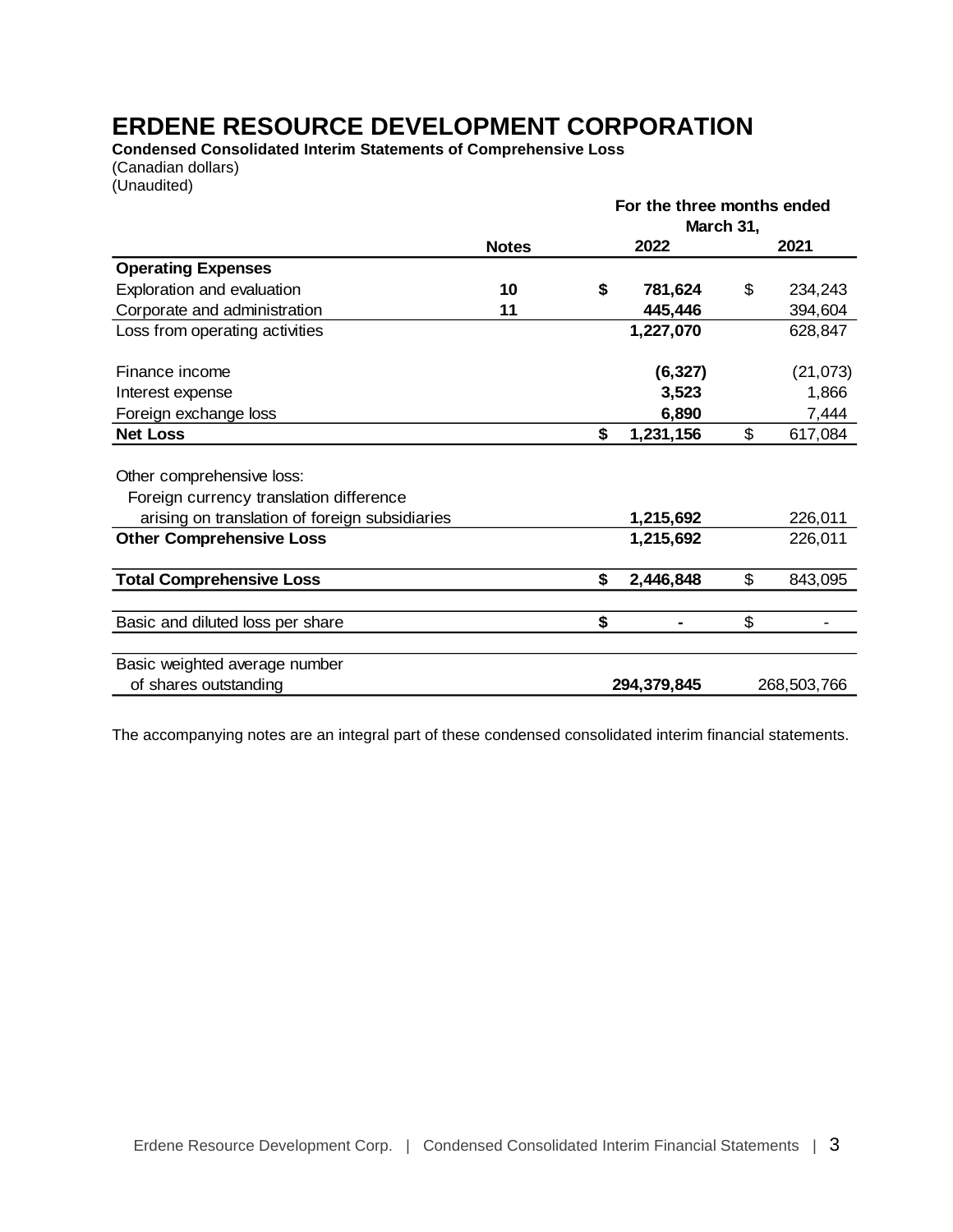# ERDENE RESOURCE DEVELOPMENT CORPORATION

**Condensed Consolidated Interim Statements of Comprehensive Loss**
(Canadian dollars)
(Unaudited)

| | Notes | For the three months ended March 31, 2022 | 2021 |
|---|---|---|---|
| **Operating Expenses** | | | |
| Exploration and evaluation | **10** | **$ 781,624** | $ 234,243 |
| Corporate and administration | **11** | **445,446** | 394,604 |
| Loss from operating activities | | **1,227,070** | 628,847 |
| | | | |
| Finance income | | **(6,327)** | (21,073) |
| Interest expense | | **3,523** | 1,866 |
| Foreign exchange loss | | **6,890** | 7,444 |
| **Net Loss** | | **$ 1,231,156** | $ 617,084 |
| | | | |
| Other comprehensive loss: | | | |
| Foreign currency translation difference arising on translation of foreign subsidiaries | | **1,215,692** | 226,011 |
| **Other Comprehensive Loss** | | **1,215,692** | 226,011 |
| | | | |
| **Total Comprehensive Loss** | | **$ 2,446,848** | $ 843,095 |
| | | | |
| Basic and diluted loss per share | | **$ -** | $ - |
| | | | |
| Basic weighted average number of shares outstanding | | **294,379,845** | 268,503,766 |

The accompanying notes are an integral part of these condensed consolidated interim financial statements.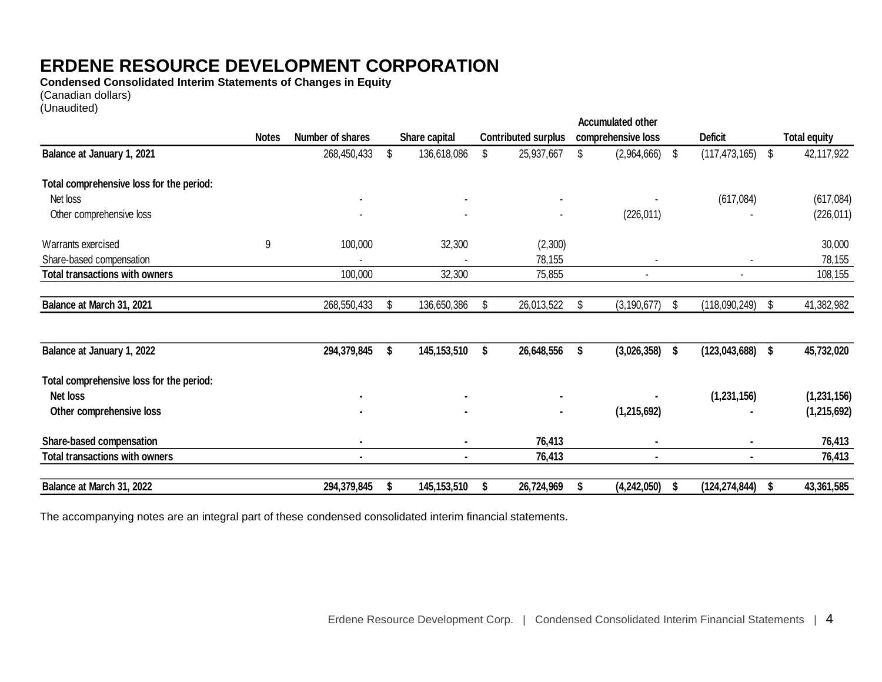# ERDENE RESOURCE DEVELOPMENT CORPORATION

**Condensed Consolidated Interim Statements of Changes in Equity**

(Canadian dollars)

(Unaudited)

| | Notes | Number of shares | Share capital | Contributed surplus | Accumulated other comprehensive loss | Deficit | Total equity |
|---|---|---|---|---|---|---|---|
| **Balance at January 1, 2021** | | 268,450,433 | $ 136,618,086 | $ 25,937,667 | $ (2,964,666) | $ (117,473,165) | $ 42,117,922 |
| **Total comprehensive loss for the period:** | | | | | | | |
| Net loss | | - | - | - | - | (617,084) | (617,084) |
| Other comprehensive loss | | - | - | - | (226,011) | - | (226,011) |
| Warrants exercised | 9 | 100,000 | 32,300 | (2,300) | | | 30,000 |
| Share-based compensation | | - | - | 78,155 | - | - | 78,155 |
| **Total transactions with owners** | | 100,000 | 32,300 | 75,855 | - | - | 108,155 |
| **Balance at March 31, 2021** | | 268,550,433 | $ 136,650,386 | $ 26,013,522 | $ (3,190,677) | $ (118,090,249) | $ 41,382,982 |
| **Balance at January 1, 2022** | | **294,379,845** | **$ 145,153,510** | **$ 26,648,556** | **$ (3,026,358)** | **$ (123,043,688)** | **$ 45,732,020** |
| **Total comprehensive loss for the period:** | | | | | | | |
| **Net loss** | | **-** | **-** | **-** | **-** | **(1,231,156)** | **(1,231,156)** |
| **Other comprehensive loss** | | **-** | **-** | **-** | **(1,215,692)** | **-** | **(1,215,692)** |
| **Share-based compensation** | | **-** | **-** | **76,413** | **-** | **-** | **76,413** |
| **Total transactions with owners** | | **-** | **-** | **76,413** | **-** | **-** | **76,413** |
| **Balance at March 31, 2022** | | **294,379,845** | **$ 145,153,510** | **$ 26,724,969** | **$ (4,242,050)** | **$ (124,274,844)** | **$ 43,361,585** |

The accompanying notes are an integral part of these condensed consolidated interim financial statements.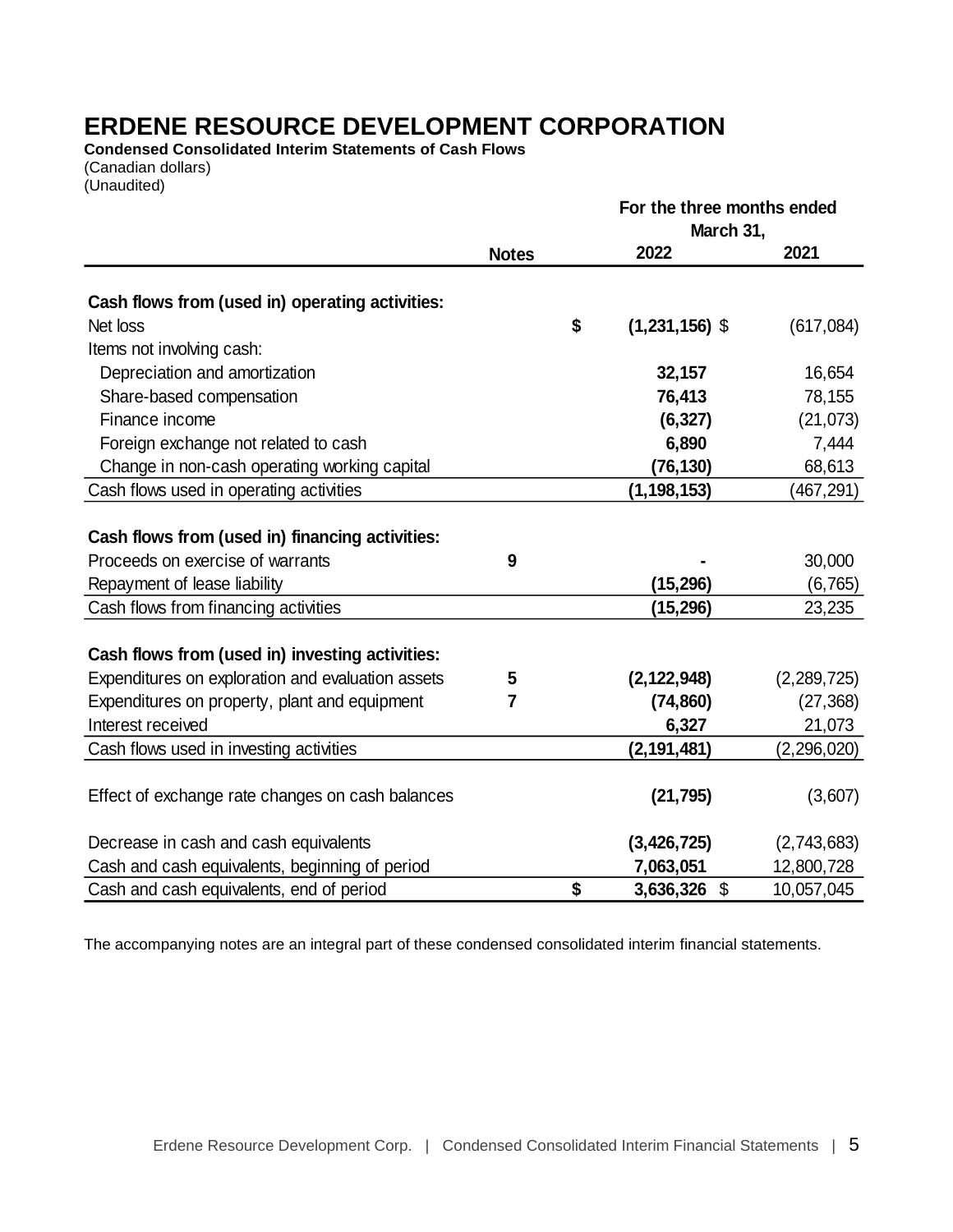# ERDENE RESOURCE DEVELOPMENT CORPORATION

**Condensed Consolidated Interim Statements of Cash Flows**
(Canadian dollars)
(Unaudited)

| | Notes | For the three months ended March 31, 2022 | 2021 |
|---|---|---|---|
| **Cash flows from (used in) operating activities:** | | | |
| Net loss | | **$ (1,231,156)** | $ (617,084) |
| Items not involving cash: | | | |
| Depreciation and amortization | | **32,157** | 16,654 |
| Share-based compensation | | **76,413** | 78,155 |
| Finance income | | **(6,327)** | (21,073) |
| Foreign exchange not related to cash | | **6,890** | 7,444 |
| Change in non-cash operating working capital | | **(76,130)** | 68,613 |
| Cash flows used in operating activities | | **(1,198,153)** | (467,291) |
| **Cash flows from (used in) financing activities:** | | | |
| Proceeds on exercise of warrants | 9 | **-** | 30,000 |
| Repayment of lease liability | | **(15,296)** | (6,765) |
| Cash flows from financing activities | | **(15,296)** | 23,235 |
| **Cash flows from (used in) investing activities:** | | | |
| Expenditures on exploration and evaluation assets | 5 | **(2,122,948)** | (2,289,725) |
| Expenditures on property, plant and equipment | 7 | **(74,860)** | (27,368) |
| Interest received | | **6,327** | 21,073 |
| Cash flows used in investing activities | | **(2,191,481)** | (2,296,020) |
| Effect of exchange rate changes on cash balances | | **(21,795)** | (3,607) |
| Decrease in cash and cash equivalents | | **(3,426,725)** | (2,743,683) |
| Cash and cash equivalents, beginning of period | | **7,063,051** | 12,800,728 |
| Cash and cash equivalents, end of period | | **$ 3,636,326** | $ 10,057,045 |

The accompanying notes are an integral part of these condensed consolidated interim financial statements.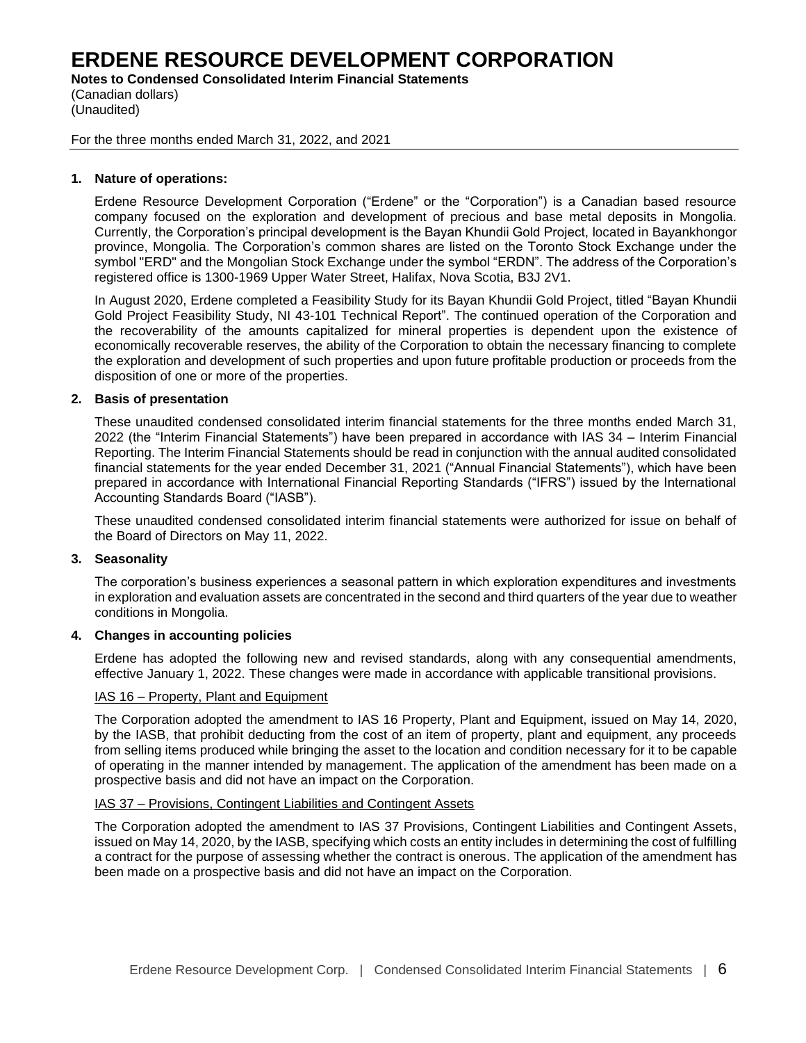# ERDENE RESOURCE DEVELOPMENT CORPORATION

**Notes to Condensed Consolidated Interim Financial Statements**
(Canadian dollars)
(Unaudited)

For the three months ended March 31, 2022, and 2021

## 1. Nature of operations:

Erdene Resource Development Corporation ("Erdene" or the "Corporation") is a Canadian based resource company focused on the exploration and development of precious and base metal deposits in Mongolia. Currently, the Corporation's principal development is the Bayan Khundii Gold Project, located in Bayankhongor province, Mongolia. The Corporation's common shares are listed on the Toronto Stock Exchange under the symbol "ERD" and the Mongolian Stock Exchange under the symbol "ERDN". The address of the Corporation's registered office is 1300-1969 Upper Water Street, Halifax, Nova Scotia, B3J 2V1.

In August 2020, Erdene completed a Feasibility Study for its Bayan Khundii Gold Project, titled "Bayan Khundii Gold Project Feasibility Study, NI 43-101 Technical Report". The continued operation of the Corporation and the recoverability of the amounts capitalized for mineral properties is dependent upon the existence of economically recoverable reserves, the ability of the Corporation to obtain the necessary financing to complete the exploration and development of such properties and upon future profitable production or proceeds from the disposition of one or more of the properties.

## 2. Basis of presentation

These unaudited condensed consolidated interim financial statements for the three months ended March 31, 2022 (the "Interim Financial Statements") have been prepared in accordance with IAS 34 – Interim Financial Reporting. The Interim Financial Statements should be read in conjunction with the annual audited consolidated financial statements for the year ended December 31, 2021 ("Annual Financial Statements"), which have been prepared in accordance with International Financial Reporting Standards ("IFRS") issued by the International Accounting Standards Board ("IASB").

These unaudited condensed consolidated interim financial statements were authorized for issue on behalf of the Board of Directors on May 11, 2022.

## 3. Seasonality

The corporation's business experiences a seasonal pattern in which exploration expenditures and investments in exploration and evaluation assets are concentrated in the second and third quarters of the year due to weather conditions in Mongolia.

## 4. Changes in accounting policies

Erdene has adopted the following new and revised standards, along with any consequential amendments, effective January 1, 2022. These changes were made in accordance with applicable transitional provisions.

IAS 16 – Property, Plant and Equipment

The Corporation adopted the amendment to IAS 16 Property, Plant and Equipment, issued on May 14, 2020, by the IASB, that prohibit deducting from the cost of an item of property, plant and equipment, any proceeds from selling items produced while bringing the asset to the location and condition necessary for it to be capable of operating in the manner intended by management. The application of the amendment has been made on a prospective basis and did not have an impact on the Corporation.

IAS 37 – Provisions, Contingent Liabilities and Contingent Assets

The Corporation adopted the amendment to IAS 37 Provisions, Contingent Liabilities and Contingent Assets, issued on May 14, 2020, by the IASB, specifying which costs an entity includes in determining the cost of fulfilling a contract for the purpose of assessing whether the contract is onerous. The application of the amendment has been made on a prospective basis and did not have an impact on the Corporation.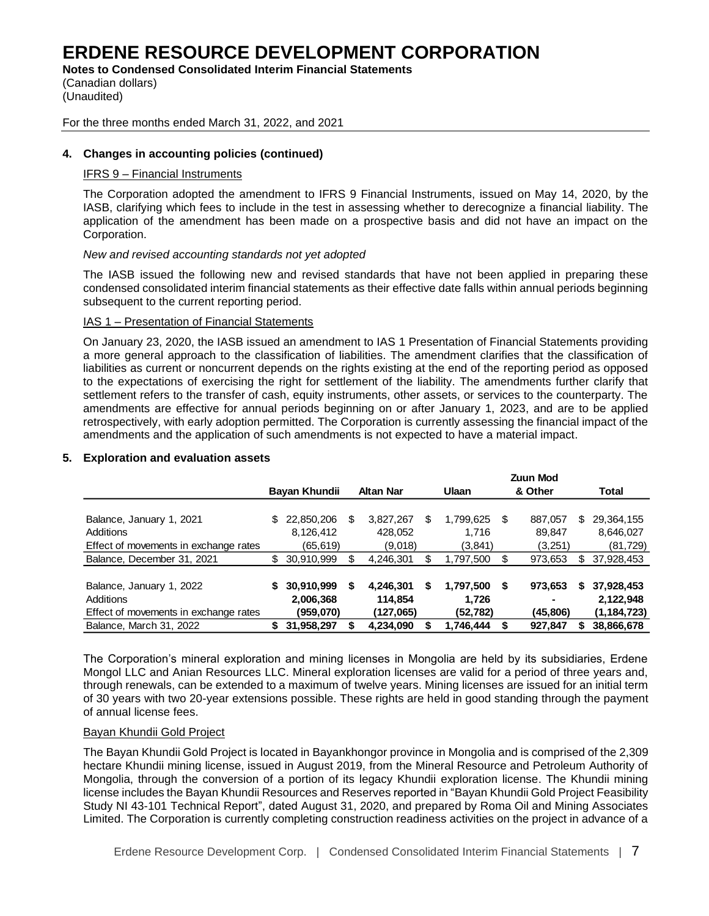# ERDENE RESOURCE DEVELOPMENT CORPORATION

**Notes to Condensed Consolidated Interim Financial Statements**
(Canadian dollars)
(Unaudited)

For the three months ended March 31, 2022, and 2021

**4. Changes in accounting policies (continued)**

IFRS 9 – Financial Instruments

The Corporation adopted the amendment to IFRS 9 Financial Instruments, issued on May 14, 2020, by the IASB, clarifying which fees to include in the test in assessing whether to derecognize a financial liability. The application of the amendment has been made on a prospective basis and did not have an impact on the Corporation.

*New and revised accounting standards not yet adopted*

The IASB issued the following new and revised standards that have not been applied in preparing these condensed consolidated interim financial statements as their effective date falls within annual periods beginning subsequent to the current reporting period.

IAS 1 – Presentation of Financial Statements

On January 23, 2020, the IASB issued an amendment to IAS 1 Presentation of Financial Statements providing a more general approach to the classification of liabilities. The amendment clarifies that the classification of liabilities as current or noncurrent depends on the rights existing at the end of the reporting period as opposed to the expectations of exercising the right for settlement of the liability. The amendments further clarify that settlement refers to the transfer of cash, equity instruments, other assets, or services to the counterparty. The amendments are effective for annual periods beginning on or after January 1, 2023, and are to be applied retrospectively, with early adoption permitted. The Corporation is currently assessing the financial impact of the amendments and the application of such amendments is not expected to have a material impact.

**5. Exploration and evaluation assets**

| | Bayan Khundii | Altan Nar | Ulaan | Zuun Mod & Other | Total |
|---|---|---|---|---|---|
| Balance, January 1, 2021 | $ 22,850,206 | $ 3,827,267 | $ 1,799,625 | $ 887,057 | $ 29,364,155 |
| Additions | 8,126,412 | 428,052 | 1,716 | 89,847 | 8,646,027 |
| Effect of movements in exchange rates | (65,619) | (9,018) | (3,841) | (3,251) | (81,729) |
| Balance, December 31, 2021 | $ 30,910,999 | $ 4,246,301 | $ 1,797,500 | $ 973,653 | $ 37,928,453 |
| **Balance, January 1, 2022** | **$ 30,910,999** | **$ 4,246,301** | **$ 1,797,500** | **$ 973,653** | **$ 37,928,453** |
| Additions | **2,006,368** | **114,854** | **1,726** | **-** | **2,122,948** |
| Effect of movements in exchange rates | **(959,070)** | **(127,065)** | **(52,782)** | **(45,806)** | **(1,184,723)** |
| Balance, March 31, 2022 | **$ 31,958,297** | **$ 4,234,090** | **$ 1,746,444** | **$ 927,847** | **$ 38,866,678** |

The Corporation's mineral exploration and mining licenses in Mongolia are held by its subsidiaries, Erdene Mongol LLC and Anian Resources LLC. Mineral exploration licenses are valid for a period of three years and, through renewals, can be extended to a maximum of twelve years. Mining licenses are issued for an initial term of 30 years with two 20-year extensions possible. These rights are held in good standing through the payment of annual license fees.

Bayan Khundii Gold Project

The Bayan Khundii Gold Project is located in Bayankhongor province in Mongolia and is comprised of the 2,309 hectare Khundii mining license, issued in August 2019, from the Mineral Resource and Petroleum Authority of Mongolia, through the conversion of a portion of its legacy Khundii exploration license. The Khundii mining license includes the Bayan Khundii Resources and Reserves reported in "Bayan Khundii Gold Project Feasibility Study NI 43-101 Technical Report", dated August 31, 2020, and prepared by Roma Oil and Mining Associates Limited. The Corporation is currently completing construction readiness activities on the project in advance of a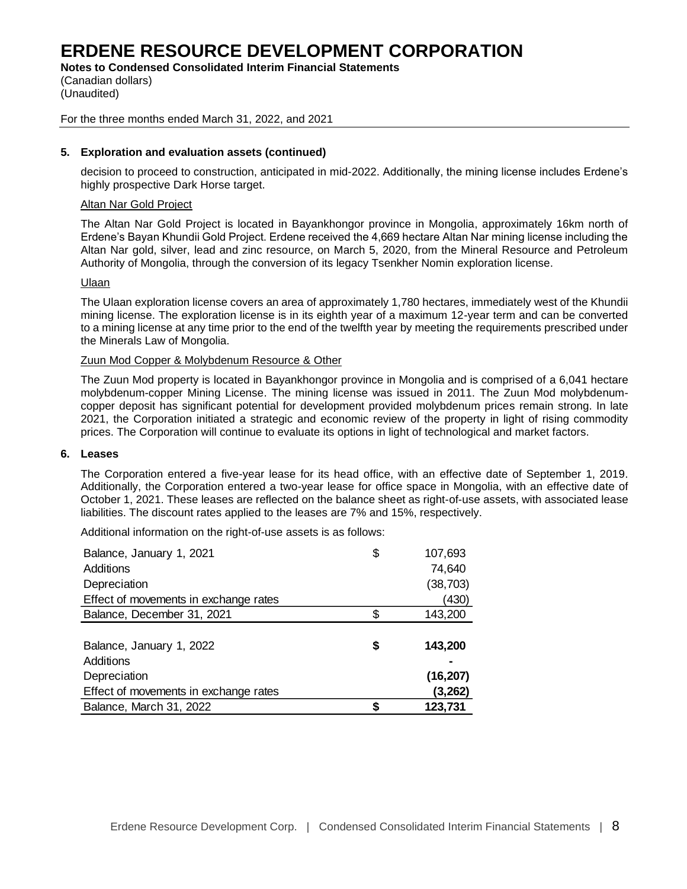# ERDENE RESOURCE DEVELOPMENT CORPORATION

**Notes to Condensed Consolidated Interim Financial Statements**
(Canadian dollars)
(Unaudited)

For the three months ended March 31, 2022, and 2021

**5. Exploration and evaluation assets (continued)**

decision to proceed to construction, anticipated in mid-2022. Additionally, the mining license includes Erdene's highly prospective Dark Horse target.

Altan Nar Gold Project

The Altan Nar Gold Project is located in Bayankhongor province in Mongolia, approximately 16km north of Erdene's Bayan Khundii Gold Project. Erdene received the 4,669 hectare Altan Nar mining license including the Altan Nar gold, silver, lead and zinc resource, on March 5, 2020, from the Mineral Resource and Petroleum Authority of Mongolia, through the conversion of its legacy Tsenkher Nomin exploration license.

Ulaan

The Ulaan exploration license covers an area of approximately 1,780 hectares, immediately west of the Khundii mining license. The exploration license is in its eighth year of a maximum 12-year term and can be converted to a mining license at any time prior to the end of the twelfth year by meeting the requirements prescribed under the Minerals Law of Mongolia.

Zuun Mod Copper & Molybdenum Resource & Other

The Zuun Mod property is located in Bayankhongor province in Mongolia and is comprised of a 6,041 hectare molybdenum-copper Mining License. The mining license was issued in 2011. The Zuun Mod molybdenum-copper deposit has significant potential for development provided molybdenum prices remain strong. In late 2021, the Corporation initiated a strategic and economic review of the property in light of rising commodity prices. The Corporation will continue to evaluate its options in light of technological and market factors.

**6. Leases**

The Corporation entered a five-year lease for its head office, with an effective date of September 1, 2019. Additionally, the Corporation entered a two-year lease for office space in Mongolia, with an effective date of October 1, 2021. These leases are reflected on the balance sheet as right-of-use assets, with associated lease liabilities. The discount rates applied to the leases are 7% and 15%, respectively.

Additional information on the right-of-use assets is as follows:

| | | |
|---|---|---|
| Balance, January 1, 2021 | $ | 107,693 |
| Additions | | 74,640 |
| Depreciation | | (38,703) |
| Effect of movements in exchange rates | | (430) |
| Balance, December 31, 2021 | $ | 143,200 |
| | | |
| **Balance, January 1, 2022** | **$** | **143,200** |
| Additions | | **-** |
| Depreciation | | **(16,207)** |
| Effect of movements in exchange rates | | **(3,262)** |
| Balance, March 31, 2022 | **$** | **123,731** |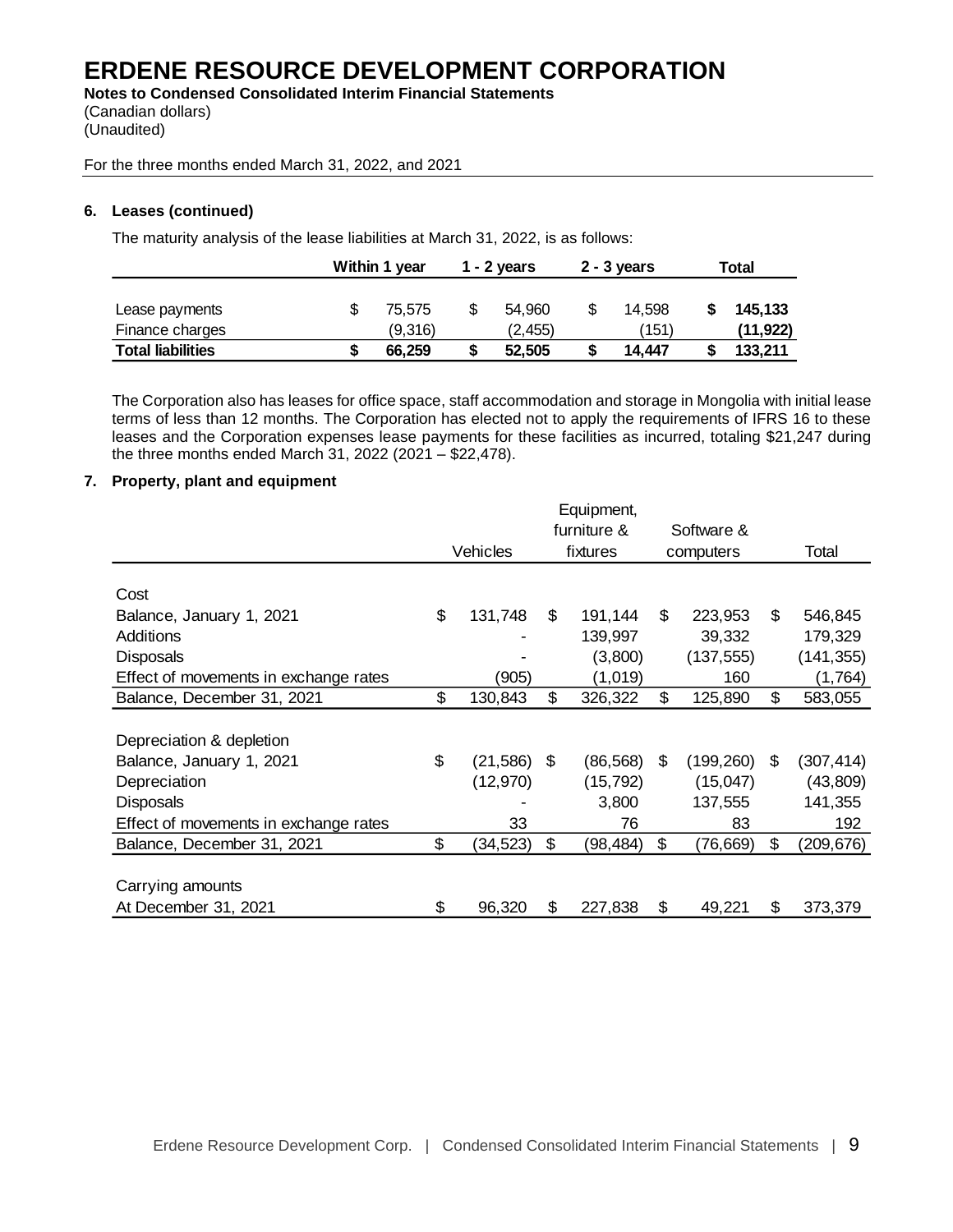# ERDENE RESOURCE DEVELOPMENT CORPORATION

**Notes to Condensed Consolidated Interim Financial Statements**
(Canadian dollars)
(Unaudited)

For the three months ended March 31, 2022, and 2021

### 6. Leases (continued)

The maturity analysis of the lease liabilities at March 31, 2022, is as follows:

| | Within 1 year | 1 - 2 years | 2 - 3 years | Total |
|---|---|---|---|---|
| Lease payments | $ 75,575 | $ 54,960 | $ 14,598 | **$ 145,133** |
| Finance charges | (9,316) | (2,455) | (151) | **(11,922)** |
| **Total liabilities** | **$ 66,259** | **$ 52,505** | **$ 14,447** | **$ 133,211** |

The Corporation also has leases for office space, staff accommodation and storage in Mongolia with initial lease terms of less than 12 months. The Corporation has elected not to apply the requirements of IFRS 16 to these leases and the Corporation expenses lease payments for these facilities as incurred, totaling $21,247 during the three months ended March 31, 2022 (2021 – $22,478).

### 7. Property, plant and equipment

| | Vehicles | Equipment, furniture & fixtures | Software & computers | Total |
|---|---|---|---|---|
| Cost | | | | |
| Balance, January 1, 2021 | $ 131,748 | $ 191,144 | $ 223,953 | $ 546,845 |
| Additions | - | 139,997 | 39,332 | 179,329 |
| Disposals | - | (3,800) | (137,555) | (141,355) |
| Effect of movements in exchange rates | (905) | (1,019) | 160 | (1,764) |
| Balance, December 31, 2021 | $ 130,843 | $ 326,322 | $ 125,890 | $ 583,055 |
| | | | | |
| Depreciation & depletion | | | | |
| Balance, January 1, 2021 | $ (21,586) | $ (86,568) | $ (199,260) | $ (307,414) |
| Depreciation | (12,970) | (15,792) | (15,047) | (43,809) |
| Disposals | - | 3,800 | 137,555 | 141,355 |
| Effect of movements in exchange rates | 33 | 76 | 83 | 192 |
| Balance, December 31, 2021 | $ (34,523) | $ (98,484) | $ (76,669) | $ (209,676) |
| | | | | |
| Carrying amounts | | | | |
| At December 31, 2021 | $ 96,320 | $ 227,838 | $ 49,221 | $ 373,379 |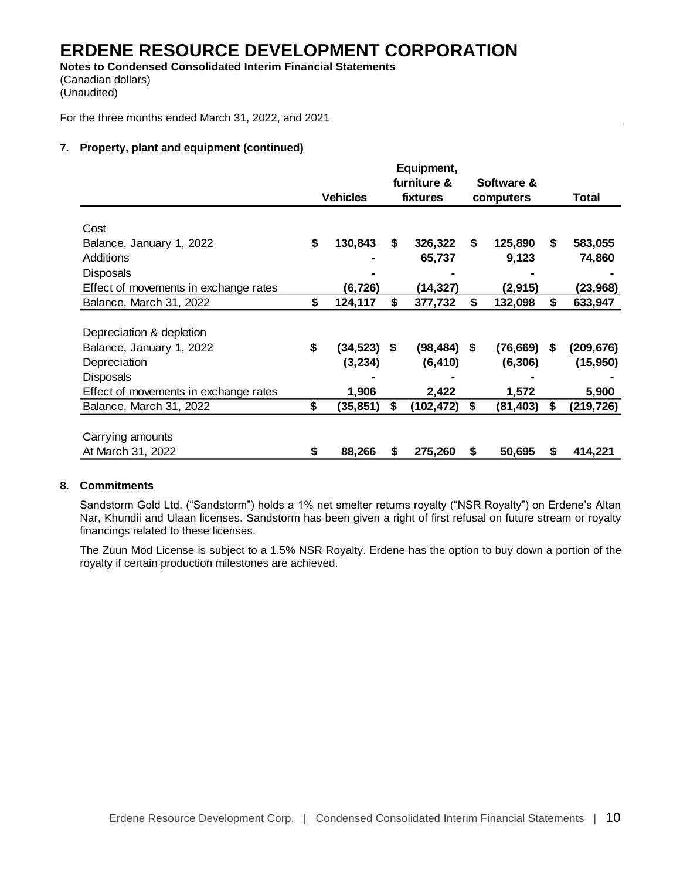# ERDENE RESOURCE DEVELOPMENT CORPORATION

**Notes to Condensed Consolidated Interim Financial Statements**
(Canadian dollars)
(Unaudited)

For the three months ended March 31, 2022, and 2021

### 7. Property, plant and equipment (continued)

| | Vehicles | Equipment, furniture & fixtures | Software & computers | Total |
|---|---|---|---|---|
| **Cost** | | | | |
| Balance, January 1, 2022 | $ 130,843 | $ 326,322 | $ 125,890 | $ 583,055 |
| Additions | - | 65,737 | 9,123 | 74,860 |
| Disposals | - | - | - | - |
| Effect of movements in exchange rates | (6,726) | (14,327) | (2,915) | (23,968) |
| Balance, March 31, 2022 | $ 124,117 | $ 377,732 | $ 132,098 | $ 633,947 |
| **Depreciation & depletion** | | | | |
| Balance, January 1, 2022 | $ (34,523) | $ (98,484) | $ (76,669) | $ (209,676) |
| Depreciation | (3,234) | (6,410) | (6,306) | (15,950) |
| Disposals | - | - | - | - |
| Effect of movements in exchange rates | 1,906 | 2,422 | 1,572 | 5,900 |
| Balance, March 31, 2022 | $ (35,851) | $ (102,472) | $ (81,403) | $ (219,726) |
| **Carrying amounts** | | | | |
| At March 31, 2022 | $ 88,266 | $ 275,260 | $ 50,695 | $ 414,221 |

### 8. Commitments

Sandstorm Gold Ltd. ("Sandstorm") holds a 1% net smelter returns royalty ("NSR Royalty") on Erdene's Altan Nar, Khundii and Ulaan licenses. Sandstorm has been given a right of first refusal on future stream or royalty financings related to these licenses.

The Zuun Mod License is subject to a 1.5% NSR Royalty. Erdene has the option to buy down a portion of the royalty if certain production milestones are achieved.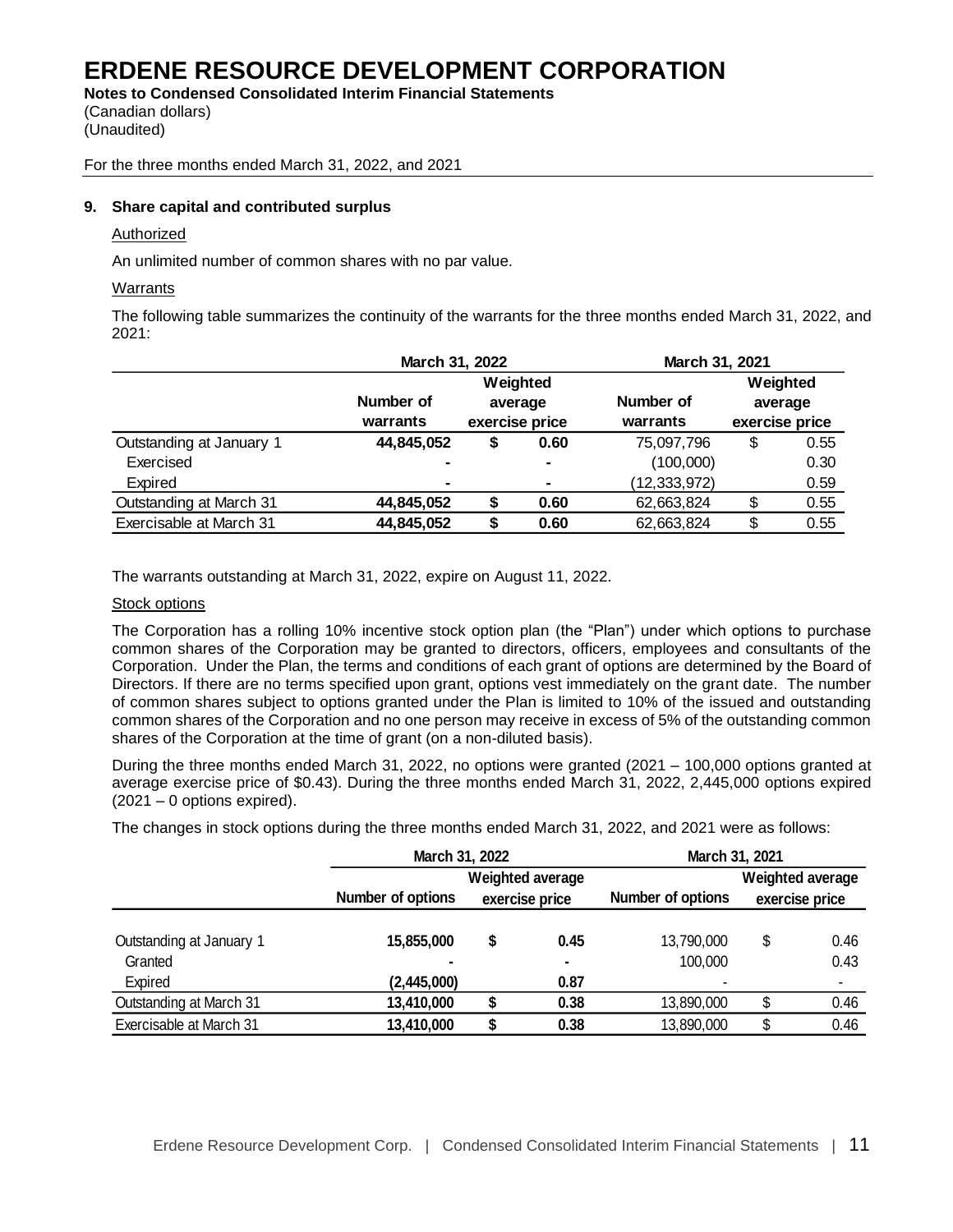# ERDENE RESOURCE DEVELOPMENT CORPORATION

**Notes to Condensed Consolidated Interim Financial Statements**
(Canadian dollars)
(Unaudited)

For the three months ended March 31, 2022, and 2021

**9. Share capital and contributed surplus**

Authorized

An unlimited number of common shares with no par value.

Warrants

The following table summarizes the continuity of the warrants for the three months ended March 31, 2022, and 2021:

| | March 31, 2022 | | March 31, 2021 | |
|---|---|---|---|---|
| | Number of warrants | Weighted average exercise price | Number of warrants | Weighted average exercise price |
| Outstanding at January 1 | **44,845,052** | **$ 0.60** | 75,097,796 | $ 0.55 |
| Exercised | **-** | **-** | (100,000) | 0.30 |
| Expired | **-** | **-** | (12,333,972) | 0.59 |
| Outstanding at March 31 | **44,845,052** | **$ 0.60** | 62,663,824 | $ 0.55 |
| Exercisable at March 31 | **44,845,052** | **$ 0.60** | 62,663,824 | $ 0.55 |

The warrants outstanding at March 31, 2022, expire on August 11, 2022.

Stock options

The Corporation has a rolling 10% incentive stock option plan (the "Plan") under which options to purchase common shares of the Corporation may be granted to directors, officers, employees and consultants of the Corporation. Under the Plan, the terms and conditions of each grant of options are determined by the Board of Directors. If there are no terms specified upon grant, options vest immediately on the grant date. The number of common shares subject to options granted under the Plan is limited to 10% of the issued and outstanding common shares of the Corporation and no one person may receive in excess of 5% of the outstanding common shares of the Corporation at the time of grant (on a non-diluted basis).

During the three months ended March 31, 2022, no options were granted (2021 – 100,000 options granted at average exercise price of $0.43). During the three months ended March 31, 2022, 2,445,000 options expired (2021 – 0 options expired).

The changes in stock options during the three months ended March 31, 2022, and 2021 were as follows:

| | March 31, 2022 | | March 31, 2021 | |
|---|---|---|---|---|
| | Number of options | Weighted average exercise price | Number of options | Weighted average exercise price |
| Outstanding at January 1 | **15,855,000** | **$ 0.45** | 13,790,000 | $ 0.46 |
| Granted | **-** | **-** | 100,000 | 0.43 |
| Expired | **(2,445,000)** | **0.87** | - | - |
| Outstanding at March 31 | **13,410,000** | **$ 0.38** | 13,890,000 | $ 0.46 |
| Exercisable at March 31 | **13,410,000** | **$ 0.38** | 13,890,000 | $ 0.46 |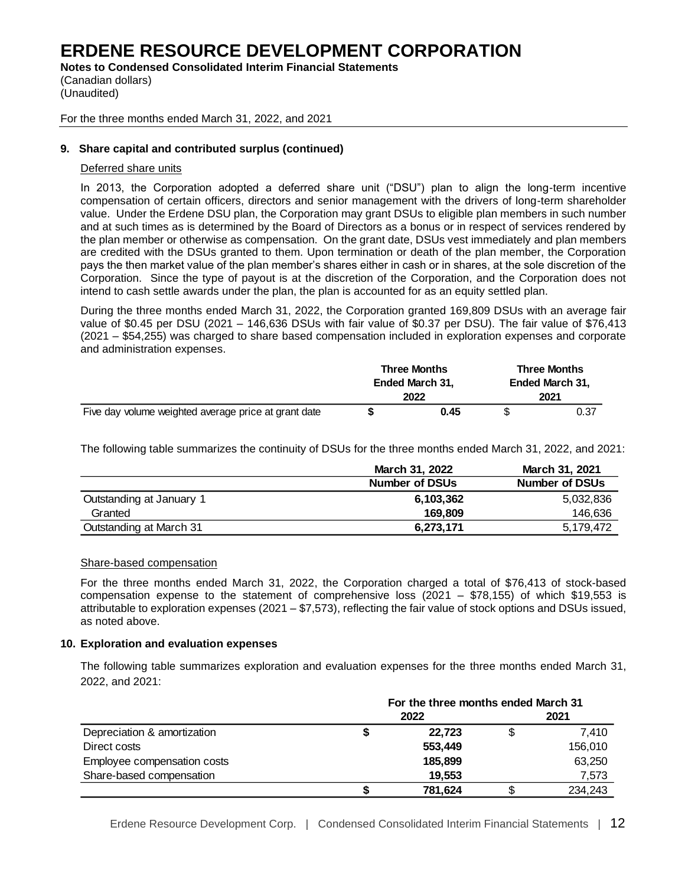# ERDENE RESOURCE DEVELOPMENT CORPORATION

**Notes to Condensed Consolidated Interim Financial Statements**
(Canadian dollars)
(Unaudited)

For the three months ended March 31, 2022, and 2021

### 9. Share capital and contributed surplus (continued)

Deferred share units

In 2013, the Corporation adopted a deferred share unit ("DSU") plan to align the long-term incentive compensation of certain officers, directors and senior management with the drivers of long-term shareholder value. Under the Erdene DSU plan, the Corporation may grant DSUs to eligible plan members in such number and at such times as is determined by the Board of Directors as a bonus or in respect of services rendered by the plan member or otherwise as compensation. On the grant date, DSUs vest immediately and plan members are credited with the DSUs granted to them. Upon termination or death of the plan member, the Corporation pays the then market value of the plan member's shares either in cash or in shares, at the sole discretion of the Corporation. Since the type of payout is at the discretion of the Corporation, and the Corporation does not intend to cash settle awards under the plan, the plan is accounted for as an equity settled plan.

During the three months ended March 31, 2022, the Corporation granted 169,809 DSUs with an average fair value of $0.45 per DSU (2021 – 146,636 DSUs with fair value of $0.37 per DSU). The fair value of $76,413 (2021 – $54,255) was charged to share based compensation included in exploration expenses and corporate and administration expenses.

| | Three Months Ended March 31, 2022 | Three Months Ended March 31, 2021 |
|---|---|---|
| Five day volume weighted average price at grant date | **$ 0.45** | $ 0.37 |

The following table summarizes the continuity of DSUs for the three months ended March 31, 2022, and 2021:

| | March 31, 2022 | March 31, 2021 |
|---|---|---|
| | Number of DSUs | Number of DSUs |
| Outstanding at January 1 | **6,103,362** | 5,032,836 |
| Granted | **169,809** | 146,636 |
| Outstanding at March 31 | **6,273,171** | 5,179,472 |

Share-based compensation

For the three months ended March 31, 2022, the Corporation charged a total of $76,413 of stock-based compensation expense to the statement of comprehensive loss (2021 – $78,155) of which $19,553 is attributable to exploration expenses (2021 – $7,573), reflecting the fair value of stock options and DSUs issued, as noted above.

### 10. Exploration and evaluation expenses

The following table summarizes exploration and evaluation expenses for the three months ended March 31, 2022, and 2021:

| | For the three months ended March 31 | |
|---|---|---|
| | 2022 | 2021 |
| Depreciation & amortization | **$ 22,723** | $ 7,410 |
| Direct costs | **553,449** | 156,010 |
| Employee compensation costs | **185,899** | 63,250 |
| Share-based compensation | **19,553** | 7,573 |
| | **$ 781,624** | $ 234,243 |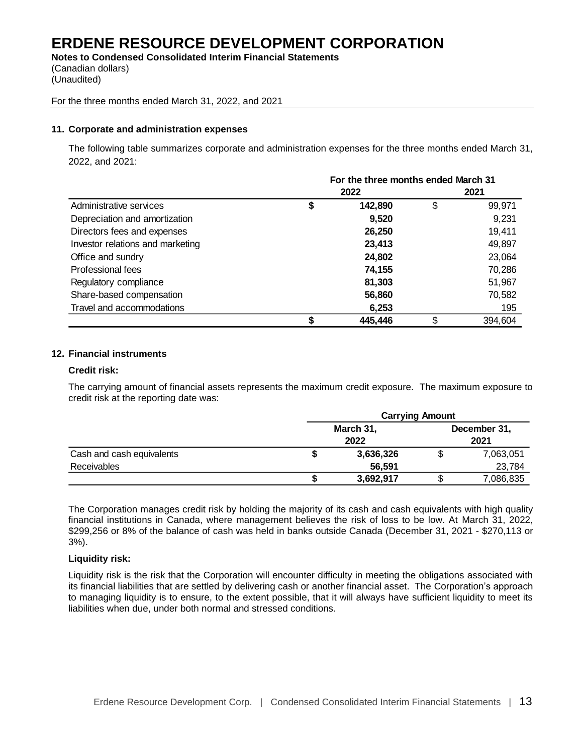# ERDENE RESOURCE DEVELOPMENT CORPORATION

**Notes to Condensed Consolidated Interim Financial Statements**
(Canadian dollars)
(Unaudited)

For the three months ended March 31, 2022, and 2021

### 11. Corporate and administration expenses

The following table summarizes corporate and administration expenses for the three months ended March 31, 2022, and 2021:

| | For the three months ended March 31 | |
|---|---|---|
| | **2022** | **2021** |
| Administrative services | **$ 142,890** | $ 99,971 |
| Depreciation and amortization | **9,520** | 9,231 |
| Directors fees and expenses | **26,250** | 19,411 |
| Investor relations and marketing | **23,413** | 49,897 |
| Office and sundry | **24,802** | 23,064 |
| Professional fees | **74,155** | 70,286 |
| Regulatory compliance | **81,303** | 51,967 |
| Share-based compensation | **56,860** | 70,582 |
| Travel and accommodations | **6,253** | 195 |
| | **$ 445,446** | $ 394,604 |

### 12. Financial instruments

**Credit risk:**

The carrying amount of financial assets represents the maximum credit exposure. The maximum exposure to credit risk at the reporting date was:

| | Carrying Amount | |
|---|---|---|
| | **March 31, 2022** | **December 31, 2021** |
| Cash and cash equivalents | **$ 3,636,326** | $ 7,063,051 |
| Receivables | **56,591** | 23,784 |
| | **$ 3,692,917** | $ 7,086,835 |

The Corporation manages credit risk by holding the majority of its cash and cash equivalents with high quality financial institutions in Canada, where management believes the risk of loss to be low. At March 31, 2022, $299,256 or 8% of the balance of cash was held in banks outside Canada (December 31, 2021 - $270,113 or 3%).

**Liquidity risk:**

Liquidity risk is the risk that the Corporation will encounter difficulty in meeting the obligations associated with its financial liabilities that are settled by delivering cash or another financial asset. The Corporation's approach to managing liquidity is to ensure, to the extent possible, that it will always have sufficient liquidity to meet its liabilities when due, under both normal and stressed conditions.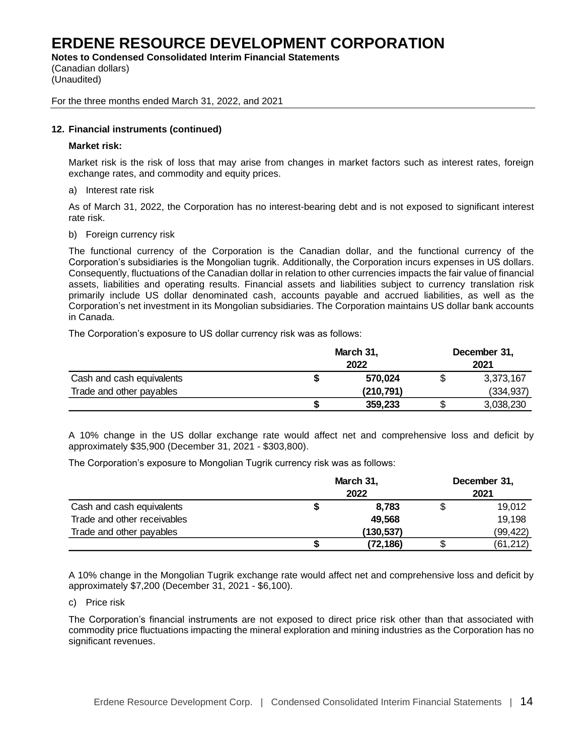# ERDENE RESOURCE DEVELOPMENT CORPORATION

**Notes to Condensed Consolidated Interim Financial Statements**
(Canadian dollars)
(Unaudited)

For the three months ended March 31, 2022, and 2021

### 12. Financial instruments (continued)

**Market risk:**

Market risk is the risk of loss that may arise from changes in market factors such as interest rates, foreign exchange rates, and commodity and equity prices.

a) Interest rate risk

As of March 31, 2022, the Corporation has no interest-bearing debt and is not exposed to significant interest rate risk.

b) Foreign currency risk

The functional currency of the Corporation is the Canadian dollar, and the functional currency of the Corporation's subsidiaries is the Mongolian tugrik. Additionally, the Corporation incurs expenses in US dollars. Consequently, fluctuations of the Canadian dollar in relation to other currencies impacts the fair value of financial assets, liabilities and operating results. Financial assets and liabilities subject to currency translation risk primarily include US dollar denominated cash, accounts payable and accrued liabilities, as well as the Corporation's net investment in its Mongolian subsidiaries. The Corporation maintains US dollar bank accounts in Canada.

The Corporation's exposure to US dollar currency risk was as follows:

| | March 31, 2022 | December 31, 2021 |
|---|---|---|
| Cash and cash equivalents | **$ 570,024** | $ 3,373,167 |
| Trade and other payables | **(210,791)** | (334,937) |
| | **$ 359,233** | $ 3,038,230 |

A 10% change in the US dollar exchange rate would affect net and comprehensive loss and deficit by approximately $35,900 (December 31, 2021 - $303,800).

The Corporation's exposure to Mongolian Tugrik currency risk was as follows:

| | March 31, 2022 | December 31, 2021 |
|---|---|---|
| Cash and cash equivalents | **$ 8,783** | $ 19,012 |
| Trade and other receivables | **49,568** | 19,198 |
| Trade and other payables | **(130,537)** | (99,422) |
| | **$ (72,186)** | $ (61,212) |

A 10% change in the Mongolian Tugrik exchange rate would affect net and comprehensive loss and deficit by approximately $7,200 (December 31, 2021 - $6,100).

c) Price risk

The Corporation's financial instruments are not exposed to direct price risk other than that associated with commodity price fluctuations impacting the mineral exploration and mining industries as the Corporation has no significant revenues.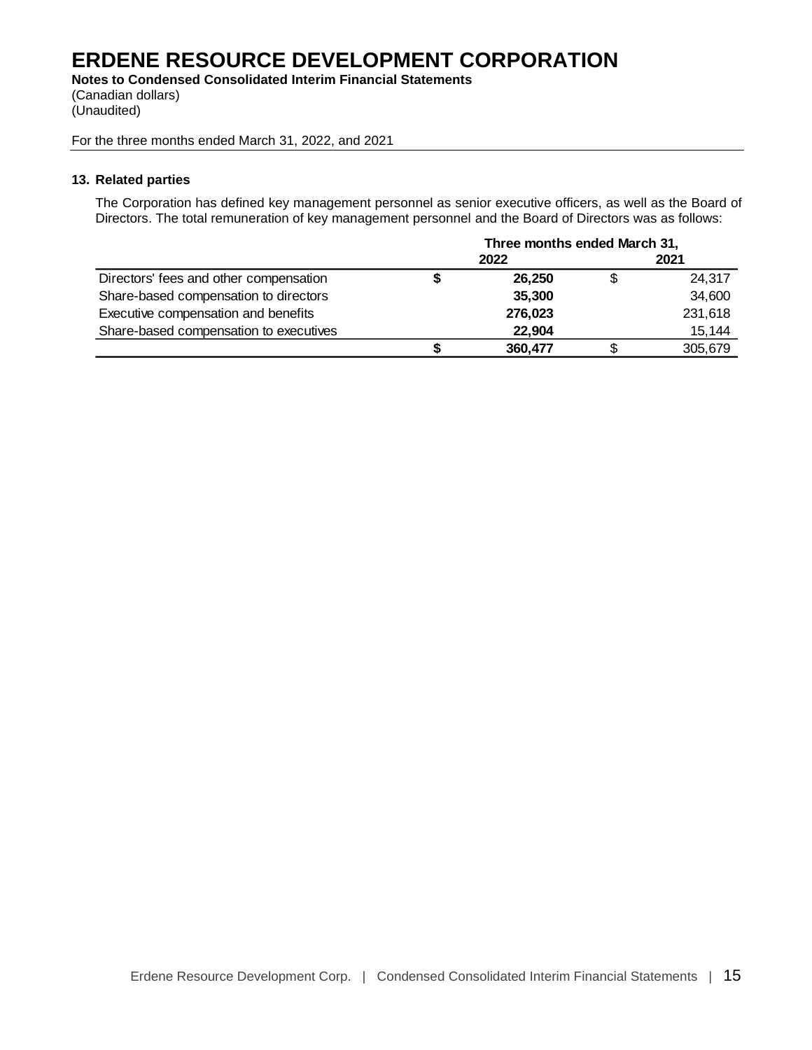# ERDENE RESOURCE DEVELOPMENT CORPORATION

**Notes to Condensed Consolidated Interim Financial Statements**
(Canadian dollars)
(Unaudited)

For the three months ended March 31, 2022, and 2021

**13. Related parties**

The Corporation has defined key management personnel as senior executive officers, as well as the Board of Directors. The total remuneration of key management personnel and the Board of Directors was as follows:

| | Three months ended March 31, | |
|---|---|---|
| | **2022** | **2021** |
| Directors' fees and other compensation | **$ 26,250** | $ 24,317 |
| Share-based compensation to directors | **35,300** | 34,600 |
| Executive compensation and benefits | **276,023** | 231,618 |
| Share-based compensation to executives | **22,904** | 15,144 |
| | **$ 360,477** | $ 305,679 |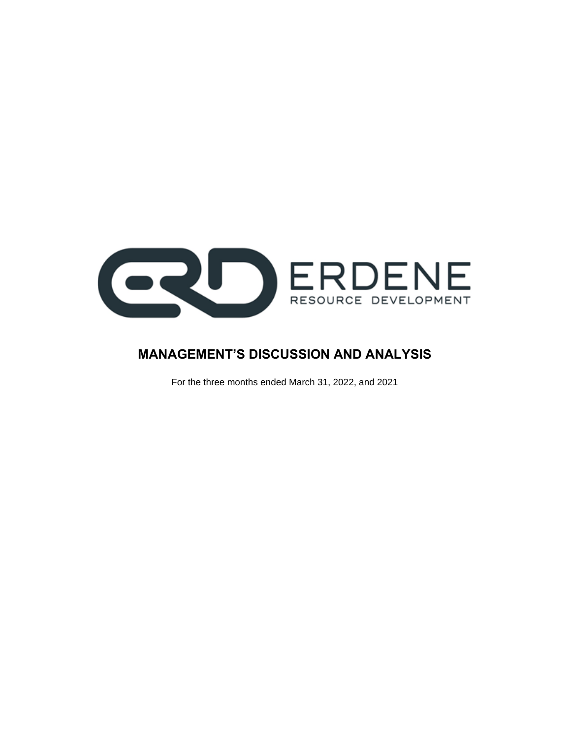# MANAGEMENT'S DISCUSSION AND ANALYSIS

For the three months ended March 31, 2022, and 2021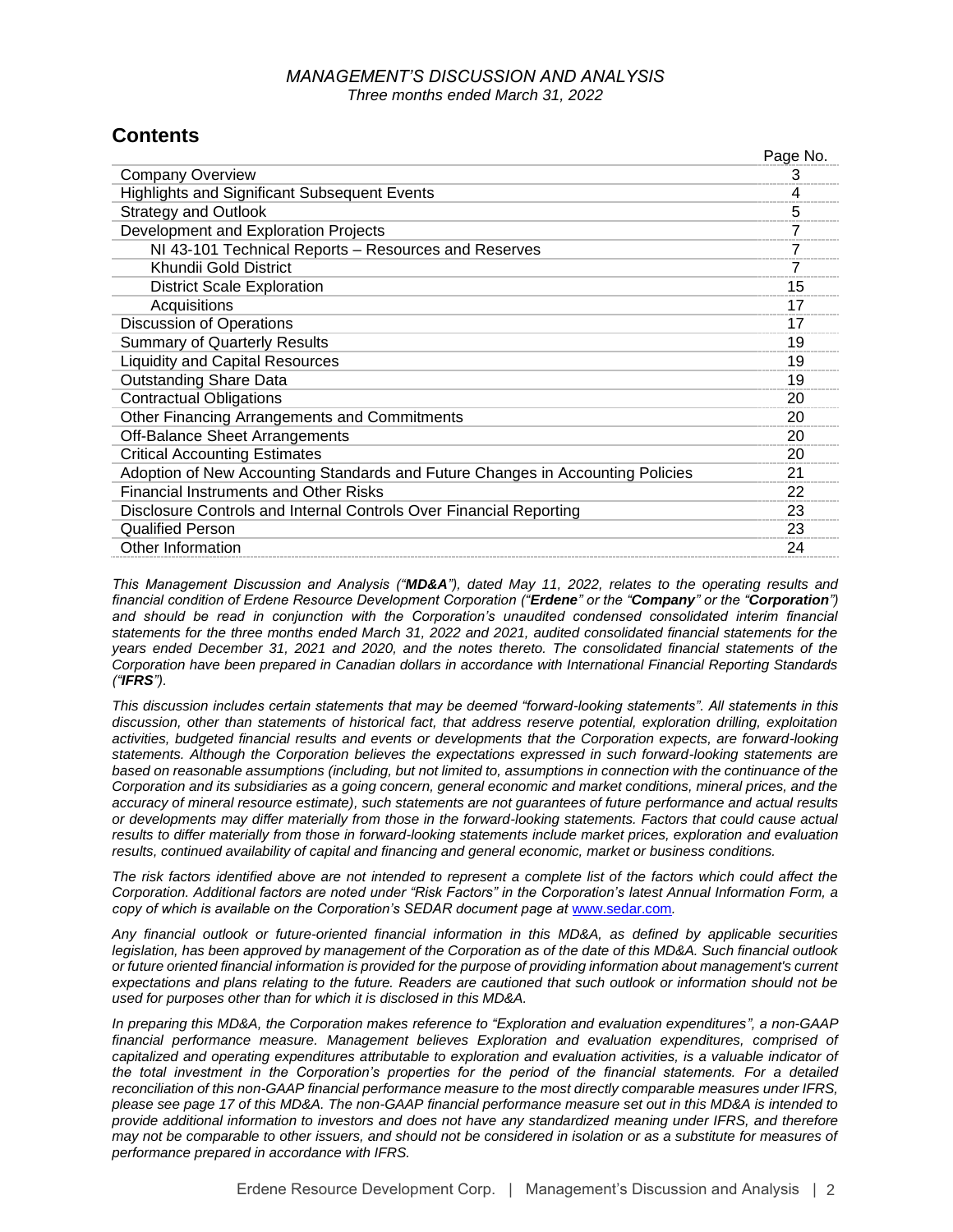*MANAGEMENT'S DISCUSSION AND ANALYSIS*
*Three months ended March 31, 2022*

## Contents

| | Page No. |
|---|---|
| Company Overview | 3 |
| Highlights and Significant Subsequent Events | 4 |
| Strategy and Outlook | 5 |
| Development and Exploration Projects | 7 |
| NI 43-101 Technical Reports – Resources and Reserves | 7 |
| Khundii Gold District | 7 |
| District Scale Exploration | 15 |
| Acquisitions | 17 |
| Discussion of Operations | 17 |
| Summary of Quarterly Results | 19 |
| Liquidity and Capital Resources | 19 |
| Outstanding Share Data | 19 |
| Contractual Obligations | 20 |
| Other Financing Arrangements and Commitments | 20 |
| Off-Balance Sheet Arrangements | 20 |
| Critical Accounting Estimates | 20 |
| Adoption of New Accounting Standards and Future Changes in Accounting Policies | 21 |
| Financial Instruments and Other Risks | 22 |
| Disclosure Controls and Internal Controls Over Financial Reporting | 23 |
| Qualified Person | 23 |
| Other Information | 24 |

*This Management Discussion and Analysis ("**MD&A**"), dated May 11, 2022, relates to the operating results and financial condition of Erdene Resource Development Corporation ("**Erdene**" or the "**Company**" or the "**Corporation**") and should be read in conjunction with the Corporation's unaudited condensed consolidated interim financial statements for the three months ended March 31, 2022 and 2021, audited consolidated financial statements for the years ended December 31, 2021 and 2020, and the notes thereto. The consolidated financial statements of the Corporation have been prepared in Canadian dollars in accordance with International Financial Reporting Standards ("**IFRS**").*

*This discussion includes certain statements that may be deemed "forward-looking statements". All statements in this discussion, other than statements of historical fact, that address reserve potential, exploration drilling, exploitation activities, budgeted financial results and events or developments that the Corporation expects, are forward-looking statements. Although the Corporation believes the expectations expressed in such forward-looking statements are based on reasonable assumptions (including, but not limited to, assumptions in connection with the continuance of the Corporation and its subsidiaries as a going concern, general economic and market conditions, mineral prices, and the accuracy of mineral resource estimate), such statements are not guarantees of future performance and actual results or developments may differ materially from those in the forward-looking statements. Factors that could cause actual results to differ materially from those in forward-looking statements include market prices, exploration and evaluation results, continued availability of capital and financing and general economic, market or business conditions.*

*The risk factors identified above are not intended to represent a complete list of the factors which could affect the Corporation. Additional factors are noted under "Risk Factors" in the Corporation's latest Annual Information Form, a copy of which is available on the Corporation's SEDAR document page at www.sedar.com.*

*Any financial outlook or future-oriented financial information in this MD&A, as defined by applicable securities legislation, has been approved by management of the Corporation as of the date of this MD&A. Such financial outlook or future oriented financial information is provided for the purpose of providing information about management's current expectations and plans relating to the future. Readers are cautioned that such outlook or information should not be used for purposes other than for which it is disclosed in this MD&A.*

*In preparing this MD&A, the Corporation makes reference to "Exploration and evaluation expenditures", a non-GAAP financial performance measure. Management believes Exploration and evaluation expenditures, comprised of capitalized and operating expenditures attributable to exploration and evaluation activities, is a valuable indicator of the total investment in the Corporation's properties for the period of the financial statements. For a detailed reconciliation of this non-GAAP financial performance measure to the most directly comparable measures under IFRS, please see page 17 of this MD&A. The non-GAAP financial performance measure set out in this MD&A is intended to provide additional information to investors and does not have any standardized meaning under IFRS, and therefore may not be comparable to other issuers, and should not be considered in isolation or as a substitute for measures of performance prepared in accordance with IFRS.*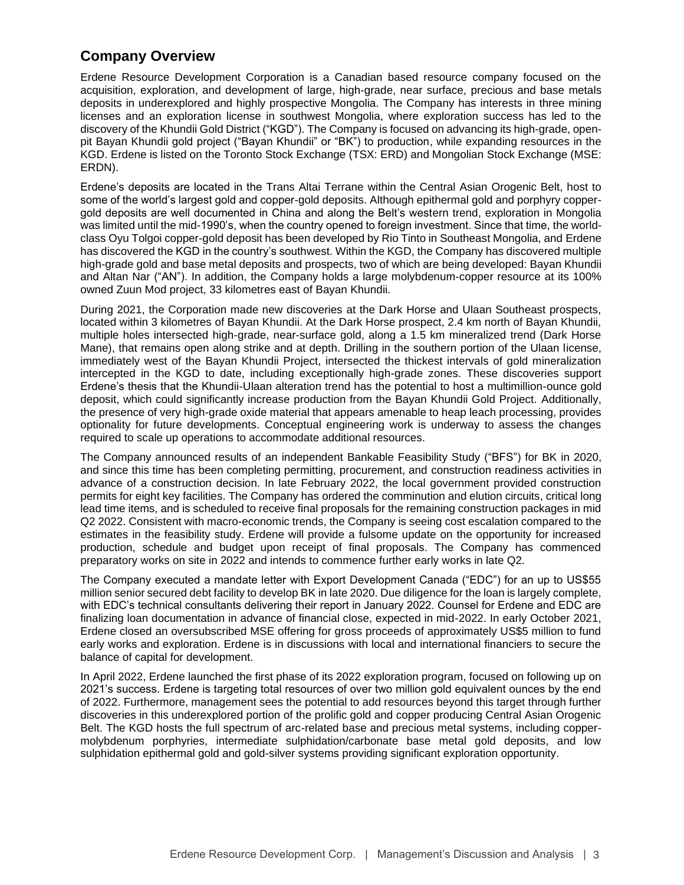## Company Overview

Erdene Resource Development Corporation is a Canadian based resource company focused on the acquisition, exploration, and development of large, high-grade, near surface, precious and base metals deposits in underexplored and highly prospective Mongolia. The Company has interests in three mining licenses and an exploration license in southwest Mongolia, where exploration success has led to the discovery of the Khundii Gold District ("KGD"). The Company is focused on advancing its high-grade, open-pit Bayan Khundii gold project ("Bayan Khundii" or "BK") to production, while expanding resources in the KGD. Erdene is listed on the Toronto Stock Exchange (TSX: ERD) and Mongolian Stock Exchange (MSE: ERDN).

Erdene's deposits are located in the Trans Altai Terrane within the Central Asian Orogenic Belt, host to some of the world's largest gold and copper-gold deposits. Although epithermal gold and porphyry copper-gold deposits are well documented in China and along the Belt's western trend, exploration in Mongolia was limited until the mid-1990's, when the country opened to foreign investment. Since that time, the world-class Oyu Tolgoi copper-gold deposit has been developed by Rio Tinto in Southeast Mongolia, and Erdene has discovered the KGD in the country's southwest. Within the KGD, the Company has discovered multiple high-grade gold and base metal deposits and prospects, two of which are being developed: Bayan Khundii and Altan Nar ("AN"). In addition, the Company holds a large molybdenum-copper resource at its 100% owned Zuun Mod project, 33 kilometres east of Bayan Khundii.

During 2021, the Corporation made new discoveries at the Dark Horse and Ulaan Southeast prospects, located within 3 kilometres of Bayan Khundii. At the Dark Horse prospect, 2.4 km north of Bayan Khundii, multiple holes intersected high-grade, near-surface gold, along a 1.5 km mineralized trend (Dark Horse Mane), that remains open along strike and at depth. Drilling in the southern portion of the Ulaan license, immediately west of the Bayan Khundii Project, intersected the thickest intervals of gold mineralization intercepted in the KGD to date, including exceptionally high-grade zones. These discoveries support Erdene's thesis that the Khundii-Ulaan alteration trend has the potential to host a multimillion-ounce gold deposit, which could significantly increase production from the Bayan Khundii Gold Project. Additionally, the presence of very high-grade oxide material that appears amenable to heap leach processing, provides optionality for future developments. Conceptual engineering work is underway to assess the changes required to scale up operations to accommodate additional resources.

The Company announced results of an independent Bankable Feasibility Study ("BFS") for BK in 2020, and since this time has been completing permitting, procurement, and construction readiness activities in advance of a construction decision. In late February 2022, the local government provided construction permits for eight key facilities. The Company has ordered the comminution and elution circuits, critical long lead time items, and is scheduled to receive final proposals for the remaining construction packages in mid Q2 2022. Consistent with macro-economic trends, the Company is seeing cost escalation compared to the estimates in the feasibility study. Erdene will provide a fulsome update on the opportunity for increased production, schedule and budget upon receipt of final proposals. The Company has commenced preparatory works on site in 2022 and intends to commence further early works in late Q2.

The Company executed a mandate letter with Export Development Canada ("EDC") for an up to US$55 million senior secured debt facility to develop BK in late 2020. Due diligence for the loan is largely complete, with EDC's technical consultants delivering their report in January 2022. Counsel for Erdene and EDC are finalizing loan documentation in advance of financial close, expected in mid-2022. In early October 2021, Erdene closed an oversubscribed MSE offering for gross proceeds of approximately US$5 million to fund early works and exploration. Erdene is in discussions with local and international financiers to secure the balance of capital for development.

In April 2022, Erdene launched the first phase of its 2022 exploration program, focused on following up on 2021's success. Erdene is targeting total resources of over two million gold equivalent ounces by the end of 2022. Furthermore, management sees the potential to add resources beyond this target through further discoveries in this underexplored portion of the prolific gold and copper producing Central Asian Orogenic Belt. The KGD hosts the full spectrum of arc-related base and precious metal systems, including copper-molybdenum porphyries, intermediate sulphidation/carbonate base metal gold deposits, and low sulphidation epithermal gold and gold-silver systems providing significant exploration opportunity.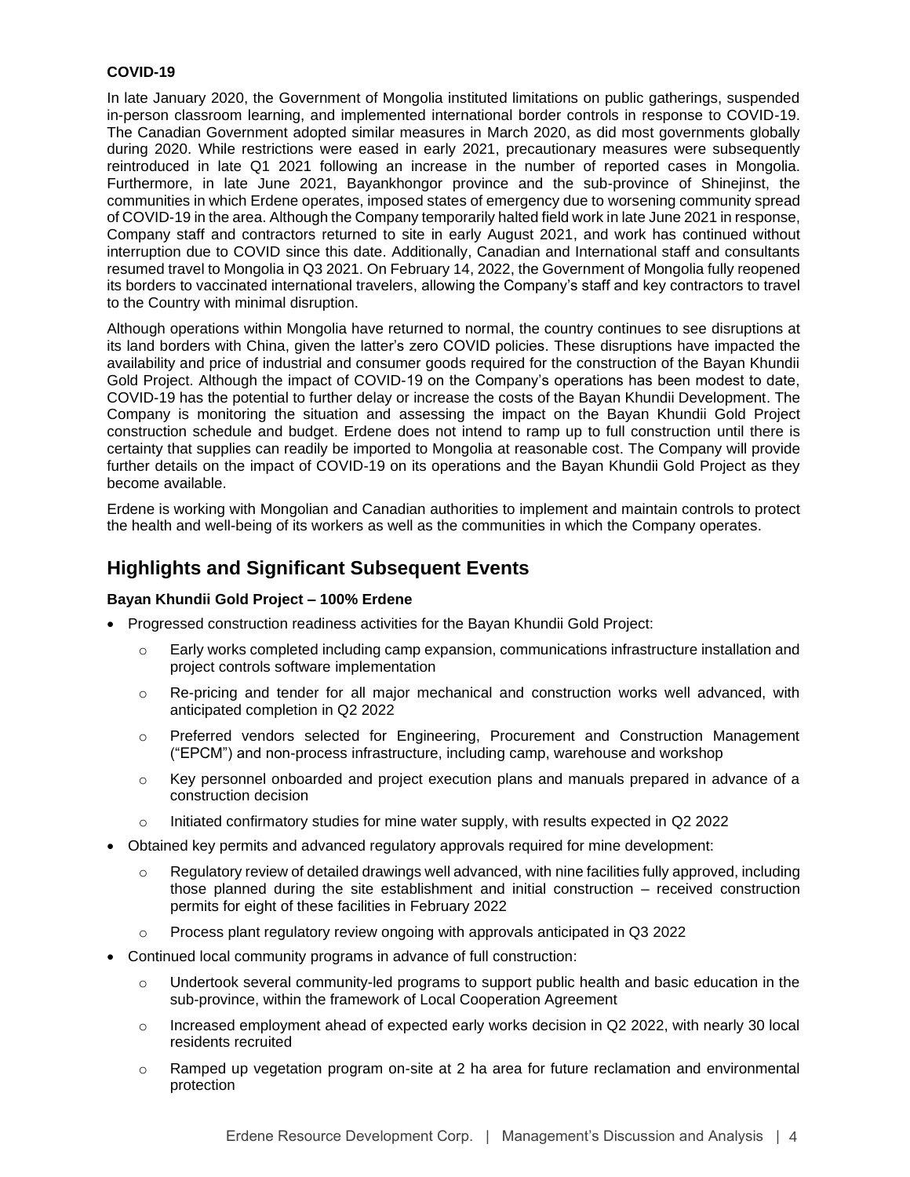**COVID-19**

In late January 2020, the Government of Mongolia instituted limitations on public gatherings, suspended in-person classroom learning, and implemented international border controls in response to COVID-19. The Canadian Government adopted similar measures in March 2020, as did most governments globally during 2020. While restrictions were eased in early 2021, precautionary measures were subsequently reintroduced in late Q1 2021 following an increase in the number of reported cases in Mongolia. Furthermore, in late June 2021, Bayankhongor province and the sub-province of Shinejinst, the communities in which Erdene operates, imposed states of emergency due to worsening community spread of COVID-19 in the area. Although the Company temporarily halted field work in late June 2021 in response, Company staff and contractors returned to site in early August 2021, and work has continued without interruption due to COVID since this date. Additionally, Canadian and International staff and consultants resumed travel to Mongolia in Q3 2021. On February 14, 2022, the Government of Mongolia fully reopened its borders to vaccinated international travelers, allowing the Company's staff and key contractors to travel to the Country with minimal disruption.

Although operations within Mongolia have returned to normal, the country continues to see disruptions at its land borders with China, given the latter's zero COVID policies. These disruptions have impacted the availability and price of industrial and consumer goods required for the construction of the Bayan Khundii Gold Project. Although the impact of COVID-19 on the Company's operations has been modest to date, COVID-19 has the potential to further delay or increase the costs of the Bayan Khundii Development. The Company is monitoring the situation and assessing the impact on the Bayan Khundii Gold Project construction schedule and budget. Erdene does not intend to ramp up to full construction until there is certainty that supplies can readily be imported to Mongolia at reasonable cost. The Company will provide further details on the impact of COVID-19 on its operations and the Bayan Khundii Gold Project as they become available.

Erdene is working with Mongolian and Canadian authorities to implement and maintain controls to protect the health and well-being of its workers as well as the communities in which the Company operates.

## Highlights and Significant Subsequent Events

**Bayan Khundii Gold Project – 100% Erdene**

- Progressed construction readiness activities for the Bayan Khundii Gold Project:
  - Early works completed including camp expansion, communications infrastructure installation and project controls software implementation
  - Re-pricing and tender for all major mechanical and construction works well advanced, with anticipated completion in Q2 2022
  - Preferred vendors selected for Engineering, Procurement and Construction Management ("EPCM") and non-process infrastructure, including camp, warehouse and workshop
  - Key personnel onboarded and project execution plans and manuals prepared in advance of a construction decision
  - Initiated confirmatory studies for mine water supply, with results expected in Q2 2022
- Obtained key permits and advanced regulatory approvals required for mine development:
  - Regulatory review of detailed drawings well advanced, with nine facilities fully approved, including those planned during the site establishment and initial construction – received construction permits for eight of these facilities in February 2022
  - Process plant regulatory review ongoing with approvals anticipated in Q3 2022
- Continued local community programs in advance of full construction:
  - Undertook several community-led programs to support public health and basic education in the sub-province, within the framework of Local Cooperation Agreement
  - Increased employment ahead of expected early works decision in Q2 2022, with nearly 30 local residents recruited
  - Ramped up vegetation program on-site at 2 ha area for future reclamation and environmental protection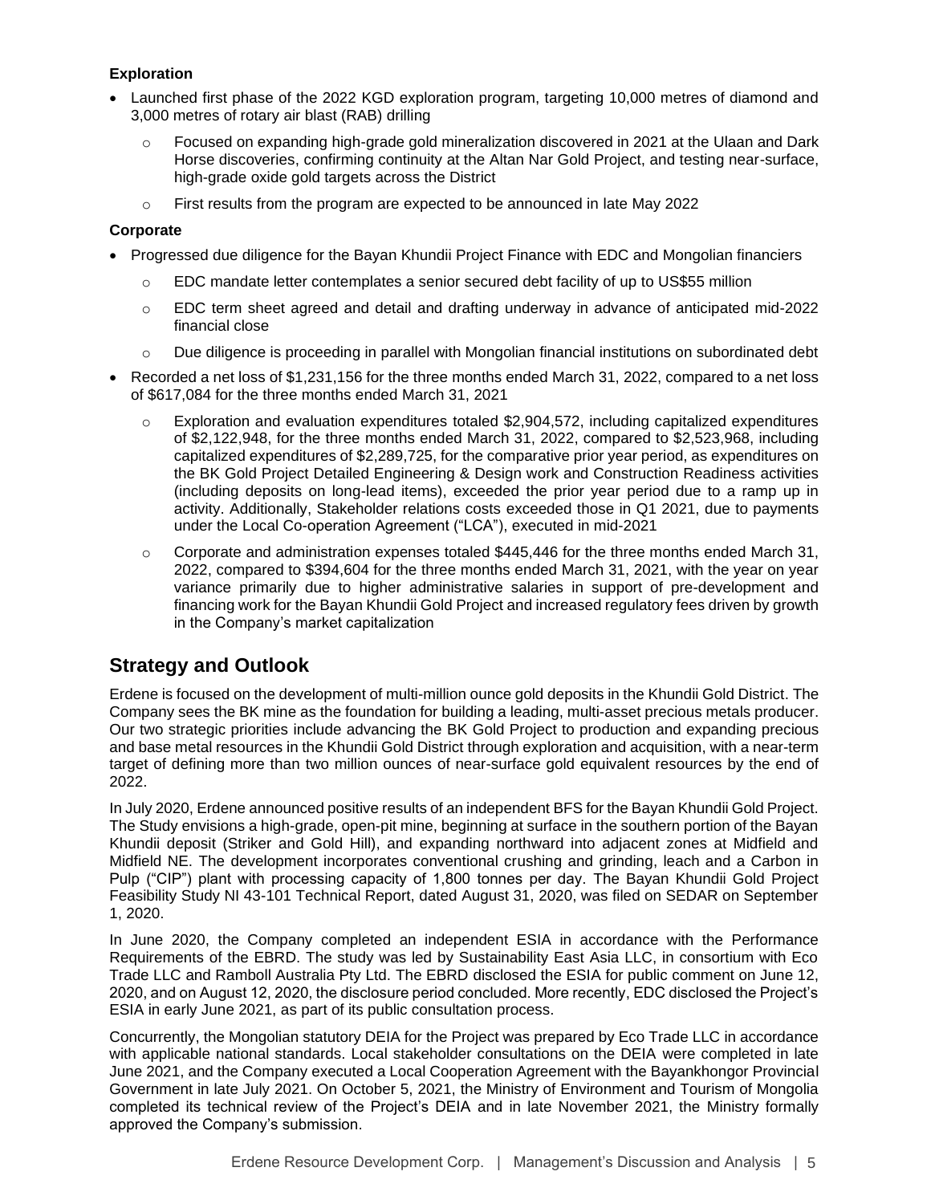**Exploration**

- Launched first phase of the 2022 KGD exploration program, targeting 10,000 metres of diamond and 3,000 metres of rotary air blast (RAB) drilling
    - Focused on expanding high-grade gold mineralization discovered in 2021 at the Ulaan and Dark Horse discoveries, confirming continuity at the Altan Nar Gold Project, and testing near-surface, high-grade oxide gold targets across the District
    - First results from the program are expected to be announced in late May 2022

**Corporate**

- Progressed due diligence for the Bayan Khundii Project Finance with EDC and Mongolian financiers
    - EDC mandate letter contemplates a senior secured debt facility of up to US$55 million
    - EDC term sheet agreed and detail and drafting underway in advance of anticipated mid-2022 financial close
    - Due diligence is proceeding in parallel with Mongolian financial institutions on subordinated debt
- Recorded a net loss of $1,231,156 for the three months ended March 31, 2022, compared to a net loss of $617,084 for the three months ended March 31, 2021
    - Exploration and evaluation expenditures totaled $2,904,572, including capitalized expenditures of $2,122,948, for the three months ended March 31, 2022, compared to $2,523,968, including capitalized expenditures of $2,289,725, for the comparative prior year period, as expenditures on the BK Gold Project Detailed Engineering & Design work and Construction Readiness activities (including deposits on long-lead items), exceeded the prior year period due to a ramp up in activity. Additionally, Stakeholder relations costs exceeded those in Q1 2021, due to payments under the Local Co-operation Agreement ("LCA"), executed in mid-2021
    - Corporate and administration expenses totaled $445,446 for the three months ended March 31, 2022, compared to $394,604 for the three months ended March 31, 2021, with the year on year variance primarily due to higher administrative salaries in support of pre-development and financing work for the Bayan Khundii Gold Project and increased regulatory fees driven by growth in the Company's market capitalization

## Strategy and Outlook

Erdene is focused on the development of multi-million ounce gold deposits in the Khundii Gold District. The Company sees the BK mine as the foundation for building a leading, multi-asset precious metals producer. Our two strategic priorities include advancing the BK Gold Project to production and expanding precious and base metal resources in the Khundii Gold District through exploration and acquisition, with a near-term target of defining more than two million ounces of near-surface gold equivalent resources by the end of 2022.

In July 2020, Erdene announced positive results of an independent BFS for the Bayan Khundii Gold Project. The Study envisions a high-grade, open-pit mine, beginning at surface in the southern portion of the Bayan Khundii deposit (Striker and Gold Hill), and expanding northward into adjacent zones at Midfield and Midfield NE. The development incorporates conventional crushing and grinding, leach and a Carbon in Pulp ("CIP") plant with processing capacity of 1,800 tonnes per day. The Bayan Khundii Gold Project Feasibility Study NI 43-101 Technical Report, dated August 31, 2020, was filed on SEDAR on September 1, 2020.

In June 2020, the Company completed an independent ESIA in accordance with the Performance Requirements of the EBRD. The study was led by Sustainability East Asia LLC, in consortium with Eco Trade LLC and Ramboll Australia Pty Ltd. The EBRD disclosed the ESIA for public comment on June 12, 2020, and on August 12, 2020, the disclosure period concluded. More recently, EDC disclosed the Project's ESIA in early June 2021, as part of its public consultation process.

Concurrently, the Mongolian statutory DEIA for the Project was prepared by Eco Trade LLC in accordance with applicable national standards. Local stakeholder consultations on the DEIA were completed in late June 2021, and the Company executed a Local Cooperation Agreement with the Bayankhongor Provincial Government in late July 2021. On October 5, 2021, the Ministry of Environment and Tourism of Mongolia completed its technical review of the Project's DEIA and in late November 2021, the Ministry formally approved the Company's submission.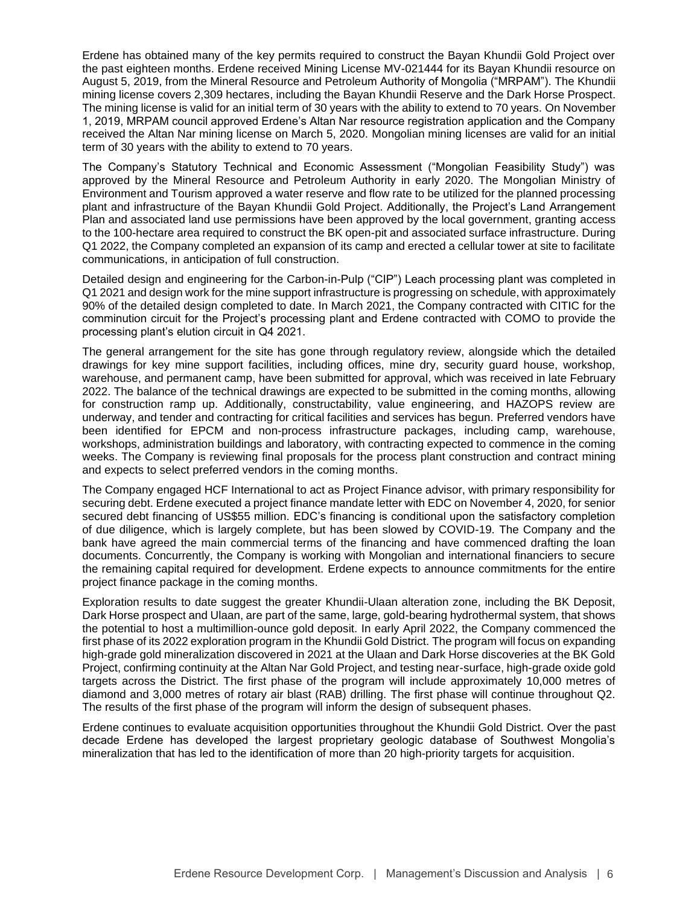Erdene has obtained many of the key permits required to construct the Bayan Khundii Gold Project over the past eighteen months. Erdene received Mining License MV-021444 for its Bayan Khundii resource on August 5, 2019, from the Mineral Resource and Petroleum Authority of Mongolia ("MRPAM"). The Khundii mining license covers 2,309 hectares, including the Bayan Khundii Reserve and the Dark Horse Prospect. The mining license is valid for an initial term of 30 years with the ability to extend to 70 years. On November 1, 2019, MRPAM council approved Erdene's Altan Nar resource registration application and the Company received the Altan Nar mining license on March 5, 2020. Mongolian mining licenses are valid for an initial term of 30 years with the ability to extend to 70 years.

The Company's Statutory Technical and Economic Assessment ("Mongolian Feasibility Study") was approved by the Mineral Resource and Petroleum Authority in early 2020. The Mongolian Ministry of Environment and Tourism approved a water reserve and flow rate to be utilized for the planned processing plant and infrastructure of the Bayan Khundii Gold Project. Additionally, the Project's Land Arrangement Plan and associated land use permissions have been approved by the local government, granting access to the 100-hectare area required to construct the BK open-pit and associated surface infrastructure. During Q1 2022, the Company completed an expansion of its camp and erected a cellular tower at site to facilitate communications, in anticipation of full construction.

Detailed design and engineering for the Carbon-in-Pulp ("CIP") Leach processing plant was completed in Q1 2021 and design work for the mine support infrastructure is progressing on schedule, with approximately 90% of the detailed design completed to date. In March 2021, the Company contracted with CITIC for the comminution circuit for the Project's processing plant and Erdene contracted with COMO to provide the processing plant's elution circuit in Q4 2021.

The general arrangement for the site has gone through regulatory review, alongside which the detailed drawings for key mine support facilities, including offices, mine dry, security guard house, workshop, warehouse, and permanent camp, have been submitted for approval, which was received in late February 2022. The balance of the technical drawings are expected to be submitted in the coming months, allowing for construction ramp up. Additionally, constructability, value engineering, and HAZOPS review are underway, and tender and contracting for critical facilities and services has begun. Preferred vendors have been identified for EPCM and non-process infrastructure packages, including camp, warehouse, workshops, administration buildings and laboratory, with contracting expected to commence in the coming weeks. The Company is reviewing final proposals for the process plant construction and contract mining and expects to select preferred vendors in the coming months.

The Company engaged HCF International to act as Project Finance advisor, with primary responsibility for securing debt. Erdene executed a project finance mandate letter with EDC on November 4, 2020, for senior secured debt financing of US$55 million. EDC's financing is conditional upon the satisfactory completion of due diligence, which is largely complete, but has been slowed by COVID-19. The Company and the bank have agreed the main commercial terms of the financing and have commenced drafting the loan documents. Concurrently, the Company is working with Mongolian and international financiers to secure the remaining capital required for development. Erdene expects to announce commitments for the entire project finance package in the coming months.

Exploration results to date suggest the greater Khundii-Ulaan alteration zone, including the BK Deposit, Dark Horse prospect and Ulaan, are part of the same, large, gold-bearing hydrothermal system, that shows the potential to host a multimillion-ounce gold deposit. In early April 2022, the Company commenced the first phase of its 2022 exploration program in the Khundii Gold District. The program will focus on expanding high-grade gold mineralization discovered in 2021 at the Ulaan and Dark Horse discoveries at the BK Gold Project, confirming continuity at the Altan Nar Gold Project, and testing near-surface, high-grade oxide gold targets across the District. The first phase of the program will include approximately 10,000 metres of diamond and 3,000 metres of rotary air blast (RAB) drilling. The first phase will continue throughout Q2. The results of the first phase of the program will inform the design of subsequent phases.

Erdene continues to evaluate acquisition opportunities throughout the Khundii Gold District. Over the past decade Erdene has developed the largest proprietary geologic database of Southwest Mongolia's mineralization that has led to the identification of more than 20 high-priority targets for acquisition.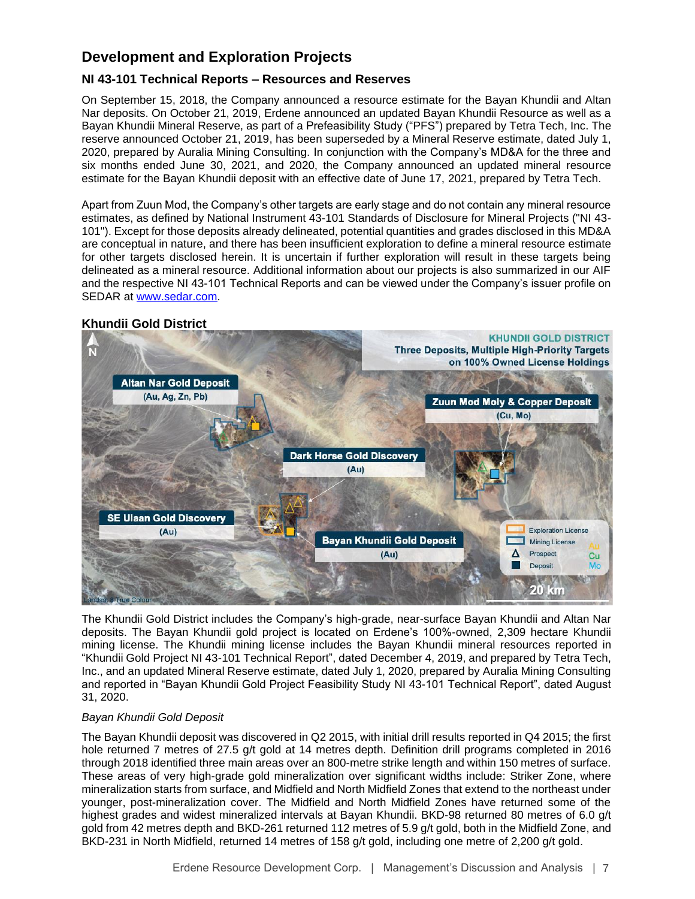## Development and Exploration Projects

### NI 43-101 Technical Reports – Resources and Reserves

On September 15, 2018, the Company announced a resource estimate for the Bayan Khundii and Altan Nar deposits. On October 21, 2019, Erdene announced an updated Bayan Khundii Resource as well as a Bayan Khundii Mineral Reserve, as part of a Prefeasibility Study ("PFS") prepared by Tetra Tech, Inc. The reserve announced October 21, 2019, has been superseded by a Mineral Reserve estimate, dated July 1, 2020, prepared by Auralia Mining Consulting. In conjunction with the Company's MD&A for the three and six months ended June 30, 2021, and 2020, the Company announced an updated mineral resource estimate for the Bayan Khundii deposit with an effective date of June 17, 2021, prepared by Tetra Tech.

Apart from Zuun Mod, the Company's other targets are early stage and do not contain any mineral resource estimates, as defined by National Instrument 43-101 Standards of Disclosure for Mineral Projects ("NI 43-101"). Except for those deposits already delineated, potential quantities and grades disclosed in this MD&A are conceptual in nature, and there has been insufficient exploration to define a mineral resource estimate for other targets disclosed herein. It is uncertain if further exploration will result in these targets being delineated as a mineral resource. Additional information about our projects is also summarized in our AIF and the respective NI 43-101 Technical Reports and can be viewed under the Company's issuer profile on SEDAR at www.sedar.com.

### Khundii Gold District

The Khundii Gold District includes the Company's high-grade, near-surface Bayan Khundii and Altan Nar deposits. The Bayan Khundii gold project is located on Erdene's 100%-owned, 2,309 hectare Khundii mining license. The Khundii mining license includes the Bayan Khundii mineral resources reported in "Khundii Gold Project NI 43-101 Technical Report", dated December 4, 2019, and prepared by Tetra Tech, Inc., and an updated Mineral Reserve estimate, dated July 1, 2020, prepared by Auralia Mining Consulting and reported in "Bayan Khundii Gold Project Feasibility Study NI 43-101 Technical Report", dated August 31, 2020.

*Bayan Khundii Gold Deposit*

The Bayan Khundii deposit was discovered in Q2 2015, with initial drill results reported in Q4 2015; the first hole returned 7 metres of 27.5 g/t gold at 14 metres depth. Definition drill programs completed in 2016 through 2018 identified three main areas over an 800-metre strike length and within 150 metres of surface. These areas of very high-grade gold mineralization over significant widths include: Striker Zone, where mineralization starts from surface, and Midfield and North Midfield Zones that extend to the northeast under younger, post-mineralization cover. The Midfield and North Midfield Zones have returned some of the highest grades and widest mineralized intervals at Bayan Khundii. BKD-98 returned 80 metres of 6.0 g/t gold from 42 metres depth and BKD-261 returned 112 metres of 5.9 g/t gold, both in the Midfield Zone, and BKD-231 in North Midfield, returned 14 metres of 158 g/t gold, including one metre of 2,200 g/t gold.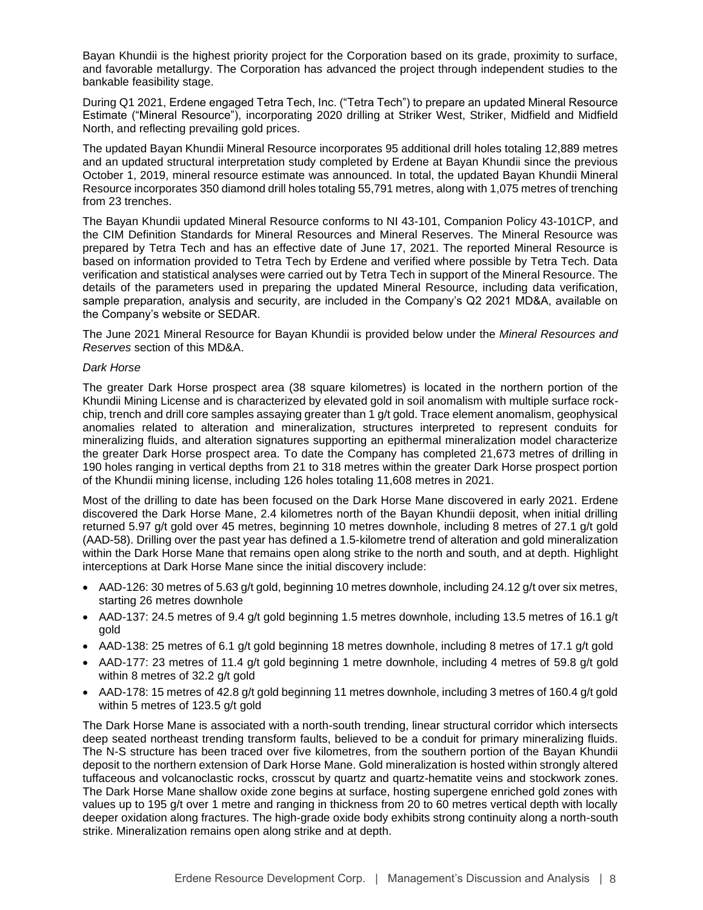Bayan Khundii is the highest priority project for the Corporation based on its grade, proximity to surface, and favorable metallurgy. The Corporation has advanced the project through independent studies to the bankable feasibility stage.

During Q1 2021, Erdene engaged Tetra Tech, Inc. ("Tetra Tech") to prepare an updated Mineral Resource Estimate ("Mineral Resource"), incorporating 2020 drilling at Striker West, Striker, Midfield and Midfield North, and reflecting prevailing gold prices.

The updated Bayan Khundii Mineral Resource incorporates 95 additional drill holes totaling 12,889 metres and an updated structural interpretation study completed by Erdene at Bayan Khundii since the previous October 1, 2019, mineral resource estimate was announced. In total, the updated Bayan Khundii Mineral Resource incorporates 350 diamond drill holes totaling 55,791 metres, along with 1,075 metres of trenching from 23 trenches.

The Bayan Khundii updated Mineral Resource conforms to NI 43-101, Companion Policy 43-101CP, and the CIM Definition Standards for Mineral Resources and Mineral Reserves. The Mineral Resource was prepared by Tetra Tech and has an effective date of June 17, 2021. The reported Mineral Resource is based on information provided to Tetra Tech by Erdene and verified where possible by Tetra Tech. Data verification and statistical analyses were carried out by Tetra Tech in support of the Mineral Resource. The details of the parameters used in preparing the updated Mineral Resource, including data verification, sample preparation, analysis and security, are included in the Company's Q2 2021 MD&A, available on the Company's website or SEDAR.

The June 2021 Mineral Resource for Bayan Khundii is provided below under the *Mineral Resources and Reserves* section of this MD&A.

*Dark Horse*

The greater Dark Horse prospect area (38 square kilometres) is located in the northern portion of the Khundii Mining License and is characterized by elevated gold in soil anomalism with multiple surface rock-chip, trench and drill core samples assaying greater than 1 g/t gold. Trace element anomalism, geophysical anomalies related to alteration and mineralization, structures interpreted to represent conduits for mineralizing fluids, and alteration signatures supporting an epithermal mineralization model characterize the greater Dark Horse prospect area. To date the Company has completed 21,673 metres of drilling in 190 holes ranging in vertical depths from 21 to 318 metres within the greater Dark Horse prospect portion of the Khundii mining license, including 126 holes totaling 11,608 metres in 2021.

Most of the drilling to date has been focused on the Dark Horse Mane discovered in early 2021. Erdene discovered the Dark Horse Mane, 2.4 kilometres north of the Bayan Khundii deposit, when initial drilling returned 5.97 g/t gold over 45 metres, beginning 10 metres downhole, including 8 metres of 27.1 g/t gold (AAD-58). Drilling over the past year has defined a 1.5-kilometre trend of alteration and gold mineralization within the Dark Horse Mane that remains open along strike to the north and south, and at depth. Highlight interceptions at Dark Horse Mane since the initial discovery include:

- AAD-126: 30 metres of 5.63 g/t gold, beginning 10 metres downhole, including 24.12 g/t over six metres, starting 26 metres downhole
- AAD-137: 24.5 metres of 9.4 g/t gold beginning 1.5 metres downhole, including 13.5 metres of 16.1 g/t gold
- AAD-138: 25 metres of 6.1 g/t gold beginning 18 metres downhole, including 8 metres of 17.1 g/t gold
- AAD-177: 23 metres of 11.4 g/t gold beginning 1 metre downhole, including 4 metres of 59.8 g/t gold within 8 metres of 32.2 g/t gold
- AAD-178: 15 metres of 42.8 g/t gold beginning 11 metres downhole, including 3 metres of 160.4 g/t gold within 5 metres of 123.5 g/t gold

The Dark Horse Mane is associated with a north-south trending, linear structural corridor which intersects deep seated northeast trending transform faults, believed to be a conduit for primary mineralizing fluids. The N-S structure has been traced over five kilometres, from the southern portion of the Bayan Khundii deposit to the northern extension of Dark Horse Mane. Gold mineralization is hosted within strongly altered tuffaceous and volcanoclastic rocks, crosscut by quartz and quartz-hematite veins and stockwork zones. The Dark Horse Mane shallow oxide zone begins at surface, hosting supergene enriched gold zones with values up to 195 g/t over 1 metre and ranging in thickness from 20 to 60 metres vertical depth with locally deeper oxidation along fractures. The high-grade oxide body exhibits strong continuity along a north-south strike. Mineralization remains open along strike and at depth.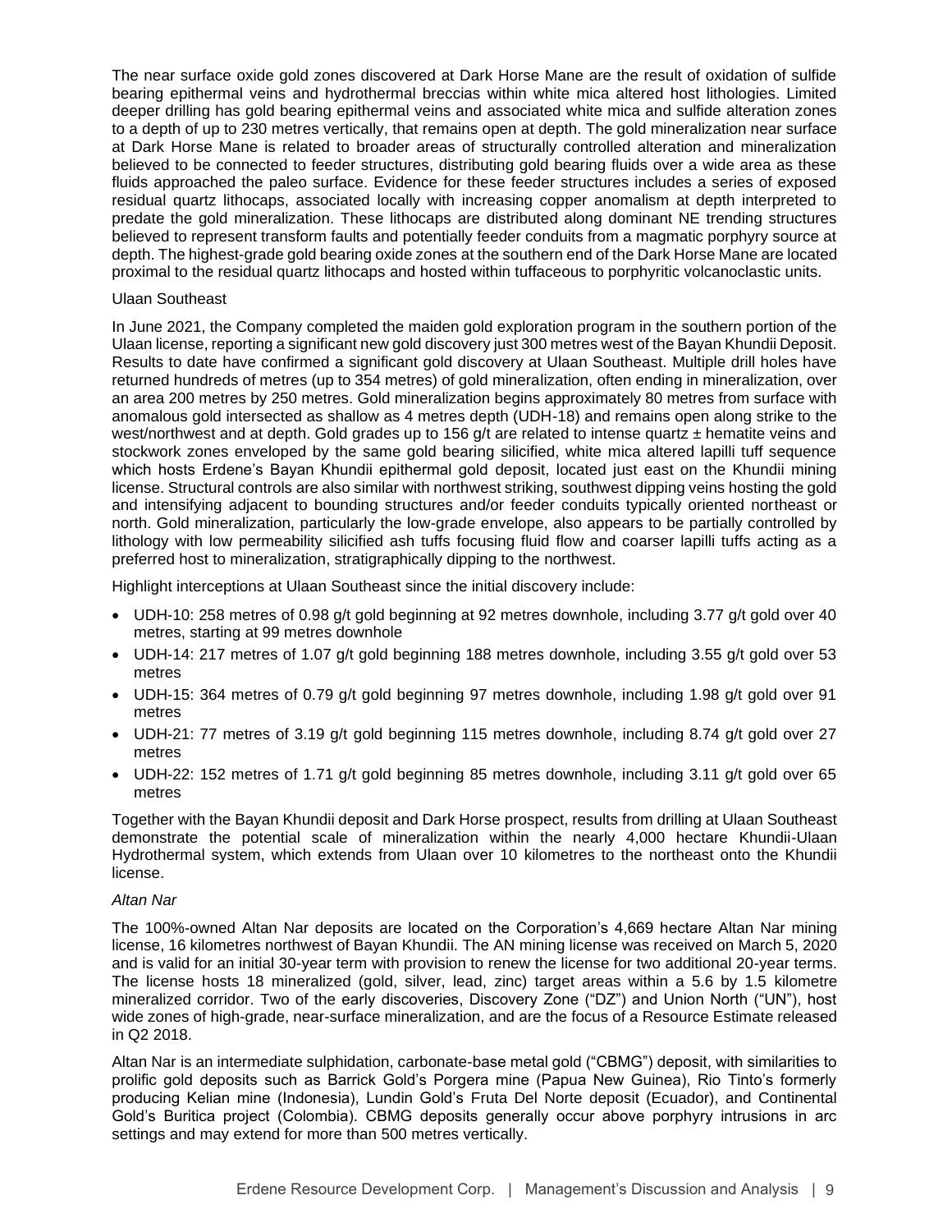The near surface oxide gold zones discovered at Dark Horse Mane are the result of oxidation of sulfide bearing epithermal veins and hydrothermal breccias within white mica altered host lithologies. Limited deeper drilling has gold bearing epithermal veins and associated white mica and sulfide alteration zones to a depth of up to 230 metres vertically, that remains open at depth. The gold mineralization near surface at Dark Horse Mane is related to broader areas of structurally controlled alteration and mineralization believed to be connected to feeder structures, distributing gold bearing fluids over a wide area as these fluids approached the paleo surface. Evidence for these feeder structures includes a series of exposed residual quartz lithocaps, associated locally with increasing copper anomalism at depth interpreted to predate the gold mineralization. These lithocaps are distributed along dominant NE trending structures believed to represent transform faults and potentially feeder conduits from a magmatic porphyry source at depth. The highest-grade gold bearing oxide zones at the southern end of the Dark Horse Mane are located proximal to the residual quartz lithocaps and hosted within tuffaceous to porphyritic volcanoclastic units.

Ulaan Southeast

In June 2021, the Company completed the maiden gold exploration program in the southern portion of the Ulaan license, reporting a significant new gold discovery just 300 metres west of the Bayan Khundii Deposit. Results to date have confirmed a significant gold discovery at Ulaan Southeast. Multiple drill holes have returned hundreds of metres (up to 354 metres) of gold mineralization, often ending in mineralization, over an area 200 metres by 250 metres. Gold mineralization begins approximately 80 metres from surface with anomalous gold intersected as shallow as 4 metres depth (UDH-18) and remains open along strike to the west/northwest and at depth. Gold grades up to 156 g/t are related to intense quartz ± hematite veins and stockwork zones enveloped by the same gold bearing silicified, white mica altered lapilli tuff sequence which hosts Erdene's Bayan Khundii epithermal gold deposit, located just east on the Khundii mining license. Structural controls are also similar with northwest striking, southwest dipping veins hosting the gold and intensifying adjacent to bounding structures and/or feeder conduits typically oriented northeast or north. Gold mineralization, particularly the low-grade envelope, also appears to be partially controlled by lithology with low permeability silicified ash tuffs focusing fluid flow and coarser lapilli tuffs acting as a preferred host to mineralization, stratigraphically dipping to the northwest.

Highlight interceptions at Ulaan Southeast since the initial discovery include:

- UDH-10: 258 metres of 0.98 g/t gold beginning at 92 metres downhole, including 3.77 g/t gold over 40 metres, starting at 99 metres downhole
- UDH-14: 217 metres of 1.07 g/t gold beginning 188 metres downhole, including 3.55 g/t gold over 53 metres
- UDH-15: 364 metres of 0.79 g/t gold beginning 97 metres downhole, including 1.98 g/t gold over 91 metres
- UDH-21: 77 metres of 3.19 g/t gold beginning 115 metres downhole, including 8.74 g/t gold over 27 metres
- UDH-22: 152 metres of 1.71 g/t gold beginning 85 metres downhole, including 3.11 g/t gold over 65 metres

Together with the Bayan Khundii deposit and Dark Horse prospect, results from drilling at Ulaan Southeast demonstrate the potential scale of mineralization within the nearly 4,000 hectare Khundii-Ulaan Hydrothermal system, which extends from Ulaan over 10 kilometres to the northeast onto the Khundii license.

*Altan Nar*

The 100%-owned Altan Nar deposits are located on the Corporation's 4,669 hectare Altan Nar mining license, 16 kilometres northwest of Bayan Khundii. The AN mining license was received on March 5, 2020 and is valid for an initial 30-year term with provision to renew the license for two additional 20-year terms. The license hosts 18 mineralized (gold, silver, lead, zinc) target areas within a 5.6 by 1.5 kilometre mineralized corridor. Two of the early discoveries, Discovery Zone ("DZ") and Union North ("UN"), host wide zones of high-grade, near-surface mineralization, and are the focus of a Resource Estimate released in Q2 2018.

Altan Nar is an intermediate sulphidation, carbonate-base metal gold ("CBMG") deposit, with similarities to prolific gold deposits such as Barrick Gold's Porgera mine (Papua New Guinea), Rio Tinto's formerly producing Kelian mine (Indonesia), Lundin Gold's Fruta Del Norte deposit (Ecuador), and Continental Gold's Buritica project (Colombia). CBMG deposits generally occur above porphyry intrusions in arc settings and may extend for more than 500 metres vertically.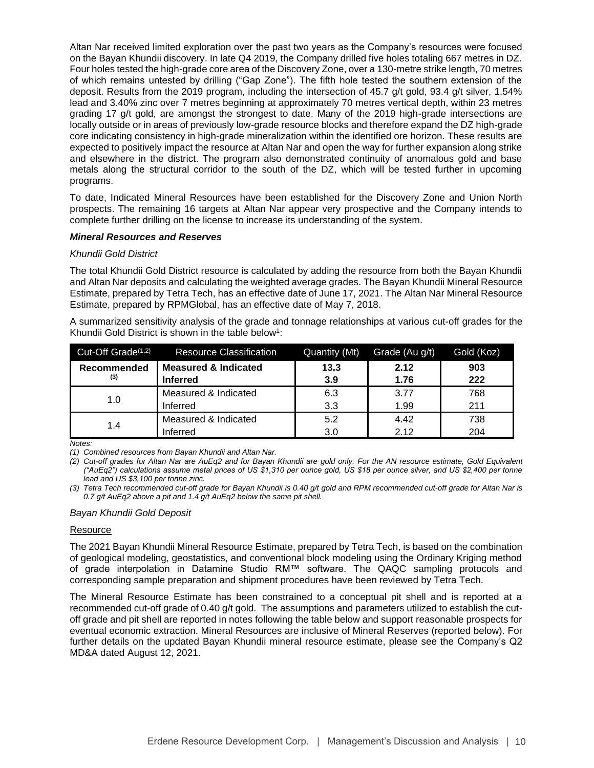Altan Nar received limited exploration over the past two years as the Company's resources were focused on the Bayan Khundii discovery. In late Q4 2019, the Company drilled five holes totaling 667 metres in DZ. Four holes tested the high-grade core area of the Discovery Zone, over a 130-metre strike length, 70 metres of which remains untested by drilling ("Gap Zone"). The fifth hole tested the southern extension of the deposit. Results from the 2019 program, including the intersection of 45.7 g/t gold, 93.4 g/t silver, 1.54% lead and 3.40% zinc over 7 metres beginning at approximately 70 metres vertical depth, within 23 metres grading 17 g/t gold, are amongst the strongest to date. Many of the 2019 high-grade intersections are locally outside or in areas of previously low-grade resource blocks and therefore expand the DZ high-grade core indicating consistency in high-grade mineralization within the identified ore horizon. These results are expected to positively impact the resource at Altan Nar and open the way for further expansion along strike and elsewhere in the district. The program also demonstrated continuity of anomalous gold and base metals along the structural corridor to the south of the DZ, which will be tested further in upcoming programs.

To date, Indicated Mineral Resources have been established for the Discovery Zone and Union North prospects. The remaining 16 targets at Altan Nar appear very prospective and the Company intends to complete further drilling on the license to increase its understanding of the system.

### ***Mineral Resources and Reserves***

*Khundii Gold District*

The total Khundii Gold District resource is calculated by adding the resource from both the Bayan Khundii and Altan Nar deposits and calculating the weighted average grades. The Bayan Khundii Mineral Resource Estimate, prepared by Tetra Tech, has an effective date of June 17, 2021. The Altan Nar Mineral Resource Estimate, prepared by RPMGlobal, has an effective date of May 7, 2018.

A summarized sensitivity analysis of the grade and tonnage relationships at various cut-off grades for the Khundii Gold District is shown in the table below[1]:

| Cut-Off Grade[1,2] | Resource Classification | Quantity (Mt) | Grade (Au g/t) | Gold (Koz) |
|---|---|---|---|---|
| **Recommended [3]** | **Measured & Indicated** | **13.3** | **2.12** | **903** |
| | **Inferred** | **3.9** | **1.76** | **222** |
| 1.0 | Measured & Indicated | 6.3 | 3.77 | 768 |
| | Inferred | 3.3 | 1.99 | 211 |
| 1.4 | Measured & Indicated | 5.2 | 4.42 | 738 |
| | Inferred | 3.0 | 2.12 | 204 |

*Notes:*

*(1) Combined resources from Bayan Khundii and Altan Nar.*

*(2) Cut-off grades for Altan Nar are AuEq2 and for Bayan Khundii are gold only. For the AN resource estimate, Gold Equivalent ("AuEq2") calculations assume metal prices of US $1,310 per ounce gold, US $18 per ounce silver, and US $2,400 per tonne lead and US $3,100 per tonne zinc.*

*(3) Tetra Tech recommended cut-off grade for Bayan Khundii is 0.40 g/t gold and RPM recommended cut-off grade for Altan Nar is 0.7 g/t AuEq2 above a pit and 1.4 g/t AuEq2 below the same pit shell.*

*Bayan Khundii Gold Deposit*

Resource

The 2021 Bayan Khundii Mineral Resource Estimate, prepared by Tetra Tech, is based on the combination of geological modeling, geostatistics, and conventional block modeling using the Ordinary Kriging method of grade interpolation in Datamine Studio RM™ software. The QAQC sampling protocols and corresponding sample preparation and shipment procedures have been reviewed by Tetra Tech.

The Mineral Resource Estimate has been constrained to a conceptual pit shell and is reported at a recommended cut-off grade of 0.40 g/t gold. The assumptions and parameters utilized to establish the cut-off grade and pit shell are reported in notes following the table below and support reasonable prospects for eventual economic extraction. Mineral Resources are inclusive of Mineral Reserves (reported below). For further details on the updated Bayan Khundii mineral resource estimate, please see the Company's Q2 MD&A dated August 12, 2021.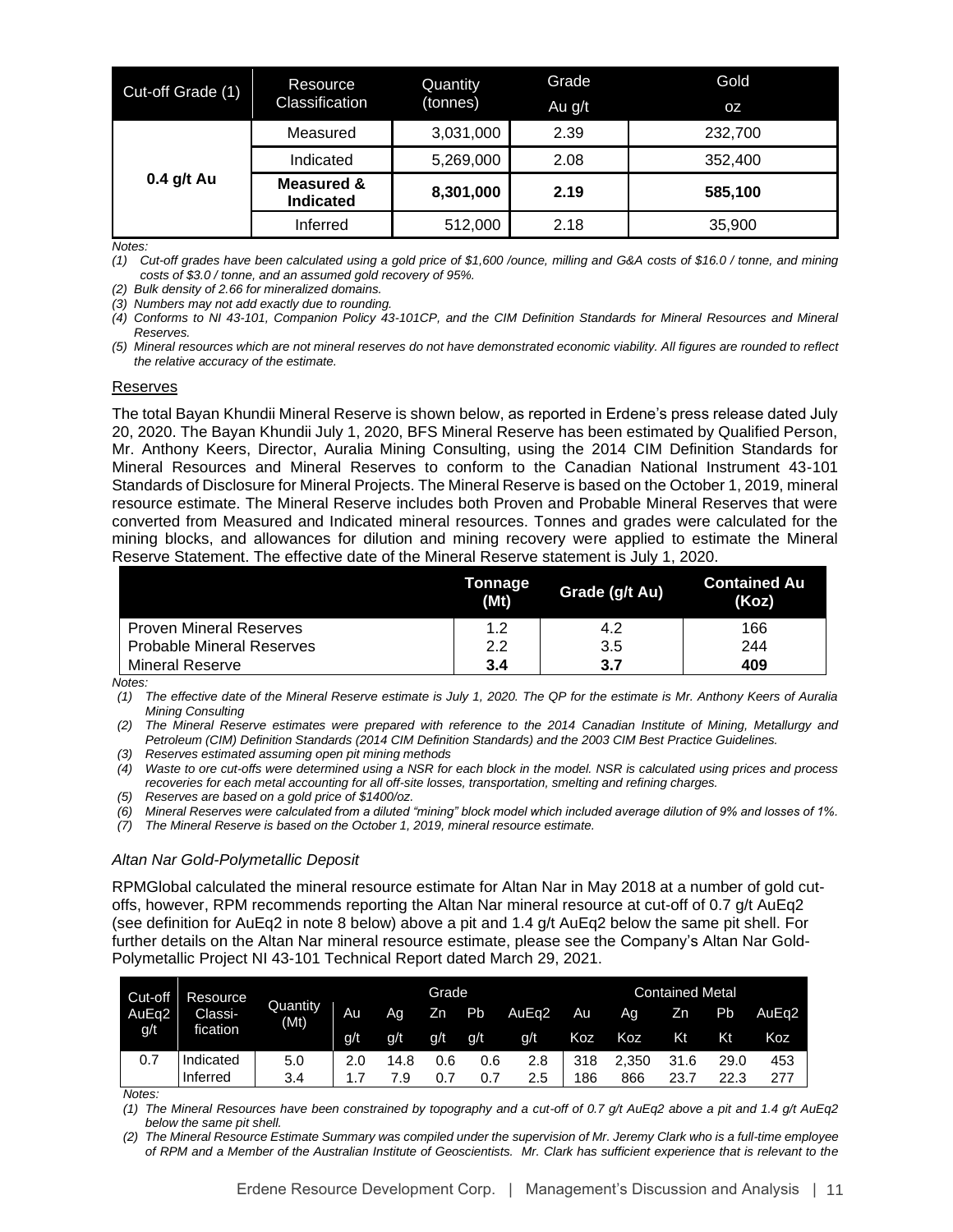| Cut-off Grade (1) | Resource Classification | Quantity (tonnes) | Grade Au g/t | Gold oz |
|---|---|---|---|---|
| **0.4 g/t Au** | Measured | 3,031,000 | 2.39 | 232,700 |
| | Indicated | 5,269,000 | 2.08 | 352,400 |
| | **Measured & Indicated** | **8,301,000** | **2.19** | **585,100** |
| | Inferred | 512,000 | 2.18 | 35,900 |

*Notes:*

*(1) Cut-off grades have been calculated using a gold price of $1,600 /ounce, milling and G&A costs of $16.0 / tonne, and mining costs of $3.0 / tonne, and an assumed gold recovery of 95%.*

*(2) Bulk density of 2.66 for mineralized domains.*

*(3) Numbers may not add exactly due to rounding.*

*(4) Conforms to NI 43-101, Companion Policy 43-101CP, and the CIM Definition Standards for Mineral Resources and Mineral Reserves.*

*(5) Mineral resources which are not mineral reserves do not have demonstrated economic viability. All figures are rounded to reflect the relative accuracy of the estimate.*

## Reserves

The total Bayan Khundii Mineral Reserve is shown below, as reported in Erdene's press release dated July 20, 2020. The Bayan Khundii July 1, 2020, BFS Mineral Reserve has been estimated by Qualified Person, Mr. Anthony Keers, Director, Auralia Mining Consulting, using the 2014 CIM Definition Standards for Mineral Resources and Mineral Reserves to conform to the Canadian National Instrument 43-101 Standards of Disclosure for Mineral Projects. The Mineral Reserve is based on the October 1, 2019, mineral resource estimate. The Mineral Reserve includes both Proven and Probable Mineral Reserves that were converted from Measured and Indicated mineral resources. Tonnes and grades were calculated for the mining blocks, and allowances for dilution and mining recovery were applied to estimate the Mineral Reserve Statement. The effective date of the Mineral Reserve statement is July 1, 2020.

| | Tonnage (Mt) | Grade (g/t Au) | Contained Au (Koz) |
|---|---|---|---|
| Proven Mineral Reserves | 1.2 | 4.2 | 166 |
| Probable Mineral Reserves | 2.2 | 3.5 | 244 |
| Mineral Reserve | **3.4** | **3.7** | **409** |

*Notes:*

*(1) The effective date of the Mineral Reserve estimate is July 1, 2020. The QP for the estimate is Mr. Anthony Keers of Auralia Mining Consulting*

*(2) The Mineral Reserve estimates were prepared with reference to the 2014 Canadian Institute of Mining, Metallurgy and Petroleum (CIM) Definition Standards (2014 CIM Definition Standards) and the 2003 CIM Best Practice Guidelines.*

*(3) Reserves estimated assuming open pit mining methods*

*(4) Waste to ore cut-offs were determined using a NSR for each block in the model. NSR is calculated using prices and process recoveries for each metal accounting for all off-site losses, transportation, smelting and refining charges.*

*(5) Reserves are based on a gold price of $1400/oz.*

*(6) Mineral Reserves were calculated from a diluted "mining" block model which included average dilution of 9% and losses of 1%.*

*(7) The Mineral Reserve is based on the October 1, 2019, mineral resource estimate.*

### *Altan Nar Gold-Polymetallic Deposit*

RPMGlobal calculated the mineral resource estimate for Altan Nar in May 2018 at a number of gold cut-offs, however, RPM recommends reporting the Altan Nar mineral resource at cut-off of 0.7 g/t AuEq2 (see definition for AuEq2 in note 8 below) above a pit and 1.4 g/t AuEq2 below the same pit shell. For further details on the Altan Nar mineral resource estimate, please see the Company's Altan Nar Gold-Polymetallic Project NI 43-101 Technical Report dated March 29, 2021.

| Cut-off AuEq2 g/t | Resource Classi-fication | Quantity (Mt) | Grade | | | | | Contained Metal | | | | |
|---|---|---|---|---|---|---|---|---|---|---|---|---|
| | | | Au g/t | Ag g/t | Zn g/t | Pb g/t | AuEq2 g/t | Au Koz | Ag Koz | Zn Kt | Pb Kt | AuEq2 Koz |
| 0.7 | Indicated | 5.0 | 2.0 | 14.8 | 0.6 | 0.6 | 2.8 | 318 | 2,350 | 31.6 | 29.0 | 453 |
| | Inferred | 3.4 | 1.7 | 7.9 | 0.7 | 0.7 | 2.5 | 186 | 866 | 23.7 | 22.3 | 277 |

*Notes:*

*(1) The Mineral Resources have been constrained by topography and a cut-off of 0.7 g/t AuEq2 above a pit and 1.4 g/t AuEq2 below the same pit shell.*

*(2) The Mineral Resource Estimate Summary was compiled under the supervision of Mr. Jeremy Clark who is a full-time employee of RPM and a Member of the Australian Institute of Geoscientists. Mr. Clark has sufficient experience that is relevant to the*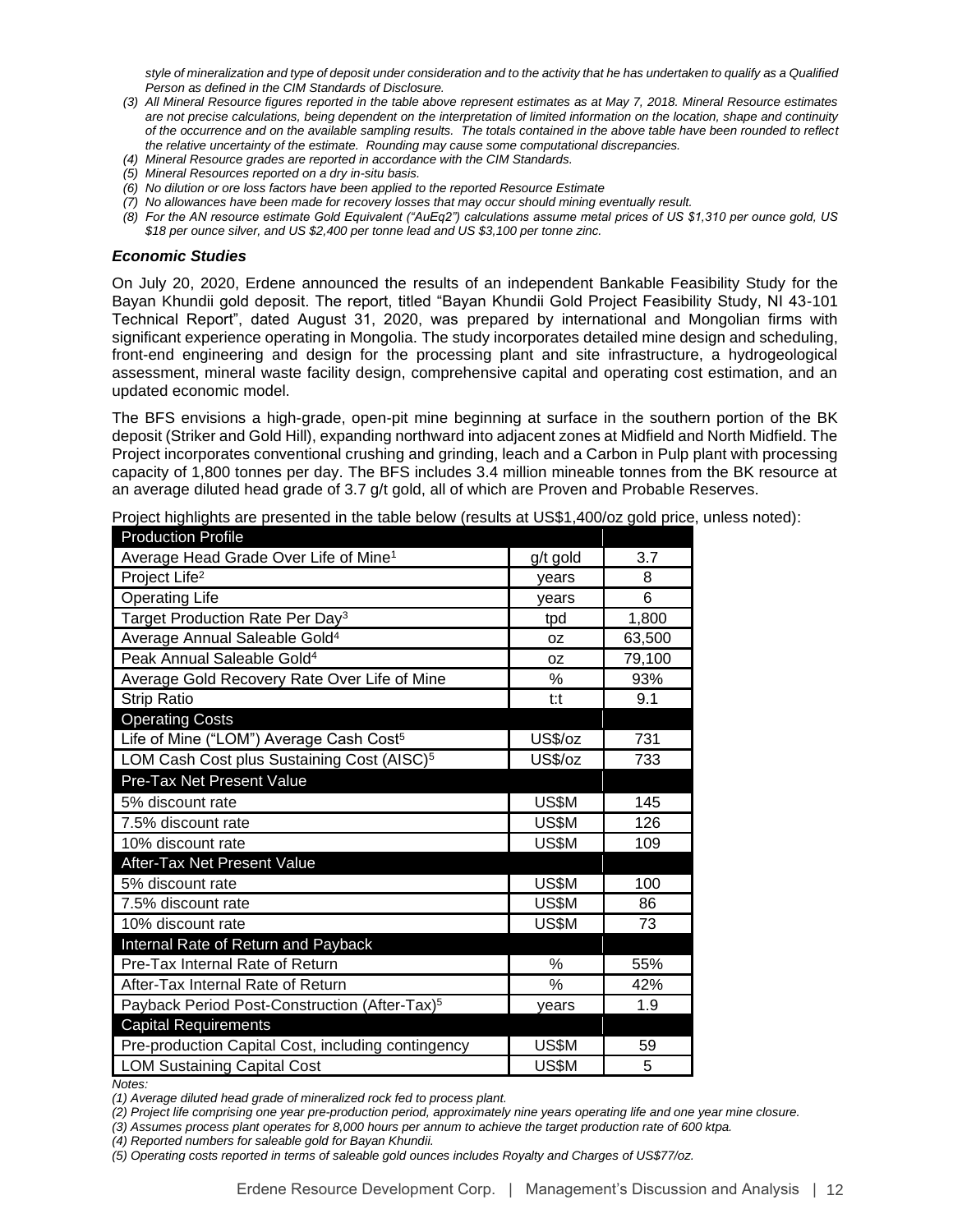*style of mineralization and type of deposit under consideration and to the activity that he has undertaken to qualify as a Qualified Person as defined in the CIM Standards of Disclosure.*

*(3) All Mineral Resource figures reported in the table above represent estimates as at May 7, 2018. Mineral Resource estimates are not precise calculations, being dependent on the interpretation of limited information on the location, shape and continuity of the occurrence and on the available sampling results. The totals contained in the above table have been rounded to reflect the relative uncertainty of the estimate. Rounding may cause some computational discrepancies.*

*(4) Mineral Resource grades are reported in accordance with the CIM Standards.*

*(5) Mineral Resources reported on a dry in-situ basis.*

*(6) No dilution or ore loss factors have been applied to the reported Resource Estimate*

*(7) No allowances have been made for recovery losses that may occur should mining eventually result.*

*(8) For the AN resource estimate Gold Equivalent ("AuEq2") calculations assume metal prices of US $1,310 per ounce gold, US $18 per ounce silver, and US $2,400 per tonne lead and US $3,100 per tonne zinc.*

### *Economic Studies*

On July 20, 2020, Erdene announced the results of an independent Bankable Feasibility Study for the Bayan Khundii gold deposit. The report, titled "Bayan Khundii Gold Project Feasibility Study, NI 43-101 Technical Report", dated August 31, 2020, was prepared by international and Mongolian firms with significant experience operating in Mongolia. The study incorporates detailed mine design and scheduling, front-end engineering and design for the processing plant and site infrastructure, a hydrogeological assessment, mineral waste facility design, comprehensive capital and operating cost estimation, and an updated economic model.

The BFS envisions a high-grade, open-pit mine beginning at surface in the southern portion of the BK deposit (Striker and Gold Hill), expanding northward into adjacent zones at Midfield and North Midfield. The Project incorporates conventional crushing and grinding, leach and a Carbon in Pulp plant with processing capacity of 1,800 tonnes per day. The BFS includes 3.4 million mineable tonnes from the BK resource at an average diluted head grade of 3.7 g/t gold, all of which are Proven and Probable Reserves.

Project highlights are presented in the table below (results at US$1,400/oz gold price, unless noted):

| Production Profile | | |
|---|---|---|
| Average Head Grade Over Life of Mine[1] | g/t gold | 3.7 |
| Project Life[2] | years | 8 |
| Operating Life | years | 6 |
| Target Production Rate Per Day[3] | tpd | 1,800 |
| Average Annual Saleable Gold[4] | oz | 63,500 |
| Peak Annual Saleable Gold[4] | oz | 79,100 |
| Average Gold Recovery Rate Over Life of Mine | % | 93% |
| Strip Ratio | t:t | 9.1 |
| **Operating Costs** | | |
| Life of Mine ("LOM") Average Cash Cost[5] | US$/oz | 731 |
| LOM Cash Cost plus Sustaining Cost (AISC)[5] | US$/oz | 733 |
| **Pre-Tax Net Present Value** | | |
| 5% discount rate | US$M | 145 |
| 7.5% discount rate | US$M | 126 |
| 10% discount rate | US$M | 109 |
| **After-Tax Net Present Value** | | |
| 5% discount rate | US$M | 100 |
| 7.5% discount rate | US$M | 86 |
| 10% discount rate | US$M | 73 |
| **Internal Rate of Return and Payback** | | |
| Pre-Tax Internal Rate of Return | % | 55% |
| After-Tax Internal Rate of Return | % | 42% |
| Payback Period Post-Construction (After-Tax)[5] | years | 1.9 |
| **Capital Requirements** | | |
| Pre-production Capital Cost, including contingency | US$M | 59 |
| LOM Sustaining Capital Cost | US$M | 5 |

*Notes:*

*(1) Average diluted head grade of mineralized rock fed to process plant.*

*(2) Project life comprising one year pre-production period, approximately nine years operating life and one year mine closure.*

*(3) Assumes process plant operates for 8,000 hours per annum to achieve the target production rate of 600 ktpa.*

*(4) Reported numbers for saleable gold for Bayan Khundii.*

*(5) Operating costs reported in terms of saleable gold ounces includes Royalty and Charges of US$77/oz.*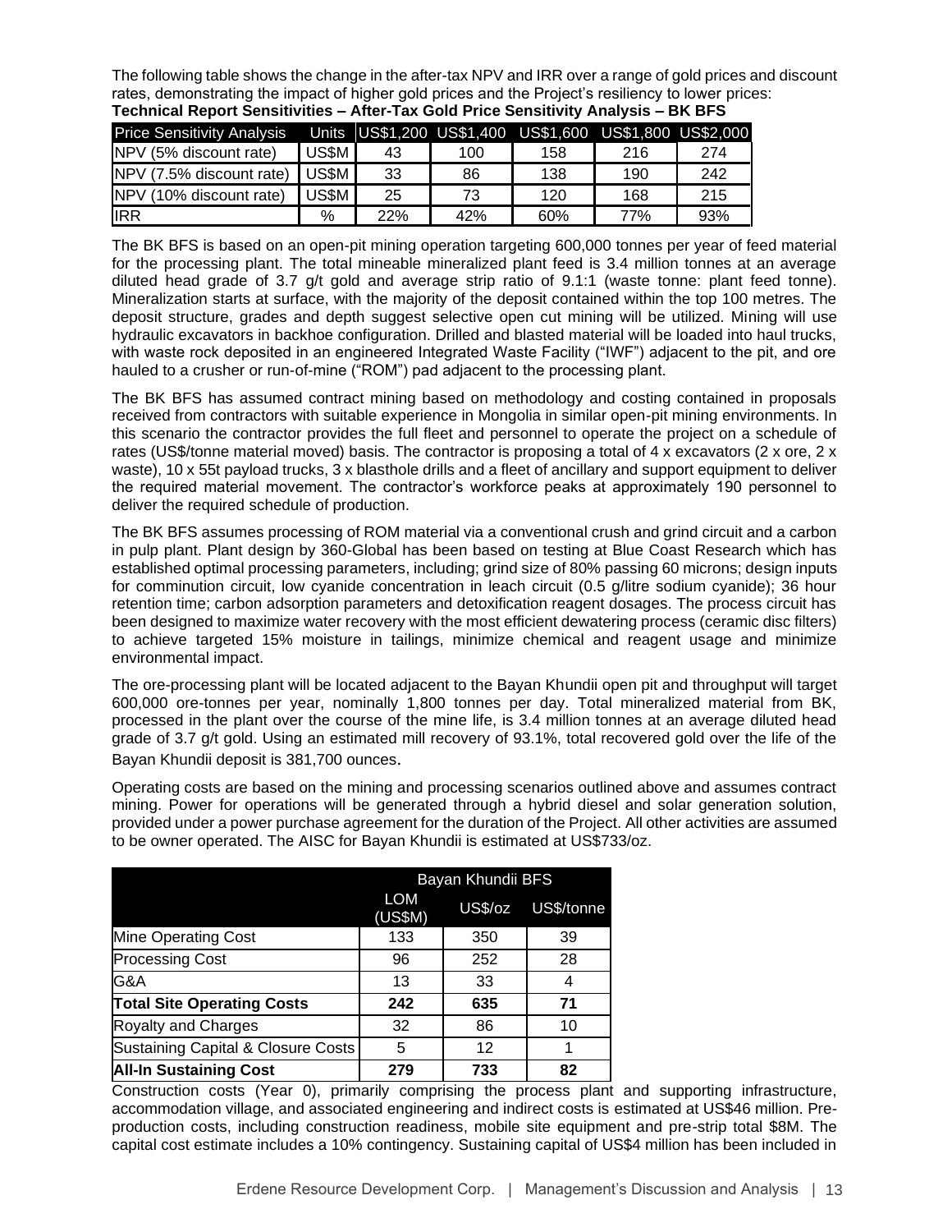The following table shows the change in the after-tax NPV and IRR over a range of gold prices and discount rates, demonstrating the impact of higher gold prices and the Project's resiliency to lower prices:

**Technical Report Sensitivities – After-Tax Gold Price Sensitivity Analysis – BK BFS**

| Price Sensitivity Analysis | Units | US$1,200 | US$1,400 | US$1,600 | US$1,800 | US$2,000 |
|---|---|---|---|---|---|---|
| NPV (5% discount rate) | US$M | 43 | 100 | 158 | 216 | 274 |
| NPV (7.5% discount rate) | US$M | 33 | 86 | 138 | 190 | 242 |
| NPV (10% discount rate) | US$M | 25 | 73 | 120 | 168 | 215 |
| IRR | % | 22% | 42% | 60% | 77% | 93% |

The BK BFS is based on an open-pit mining operation targeting 600,000 tonnes per year of feed material for the processing plant. The total mineable mineralized plant feed is 3.4 million tonnes at an average diluted head grade of 3.7 g/t gold and average strip ratio of 9.1:1 (waste tonne: plant feed tonne). Mineralization starts at surface, with the majority of the deposit contained within the top 100 metres. The deposit structure, grades and depth suggest selective open cut mining will be utilized. Mining will use hydraulic excavators in backhoe configuration. Drilled and blasted material will be loaded into haul trucks, with waste rock deposited in an engineered Integrated Waste Facility ("IWF") adjacent to the pit, and ore hauled to a crusher or run-of-mine ("ROM") pad adjacent to the processing plant.

The BK BFS has assumed contract mining based on methodology and costing contained in proposals received from contractors with suitable experience in Mongolia in similar open-pit mining environments. In this scenario the contractor provides the full fleet and personnel to operate the project on a schedule of rates (US$/tonne material moved) basis. The contractor is proposing a total of 4 x excavators (2 x ore, 2 x waste), 10 x 55t payload trucks, 3 x blasthole drills and a fleet of ancillary and support equipment to deliver the required material movement. The contractor's workforce peaks at approximately 190 personnel to deliver the required schedule of production.

The BK BFS assumes processing of ROM material via a conventional crush and grind circuit and a carbon in pulp plant. Plant design by 360-Global has been based on testing at Blue Coast Research which has established optimal processing parameters, including; grind size of 80% passing 60 microns; design inputs for comminution circuit, low cyanide concentration in leach circuit (0.5 g/litre sodium cyanide); 36 hour retention time; carbon adsorption parameters and detoxification reagent dosages. The process circuit has been designed to maximize water recovery with the most efficient dewatering process (ceramic disc filters) to achieve targeted 15% moisture in tailings, minimize chemical and reagent usage and minimize environmental impact.

The ore-processing plant will be located adjacent to the Bayan Khundii open pit and throughput will target 600,000 ore-tonnes per year, nominally 1,800 tonnes per day. Total mineralized material from BK, processed in the plant over the course of the mine life, is 3.4 million tonnes at an average diluted head grade of 3.7 g/t gold. Using an estimated mill recovery of 93.1%, total recovered gold over the life of the Bayan Khundii deposit is 381,700 ounces.

Operating costs are based on the mining and processing scenarios outlined above and assumes contract mining. Power for operations will be generated through a hybrid diesel and solar generation solution, provided under a power purchase agreement for the duration of the Project. All other activities are assumed to be owner operated. The AISC for Bayan Khundii is estimated at US$733/oz.

| | Bayan Khundii BFS | | |
|---|---|---|---|
| | LOM (US$M) | US$/oz | US$/tonne |
| Mine Operating Cost | 133 | 350 | 39 |
| Processing Cost | 96 | 252 | 28 |
| G&A | 13 | 33 | 4 |
| **Total Site Operating Costs** | **242** | **635** | **71** |
| Royalty and Charges | 32 | 86 | 10 |
| Sustaining Capital & Closure Costs | 5 | 12 | 1 |
| **All-In Sustaining Cost** | **279** | **733** | **82** |

Construction costs (Year 0), primarily comprising the process plant and supporting infrastructure, accommodation village, and associated engineering and indirect costs is estimated at US$46 million. Pre-production costs, including construction readiness, mobile site equipment and pre-strip total $8M. The capital cost estimate includes a 10% contingency. Sustaining capital of US$4 million has been included in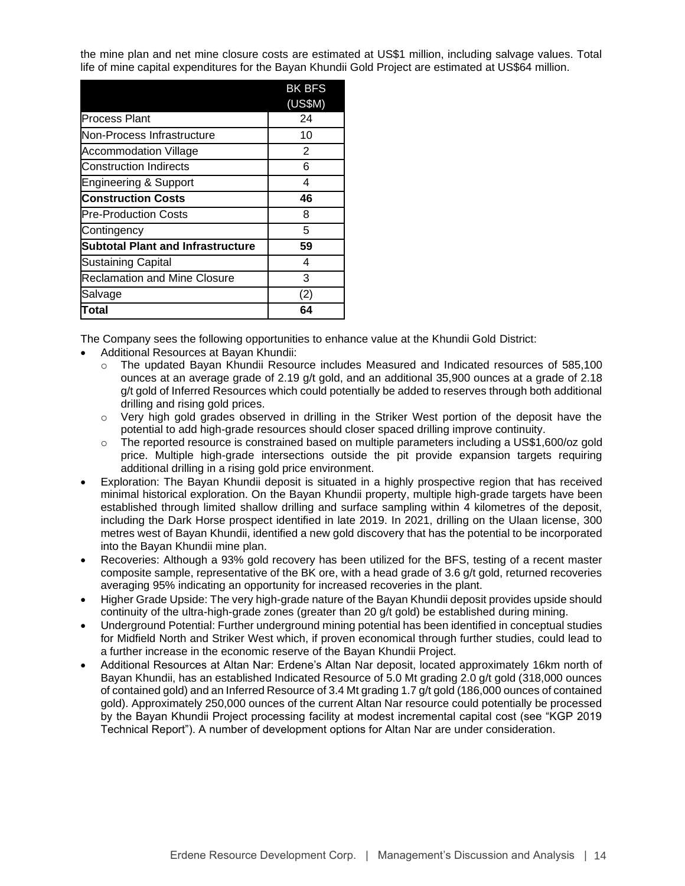the mine plan and net mine closure costs are estimated at US$1 million, including salvage values. Total life of mine capital expenditures for the Bayan Khundii Gold Project are estimated at US$64 million.

| | BK BFS (US$M) |
|---|---|
| Process Plant | 24 |
| Non-Process Infrastructure | 10 |
| Accommodation Village | 2 |
| Construction Indirects | 6 |
| Engineering & Support | 4 |
| **Construction Costs** | **46** |
| Pre-Production Costs | 8 |
| Contingency | 5 |
| **Subtotal Plant and Infrastructure** | **59** |
| Sustaining Capital | 4 |
| Reclamation and Mine Closure | 3 |
| Salvage | (2) |
| **Total** | **64** |

The Company sees the following opportunities to enhance value at the Khundii Gold District:

- Additional Resources at Bayan Khundii:
  - The updated Bayan Khundii Resource includes Measured and Indicated resources of 585,100 ounces at an average grade of 2.19 g/t gold, and an additional 35,900 ounces at a grade of 2.18 g/t gold of Inferred Resources which could potentially be added to reserves through both additional drilling and rising gold prices.
  - Very high gold grades observed in drilling in the Striker West portion of the deposit have the potential to add high-grade resources should closer spaced drilling improve continuity.
  - The reported resource is constrained based on multiple parameters including a US$1,600/oz gold price. Multiple high-grade intersections outside the pit provide expansion targets requiring additional drilling in a rising gold price environment.
- Exploration: The Bayan Khundii deposit is situated in a highly prospective region that has received minimal historical exploration. On the Bayan Khundii property, multiple high-grade targets have been established through limited shallow drilling and surface sampling within 4 kilometres of the deposit, including the Dark Horse prospect identified in late 2019. In 2021, drilling on the Ulaan license, 300 metres west of Bayan Khundii, identified a new gold discovery that has the potential to be incorporated into the Bayan Khundii mine plan.
- Recoveries: Although a 93% gold recovery has been utilized for the BFS, testing of a recent master composite sample, representative of the BK ore, with a head grade of 3.6 g/t gold, returned recoveries averaging 95% indicating an opportunity for increased recoveries in the plant.
- Higher Grade Upside: The very high-grade nature of the Bayan Khundii deposit provides upside should continuity of the ultra-high-grade zones (greater than 20 g/t gold) be established during mining.
- Underground Potential: Further underground mining potential has been identified in conceptual studies for Midfield North and Striker West which, if proven economical through further studies, could lead to a further increase in the economic reserve of the Bayan Khundii Project.
- Additional Resources at Altan Nar: Erdene's Altan Nar deposit, located approximately 16km north of Bayan Khundii, has an established Indicated Resource of 5.0 Mt grading 2.0 g/t gold (318,000 ounces of contained gold) and an Inferred Resource of 3.4 Mt grading 1.7 g/t gold (186,000 ounces of contained gold). Approximately 250,000 ounces of the current Altan Nar resource could potentially be processed by the Bayan Khundii Project processing facility at modest incremental capital cost (see "KGP 2019 Technical Report"). A number of development options for Altan Nar are under consideration.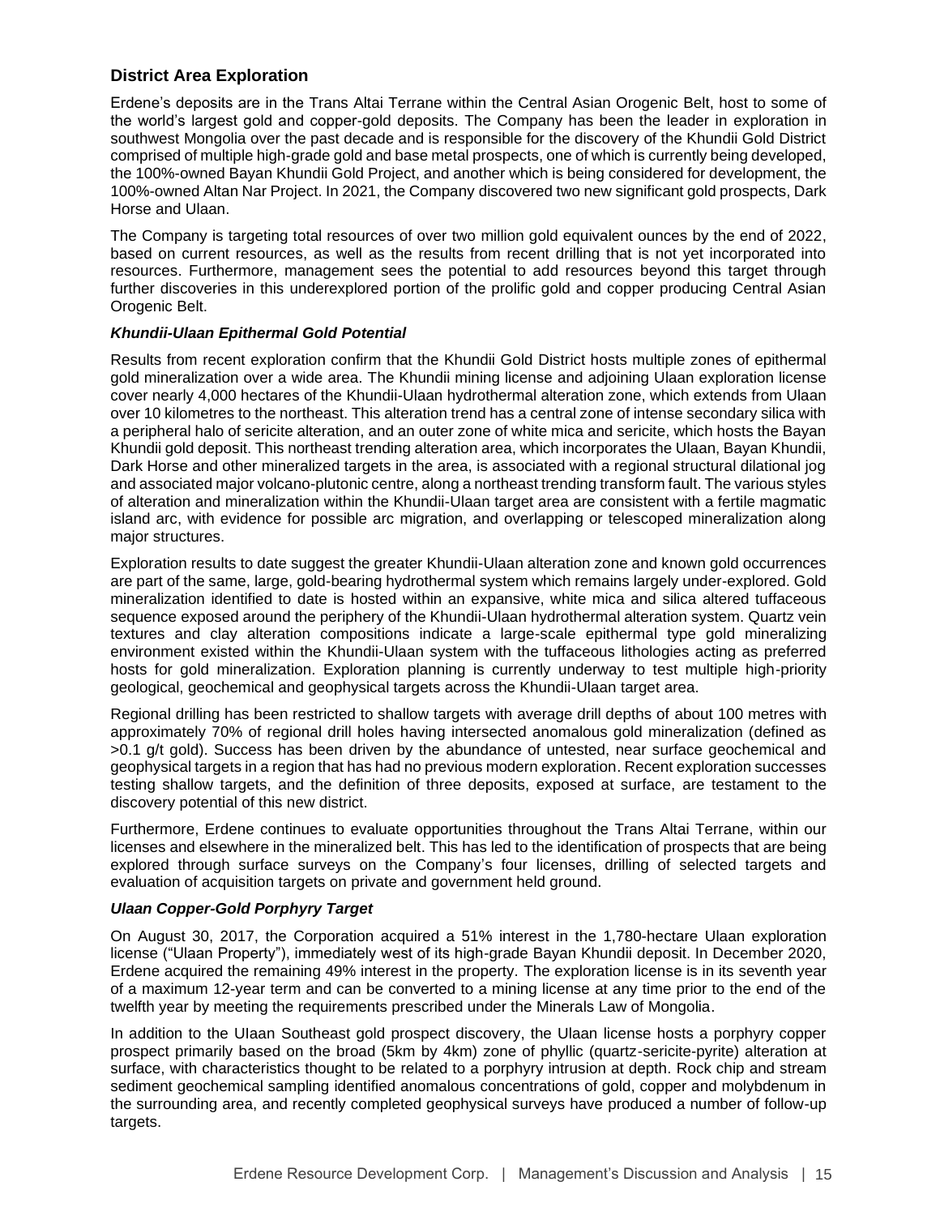## District Area Exploration

Erdene's deposits are in the Trans Altai Terrane within the Central Asian Orogenic Belt, host to some of the world's largest gold and copper-gold deposits. The Company has been the leader in exploration in southwest Mongolia over the past decade and is responsible for the discovery of the Khundii Gold District comprised of multiple high-grade gold and base metal prospects, one of which is currently being developed, the 100%-owned Bayan Khundii Gold Project, and another which is being considered for development, the 100%-owned Altan Nar Project. In 2021, the Company discovered two new significant gold prospects, Dark Horse and Ulaan.

The Company is targeting total resources of over two million gold equivalent ounces by the end of 2022, based on current resources, as well as the results from recent drilling that is not yet incorporated into resources. Furthermore, management sees the potential to add resources beyond this target through further discoveries in this underexplored portion of the prolific gold and copper producing Central Asian Orogenic Belt.

### *Khundii-Ulaan Epithermal Gold Potential*

Results from recent exploration confirm that the Khundii Gold District hosts multiple zones of epithermal gold mineralization over a wide area. The Khundii mining license and adjoining Ulaan exploration license cover nearly 4,000 hectares of the Khundii-Ulaan hydrothermal alteration zone, which extends from Ulaan over 10 kilometres to the northeast. This alteration trend has a central zone of intense secondary silica with a peripheral halo of sericite alteration, and an outer zone of white mica and sericite, which hosts the Bayan Khundii gold deposit. This northeast trending alteration area, which incorporates the Ulaan, Bayan Khundii, Dark Horse and other mineralized targets in the area, is associated with a regional structural dilational jog and associated major volcano-plutonic centre, along a northeast trending transform fault. The various styles of alteration and mineralization within the Khundii-Ulaan target area are consistent with a fertile magmatic island arc, with evidence for possible arc migration, and overlapping or telescoped mineralization along major structures.

Exploration results to date suggest the greater Khundii-Ulaan alteration zone and known gold occurrences are part of the same, large, gold-bearing hydrothermal system which remains largely under-explored. Gold mineralization identified to date is hosted within an expansive, white mica and silica altered tuffaceous sequence exposed around the periphery of the Khundii-Ulaan hydrothermal alteration system. Quartz vein textures and clay alteration compositions indicate a large-scale epithermal type gold mineralizing environment existed within the Khundii-Ulaan system with the tuffaceous lithologies acting as preferred hosts for gold mineralization. Exploration planning is currently underway to test multiple high-priority geological, geochemical and geophysical targets across the Khundii-Ulaan target area.

Regional drilling has been restricted to shallow targets with average drill depths of about 100 metres with approximately 70% of regional drill holes having intersected anomalous gold mineralization (defined as >0.1 g/t gold). Success has been driven by the abundance of untested, near surface geochemical and geophysical targets in a region that has had no previous modern exploration. Recent exploration successes testing shallow targets, and the definition of three deposits, exposed at surface, are testament to the discovery potential of this new district.

Furthermore, Erdene continues to evaluate opportunities throughout the Trans Altai Terrane, within our licenses and elsewhere in the mineralized belt. This has led to the identification of prospects that are being explored through surface surveys on the Company's four licenses, drilling of selected targets and evaluation of acquisition targets on private and government held ground.

### *Ulaan Copper-Gold Porphyry Target*

On August 30, 2017, the Corporation acquired a 51% interest in the 1,780-hectare Ulaan exploration license ("Ulaan Property"), immediately west of its high-grade Bayan Khundii deposit. In December 2020, Erdene acquired the remaining 49% interest in the property. The exploration license is in its seventh year of a maximum 12-year term and can be converted to a mining license at any time prior to the end of the twelfth year by meeting the requirements prescribed under the Minerals Law of Mongolia.

In addition to the Ulaan Southeast gold prospect discovery, the Ulaan license hosts a porphyry copper prospect primarily based on the broad (5km by 4km) zone of phyllic (quartz-sericite-pyrite) alteration at surface, with characteristics thought to be related to a porphyry intrusion at depth. Rock chip and stream sediment geochemical sampling identified anomalous concentrations of gold, copper and molybdenum in the surrounding area, and recently completed geophysical surveys have produced a number of follow-up targets.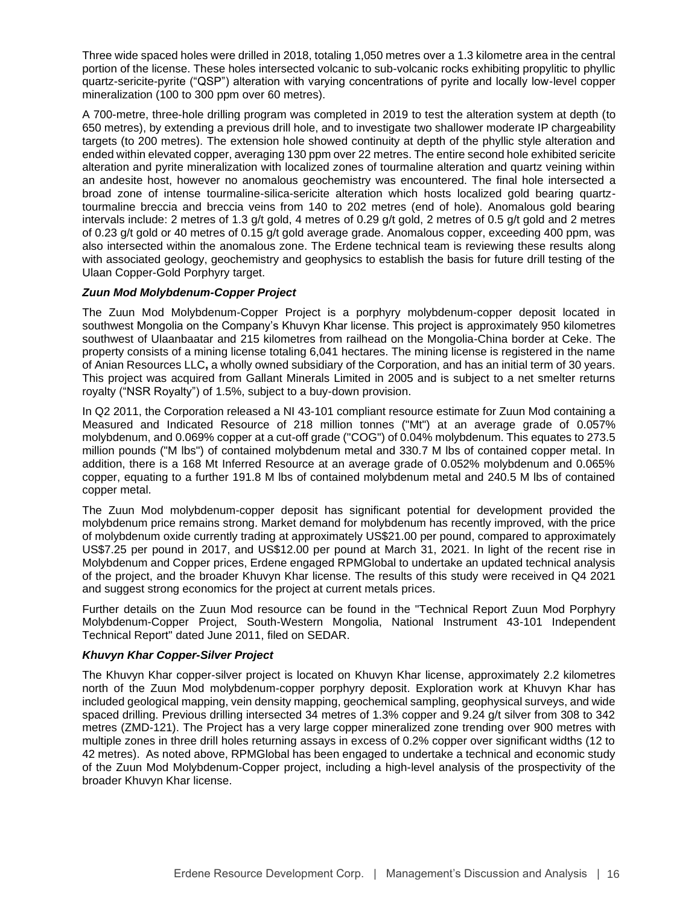Three wide spaced holes were drilled in 2018, totaling 1,050 metres over a 1.3 kilometre area in the central portion of the license. These holes intersected volcanic to sub-volcanic rocks exhibiting propylitic to phyllic quartz-sericite-pyrite ("QSP") alteration with varying concentrations of pyrite and locally low-level copper mineralization (100 to 300 ppm over 60 metres).

A 700-metre, three-hole drilling program was completed in 2019 to test the alteration system at depth (to 650 metres), by extending a previous drill hole, and to investigate two shallower moderate IP chargeability targets (to 200 metres). The extension hole showed continuity at depth of the phyllic style alteration and ended within elevated copper, averaging 130 ppm over 22 metres. The entire second hole exhibited sericite alteration and pyrite mineralization with localized zones of tourmaline alteration and quartz veining within an andesite host, however no anomalous geochemistry was encountered. The final hole intersected a broad zone of intense tourmaline-silica-sericite alteration which hosts localized gold bearing quartz-tourmaline breccia and breccia veins from 140 to 202 metres (end of hole). Anomalous gold bearing intervals include: 2 metres of 1.3 g/t gold, 4 metres of 0.29 g/t gold, 2 metres of 0.5 g/t gold and 2 metres of 0.23 g/t gold or 40 metres of 0.15 g/t gold average grade. Anomalous copper, exceeding 400 ppm, was also intersected within the anomalous zone. The Erdene technical team is reviewing these results along with associated geology, geochemistry and geophysics to establish the basis for future drill testing of the Ulaan Copper-Gold Porphyry target.

### *Zuun Mod Molybdenum-Copper Project*

The Zuun Mod Molybdenum-Copper Project is a porphyry molybdenum-copper deposit located in southwest Mongolia on the Company's Khuvyn Khar license. This project is approximately 950 kilometres southwest of Ulaanbaatar and 215 kilometres from railhead on the Mongolia-China border at Ceke. The property consists of a mining license totaling 6,041 hectares. The mining license is registered in the name of Anian Resources LLC**,** a wholly owned subsidiary of the Corporation, and has an initial term of 30 years. This project was acquired from Gallant Minerals Limited in 2005 and is subject to a net smelter returns royalty ("NSR Royalty") of 1.5%, subject to a buy-down provision.

In Q2 2011, the Corporation released a NI 43-101 compliant resource estimate for Zuun Mod containing a Measured and Indicated Resource of 218 million tonnes ("Mt") at an average grade of 0.057% molybdenum, and 0.069% copper at a cut-off grade ("COG") of 0.04% molybdenum. This equates to 273.5 million pounds ("M lbs") of contained molybdenum metal and 330.7 M lbs of contained copper metal. In addition, there is a 168 Mt Inferred Resource at an average grade of 0.052% molybdenum and 0.065% copper, equating to a further 191.8 M lbs of contained molybdenum metal and 240.5 M lbs of contained copper metal.

The Zuun Mod molybdenum-copper deposit has significant potential for development provided the molybdenum price remains strong. Market demand for molybdenum has recently improved, with the price of molybdenum oxide currently trading at approximately US$21.00 per pound, compared to approximately US$7.25 per pound in 2017, and US$12.00 per pound at March 31, 2021. In light of the recent rise in Molybdenum and Copper prices, Erdene engaged RPMGlobal to undertake an updated technical analysis of the project, and the broader Khuvyn Khar license. The results of this study were received in Q4 2021 and suggest strong economics for the project at current metals prices.

Further details on the Zuun Mod resource can be found in the "Technical Report Zuun Mod Porphyry Molybdenum-Copper Project, South-Western Mongolia, National Instrument 43-101 Independent Technical Report" dated June 2011, filed on SEDAR.

### *Khuvyn Khar Copper-Silver Project*

The Khuvyn Khar copper-silver project is located on Khuvyn Khar license, approximately 2.2 kilometres north of the Zuun Mod molybdenum-copper porphyry deposit. Exploration work at Khuvyn Khar has included geological mapping, vein density mapping, geochemical sampling, geophysical surveys, and wide spaced drilling. Previous drilling intersected 34 metres of 1.3% copper and 9.24 g/t silver from 308 to 342 metres (ZMD-121). The Project has a very large copper mineralized zone trending over 900 metres with multiple zones in three drill holes returning assays in excess of 0.2% copper over significant widths (12 to 42 metres). As noted above, RPMGlobal has been engaged to undertake a technical and economic study of the Zuun Mod Molybdenum-Copper project, including a high-level analysis of the prospectivity of the broader Khuvyn Khar license.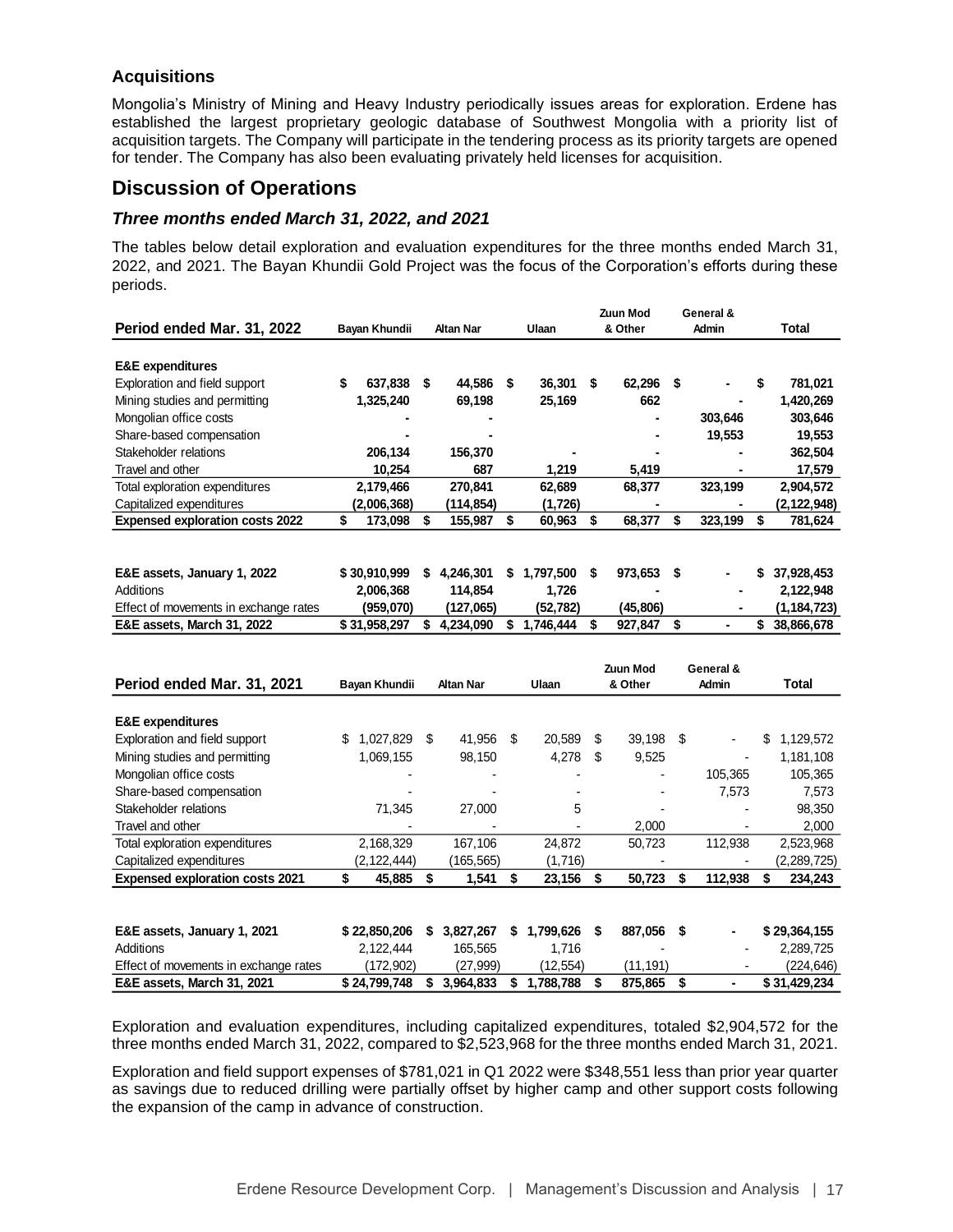### Acquisitions

Mongolia's Ministry of Mining and Heavy Industry periodically issues areas for exploration. Erdene has established the largest proprietary geologic database of Southwest Mongolia with a priority list of acquisition targets. The Company will participate in the tendering process as its priority targets are opened for tender. The Company has also been evaluating privately held licenses for acquisition.

## Discussion of Operations

### *Three months ended March 31, 2022, and 2021*

The tables below detail exploration and evaluation expenditures for the three months ended March 31, 2022, and 2021. The Bayan Khundii Gold Project was the focus of the Corporation's efforts during these periods.

| **Period ended Mar. 31, 2022** | **Bayan Khundii** | **Altan Nar** | **Ulaan** | **Zuun Mod & Other** | **General & Admin** | **Total** |
|---|---|---|---|---|---|---|
| **E&E expenditures** | | | | | | |
| Exploration and field support | **$ 637,838** | **$ 44,586** | **$ 36,301** | **$ 62,296** | **$ -** | **$ 781,021** |
| Mining studies and permitting | **1,325,240** | **69,198** | **25,169** | **662** | **-** | **1,420,269** |
| Mongolian office costs | **-** | **-** | | **-** | **303,646** | **303,646** |
| Share-based compensation | **-** | **-** | | **-** | **19,553** | **19,553** |
| Stakeholder relations | **206,134** | **156,370** | **-** | **-** | **-** | **362,504** |
| Travel and other | **10,254** | **687** | **1,219** | **5,419** | **-** | **17,579** |
| Total exploration expenditures | **2,179,466** | **270,841** | **62,689** | **68,377** | **323,199** | **2,904,572** |
| Capitalized expenditures | **(2,006,368)** | **(114,854)** | **(1,726)** | **-** | **-** | **(2,122,948)** |
| **Expensed exploration costs 2022** | **$ 173,098** | **$ 155,987** | **$ 60,963** | **$ 68,377** | **$ 323,199** | **$ 781,624** |
| | | | | | | |
| **E&E assets, January 1, 2022** | **$ 30,910,999** | **$ 4,246,301** | **$ 1,797,500** | **$ 973,653** | **$ -** | **$ 37,928,453** |
| Additions | **2,006,368** | **114,854** | **1,726** | **-** | **-** | **2,122,948** |
| Effect of movements in exchange rates | **(959,070)** | **(127,065)** | **(52,782)** | **(45,806)** | **-** | **(1,184,723)** |
| **E&E assets, March 31, 2022** | **$ 31,958,297** | **$ 4,234,090** | **$ 1,746,444** | **$ 927,847** | **$ -** | **$ 38,866,678** |

| **Period ended Mar. 31, 2021** | **Bayan Khundii** | **Altan Nar** | **Ulaan** | **Zuun Mod & Other** | **General & Admin** | **Total** |
|---|---|---|---|---|---|---|
| **E&E expenditures** | | | | | | |
| Exploration and field support | $ 1,027,829 | $ 41,956 | $ 20,589 | $ 39,198 | $ - | $ 1,129,572 |
| Mining studies and permitting | 1,069,155 | 98,150 | 4,278 | $ 9,525 | - | 1,181,108 |
| Mongolian office costs | - | - | - | - | 105,365 | 105,365 |
| Share-based compensation | - | - | - | - | 7,573 | 7,573 |
| Stakeholder relations | 71,345 | 27,000 | 5 | - | - | 98,350 |
| Travel and other | - | - | - | 2,000 | - | 2,000 |
| Total exploration expenditures | 2,168,329 | 167,106 | 24,872 | 50,723 | 112,938 | 2,523,968 |
| Capitalized expenditures | (2,122,444) | (165,565) | (1,716) | - | - | (2,289,725) |
| **Expensed exploration costs 2021** | **$ 45,885** | **$ 1,541** | **$ 23,156** | **$ 50,723** | **$ 112,938** | **$ 234,243** |
| | | | | | | |
| **E&E assets, January 1, 2021** | **$ 22,850,206** | **$ 3,827,267** | **$ 1,799,626** | **$ 887,056** | **$ -** | **$ 29,364,155** |
| Additions | 2,122,444 | 165,565 | 1,716 | - | - | 2,289,725 |
| Effect of movements in exchange rates | (172,902) | (27,999) | (12,554) | (11,191) | - | (224,646) |
| **E&E assets, March 31, 2021** | **$ 24,799,748** | **$ 3,964,833** | **$ 1,788,788** | **$ 875,865** | **$ -** | **$ 31,429,234** |

Exploration and evaluation expenditures, including capitalized expenditures, totaled $2,904,572 for the three months ended March 31, 2022, compared to $2,523,968 for the three months ended March 31, 2021.

Exploration and field support expenses of $781,021 in Q1 2022 were $348,551 less than prior year quarter as savings due to reduced drilling were partially offset by higher camp and other support costs following the expansion of the camp in advance of construction.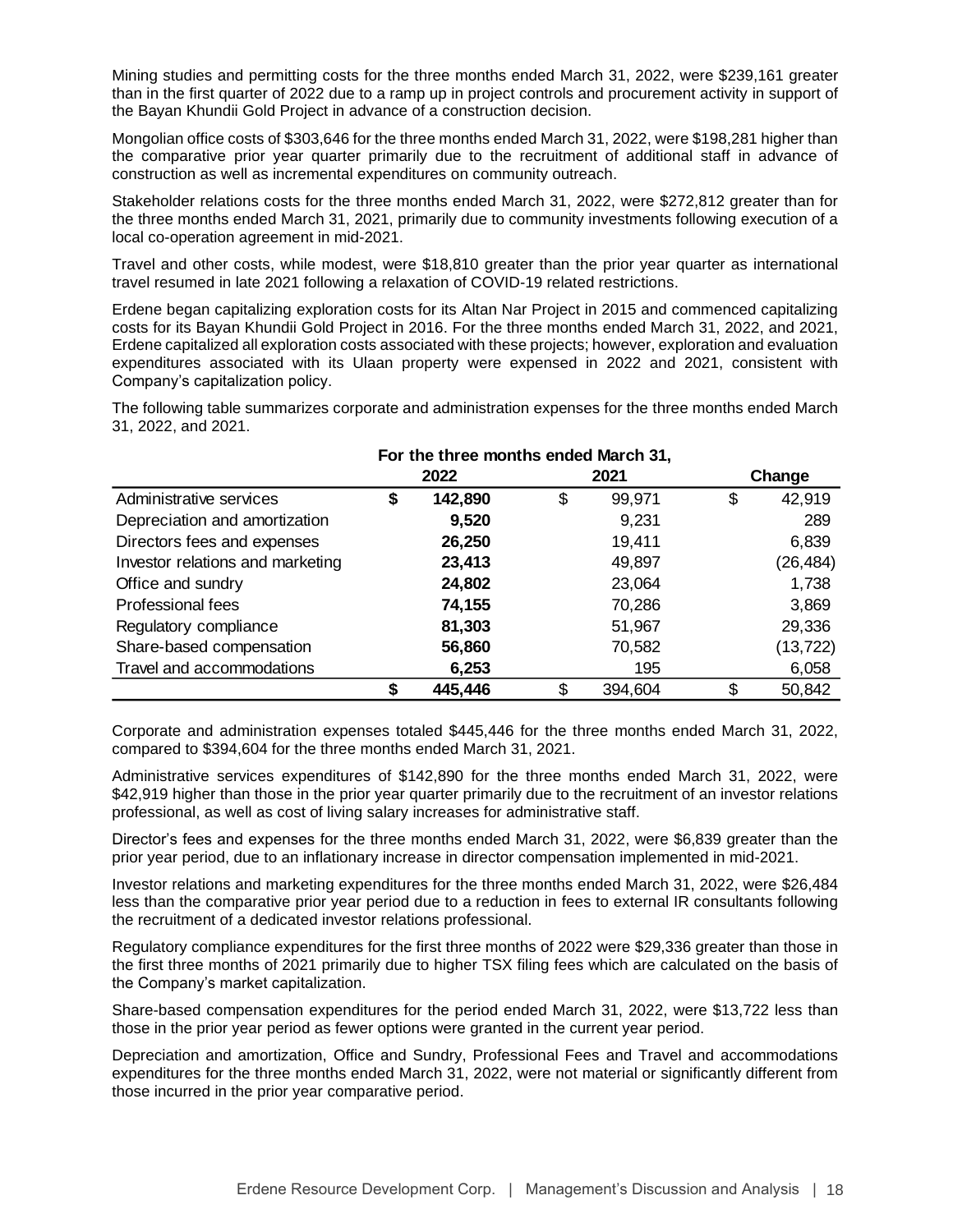Mining studies and permitting costs for the three months ended March 31, 2022, were $239,161 greater than in the first quarter of 2022 due to a ramp up in project controls and procurement activity in support of the Bayan Khundii Gold Project in advance of a construction decision.

Mongolian office costs of $303,646 for the three months ended March 31, 2022, were $198,281 higher than the comparative prior year quarter primarily due to the recruitment of additional staff in advance of construction as well as incremental expenditures on community outreach.

Stakeholder relations costs for the three months ended March 31, 2022, were $272,812 greater than for the three months ended March 31, 2021, primarily due to community investments following execution of a local co-operation agreement in mid-2021.

Travel and other costs, while modest, were $18,810 greater than the prior year quarter as international travel resumed in late 2021 following a relaxation of COVID-19 related restrictions.

Erdene began capitalizing exploration costs for its Altan Nar Project in 2015 and commenced capitalizing costs for its Bayan Khundii Gold Project in 2016. For the three months ended March 31, 2022, and 2021, Erdene capitalized all exploration costs associated with these projects; however, exploration and evaluation expenditures associated with its Ulaan property were expensed in 2022 and 2021, consistent with Company's capitalization policy.

The following table summarizes corporate and administration expenses for the three months ended March 31, 2022, and 2021.

| | For the three months ended March 31, | | |
|---|---|---|---|
| | **2022** | 2021 | Change |
| Administrative services | **$ 142,890** | $ 99,971 | $ 42,919 |
| Depreciation and amortization | **9,520** | 9,231 | 289 |
| Directors fees and expenses | **26,250** | 19,411 | 6,839 |
| Investor relations and marketing | **23,413** | 49,897 | (26,484) |
| Office and sundry | **24,802** | 23,064 | 1,738 |
| Professional fees | **74,155** | 70,286 | 3,869 |
| Regulatory compliance | **81,303** | 51,967 | 29,336 |
| Share-based compensation | **56,860** | 70,582 | (13,722) |
| Travel and accommodations | **6,253** | 195 | 6,058 |
| | **$ 445,446** | $ 394,604 | $ 50,842 |

Corporate and administration expenses totaled $445,446 for the three months ended March 31, 2022, compared to $394,604 for the three months ended March 31, 2021.

Administrative services expenditures of $142,890 for the three months ended March 31, 2022, were $42,919 higher than those in the prior year quarter primarily due to the recruitment of an investor relations professional, as well as cost of living salary increases for administrative staff.

Director's fees and expenses for the three months ended March 31, 2022, were $6,839 greater than the prior year period, due to an inflationary increase in director compensation implemented in mid-2021.

Investor relations and marketing expenditures for the three months ended March 31, 2022, were $26,484 less than the comparative prior year period due to a reduction in fees to external IR consultants following the recruitment of a dedicated investor relations professional.

Regulatory compliance expenditures for the first three months of 2022 were $29,336 greater than those in the first three months of 2021 primarily due to higher TSX filing fees which are calculated on the basis of the Company's market capitalization.

Share-based compensation expenditures for the period ended March 31, 2022, were $13,722 less than those in the prior year period as fewer options were granted in the current year period.

Depreciation and amortization, Office and Sundry, Professional Fees and Travel and accommodations expenditures for the three months ended March 31, 2022, were not material or significantly different from those incurred in the prior year comparative period.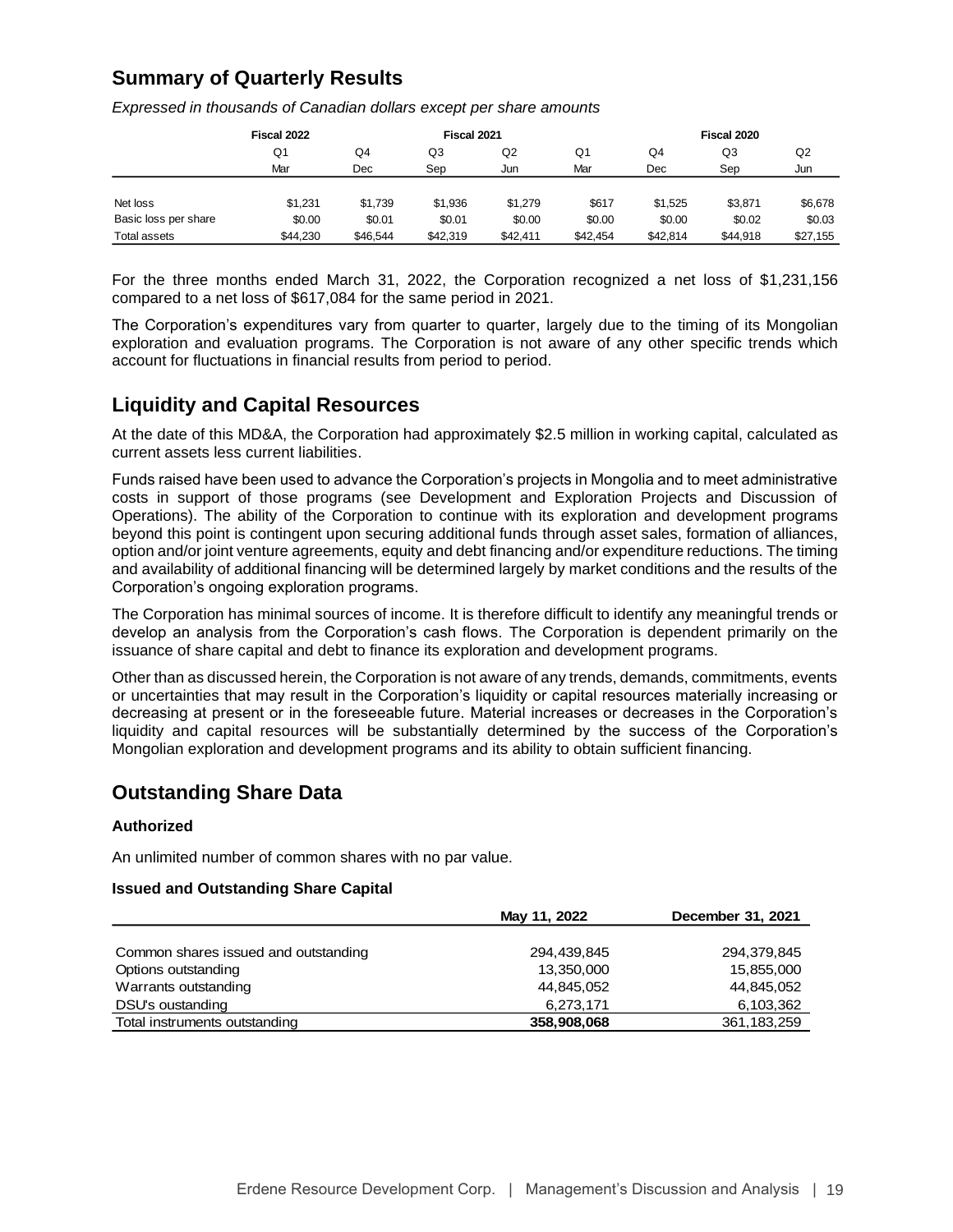## Summary of Quarterly Results

*Expressed in thousands of Canadian dollars except per share amounts*

| | Fiscal 2022 | Fiscal 2021 | | | | Fiscal 2020 | | |
|---|---|---|---|---|---|---|---|---|
| | Q1 | Q4 | Q3 | Q2 | Q1 | Q4 | Q3 | Q2 |
| | Mar | Dec | Sep | Jun | Mar | Dec | Sep | Jun |
| Net loss | $1,231 | $1,739 | $1,936 | $1,279 | $617 | $1,525 | $3,871 | $6,678 |
| Basic loss per share | $0.00 | $0.01 | $0.01 | $0.00 | $0.00 | $0.00 | $0.02 | $0.03 |
| Total assets | $44,230 | $46,544 | $42,319 | $42,411 | $42,454 | $42,814 | $44,918 | $27,155 |

For the three months ended March 31, 2022, the Corporation recognized a net loss of $1,231,156 compared to a net loss of $617,084 for the same period in 2021.

The Corporation's expenditures vary from quarter to quarter, largely due to the timing of its Mongolian exploration and evaluation programs. The Corporation is not aware of any other specific trends which account for fluctuations in financial results from period to period.

## Liquidity and Capital Resources

At the date of this MD&A, the Corporation had approximately $2.5 million in working capital, calculated as current assets less current liabilities.

Funds raised have been used to advance the Corporation's projects in Mongolia and to meet administrative costs in support of those programs (see Development and Exploration Projects and Discussion of Operations). The ability of the Corporation to continue with its exploration and development programs beyond this point is contingent upon securing additional funds through asset sales, formation of alliances, option and/or joint venture agreements, equity and debt financing and/or expenditure reductions. The timing and availability of additional financing will be determined largely by market conditions and the results of the Corporation's ongoing exploration programs.

The Corporation has minimal sources of income. It is therefore difficult to identify any meaningful trends or develop an analysis from the Corporation's cash flows. The Corporation is dependent primarily on the issuance of share capital and debt to finance its exploration and development programs.

Other than as discussed herein, the Corporation is not aware of any trends, demands, commitments, events or uncertainties that may result in the Corporation's liquidity or capital resources materially increasing or decreasing at present or in the foreseeable future. Material increases or decreases in the Corporation's liquidity and capital resources will be substantially determined by the success of the Corporation's Mongolian exploration and development programs and its ability to obtain sufficient financing.

## Outstanding Share Data

### Authorized

An unlimited number of common shares with no par value.

### Issued and Outstanding Share Capital

| | May 11, 2022 | December 31, 2021 |
|---|---|---|
| Common shares issued and outstanding | 294,439,845 | 294,379,845 |
| Options outstanding | 13,350,000 | 15,855,000 |
| Warrants outstanding | 44,845,052 | 44,845,052 |
| DSU's oustanding | 6,273,171 | 6,103,362 |
| Total instruments outstanding | **358,908,068** | 361,183,259 |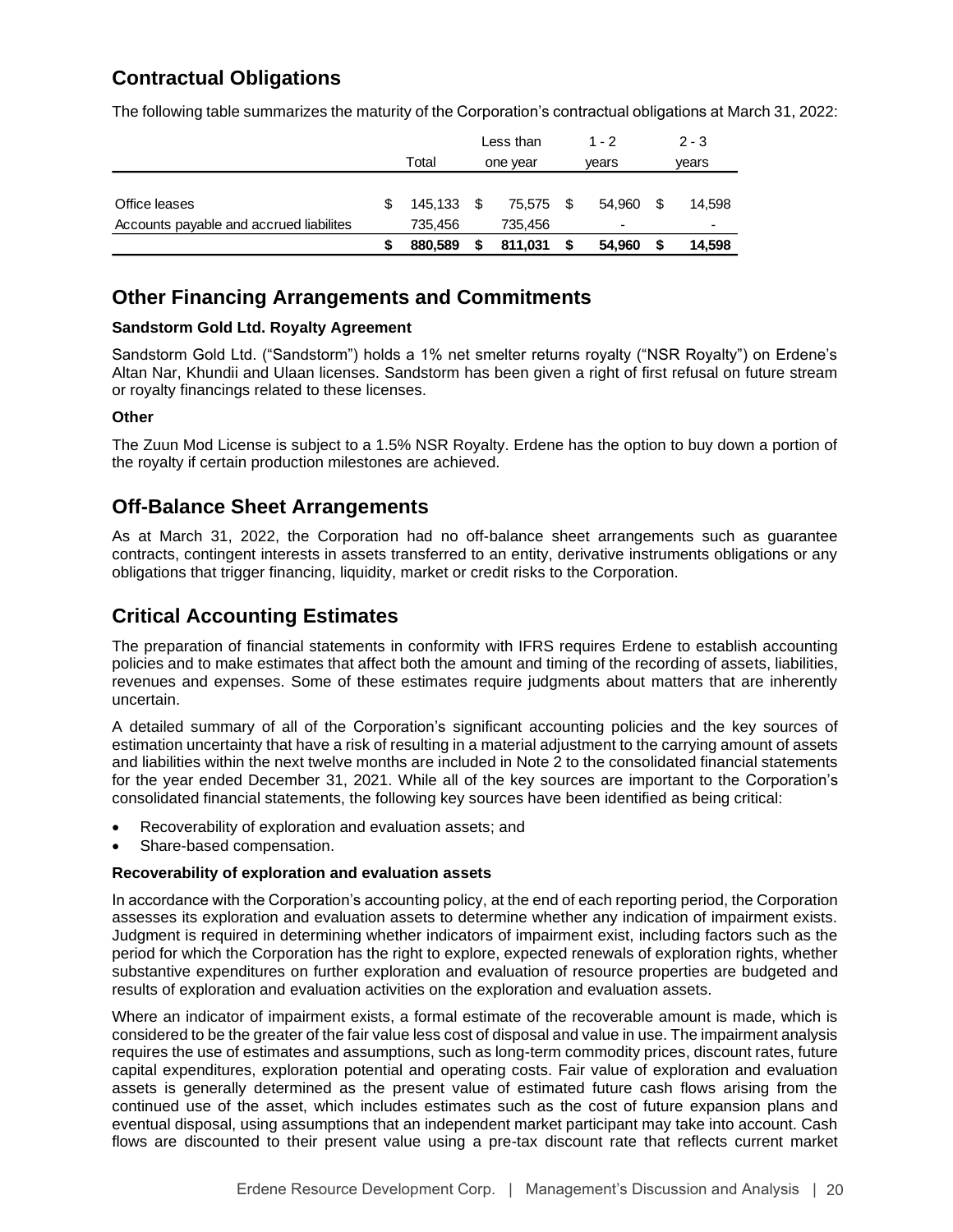## Contractual Obligations

The following table summarizes the maturity of the Corporation's contractual obligations at March 31, 2022:

| | Total | Less than one year | 1 - 2 years | 2 - 3 years |
|---|---|---|---|---|
| Office leases | $ 145,133 | $ 75,575 | $ 54,960 | $ 14,598 |
| Accounts payable and accrued liabilites | 735,456 | 735,456 | - | - |
| | **$ 880,589** | **$ 811,031** | **$ 54,960** | **$ 14,598** |

## Other Financing Arrangements and Commitments

### Sandstorm Gold Ltd. Royalty Agreement

Sandstorm Gold Ltd. ("Sandstorm") holds a 1% net smelter returns royalty ("NSR Royalty") on Erdene's Altan Nar, Khundii and Ulaan licenses. Sandstorm has been given a right of first refusal on future stream or royalty financings related to these licenses.

### Other

The Zuun Mod License is subject to a 1.5% NSR Royalty. Erdene has the option to buy down a portion of the royalty if certain production milestones are achieved.

## Off-Balance Sheet Arrangements

As at March 31, 2022, the Corporation had no off-balance sheet arrangements such as guarantee contracts, contingent interests in assets transferred to an entity, derivative instruments obligations or any obligations that trigger financing, liquidity, market or credit risks to the Corporation.

## Critical Accounting Estimates

The preparation of financial statements in conformity with IFRS requires Erdene to establish accounting policies and to make estimates that affect both the amount and timing of the recording of assets, liabilities, revenues and expenses. Some of these estimates require judgments about matters that are inherently uncertain.

A detailed summary of all of the Corporation's significant accounting policies and the key sources of estimation uncertainty that have a risk of resulting in a material adjustment to the carrying amount of assets and liabilities within the next twelve months are included in Note 2 to the consolidated financial statements for the year ended December 31, 2021. While all of the key sources are important to the Corporation's consolidated financial statements, the following key sources have been identified as being critical:

- Recoverability of exploration and evaluation assets; and
- Share-based compensation.

### Recoverability of exploration and evaluation assets

In accordance with the Corporation's accounting policy, at the end of each reporting period, the Corporation assesses its exploration and evaluation assets to determine whether any indication of impairment exists. Judgment is required in determining whether indicators of impairment exist, including factors such as the period for which the Corporation has the right to explore, expected renewals of exploration rights, whether substantive expenditures on further exploration and evaluation of resource properties are budgeted and results of exploration and evaluation activities on the exploration and evaluation assets.

Where an indicator of impairment exists, a formal estimate of the recoverable amount is made, which is considered to be the greater of the fair value less cost of disposal and value in use. The impairment analysis requires the use of estimates and assumptions, such as long-term commodity prices, discount rates, future capital expenditures, exploration potential and operating costs. Fair value of exploration and evaluation assets is generally determined as the present value of estimated future cash flows arising from the continued use of the asset, which includes estimates such as the cost of future expansion plans and eventual disposal, using assumptions that an independent market participant may take into account. Cash flows are discounted to their present value using a pre-tax discount rate that reflects current market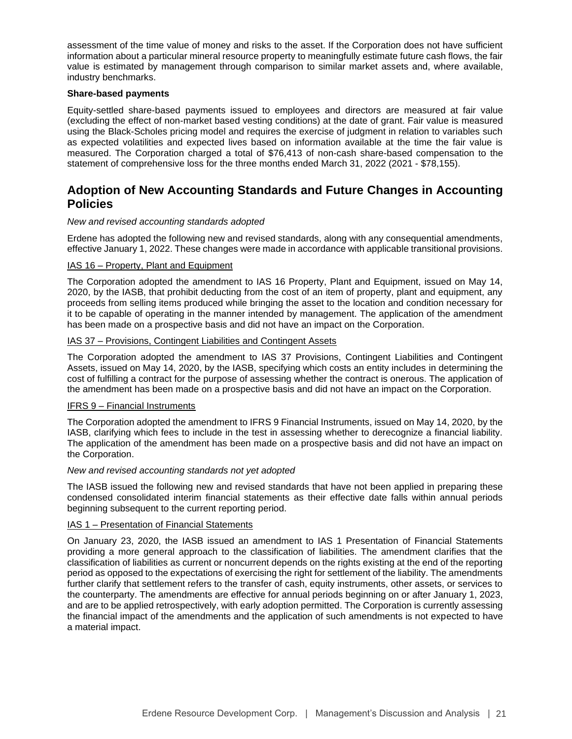assessment of the time value of money and risks to the asset. If the Corporation does not have sufficient information about a particular mineral resource property to meaningfully estimate future cash flows, the fair value is estimated by management through comparison to similar market assets and, where available, industry benchmarks.

**Share-based payments**

Equity-settled share-based payments issued to employees and directors are measured at fair value (excluding the effect of non-market based vesting conditions) at the date of grant. Fair value is measured using the Black-Scholes pricing model and requires the exercise of judgment in relation to variables such as expected volatilities and expected lives based on information available at the time the fair value is measured. The Corporation charged a total of $76,413 of non-cash share-based compensation to the statement of comprehensive loss for the three months ended March 31, 2022 (2021 - $78,155).

## Adoption of New Accounting Standards and Future Changes in Accounting Policies

*New and revised accounting standards adopted*

Erdene has adopted the following new and revised standards, along with any consequential amendments, effective January 1, 2022. These changes were made in accordance with applicable transitional provisions.

IAS 16 – Property, Plant and Equipment

The Corporation adopted the amendment to IAS 16 Property, Plant and Equipment, issued on May 14, 2020, by the IASB, that prohibit deducting from the cost of an item of property, plant and equipment, any proceeds from selling items produced while bringing the asset to the location and condition necessary for it to be capable of operating in the manner intended by management. The application of the amendment has been made on a prospective basis and did not have an impact on the Corporation.

IAS 37 – Provisions, Contingent Liabilities and Contingent Assets

The Corporation adopted the amendment to IAS 37 Provisions, Contingent Liabilities and Contingent Assets, issued on May 14, 2020, by the IASB, specifying which costs an entity includes in determining the cost of fulfilling a contract for the purpose of assessing whether the contract is onerous. The application of the amendment has been made on a prospective basis and did not have an impact on the Corporation.

IFRS 9 – Financial Instruments

The Corporation adopted the amendment to IFRS 9 Financial Instruments, issued on May 14, 2020, by the IASB, clarifying which fees to include in the test in assessing whether to derecognize a financial liability. The application of the amendment has been made on a prospective basis and did not have an impact on the Corporation.

*New and revised accounting standards not yet adopted*

The IASB issued the following new and revised standards that have not been applied in preparing these condensed consolidated interim financial statements as their effective date falls within annual periods beginning subsequent to the current reporting period.

IAS 1 – Presentation of Financial Statements

On January 23, 2020, the IASB issued an amendment to IAS 1 Presentation of Financial Statements providing a more general approach to the classification of liabilities. The amendment clarifies that the classification of liabilities as current or noncurrent depends on the rights existing at the end of the reporting period as opposed to the expectations of exercising the right for settlement of the liability. The amendments further clarify that settlement refers to the transfer of cash, equity instruments, other assets, or services to the counterparty. The amendments are effective for annual periods beginning on or after January 1, 2023, and are to be applied retrospectively, with early adoption permitted. The Corporation is currently assessing the financial impact of the amendments and the application of such amendments is not expected to have a material impact.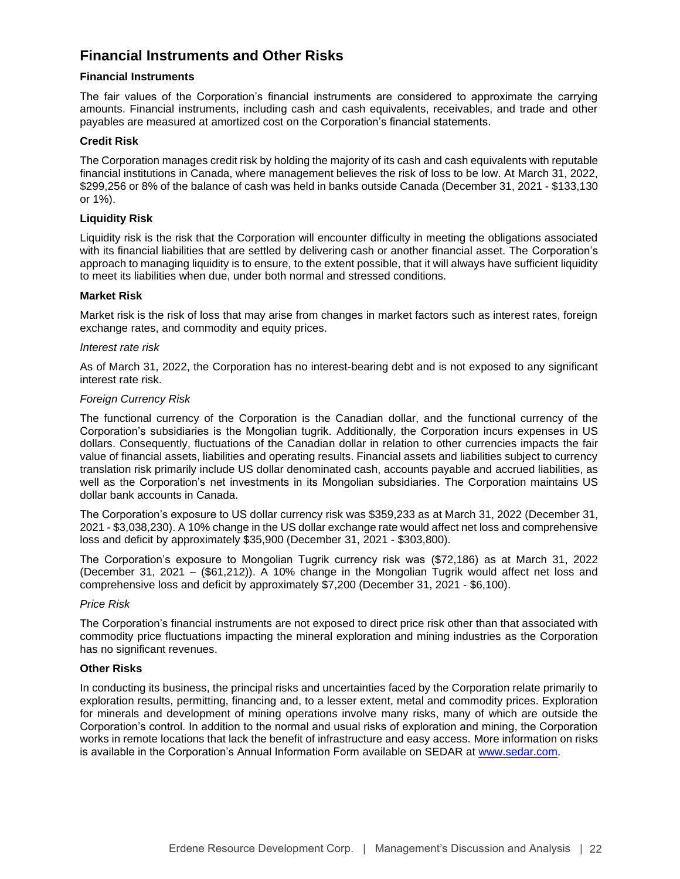## Financial Instruments and Other Risks

### Financial Instruments

The fair values of the Corporation's financial instruments are considered to approximate the carrying amounts. Financial instruments, including cash and cash equivalents, receivables, and trade and other payables are measured at amortized cost on the Corporation's financial statements.

### Credit Risk

The Corporation manages credit risk by holding the majority of its cash and cash equivalents with reputable financial institutions in Canada, where management believes the risk of loss to be low. At March 31, 2022, $299,256 or 8% of the balance of cash was held in banks outside Canada (December 31, 2021 - $133,130 or 1%).

### Liquidity Risk

Liquidity risk is the risk that the Corporation will encounter difficulty in meeting the obligations associated with its financial liabilities that are settled by delivering cash or another financial asset. The Corporation's approach to managing liquidity is to ensure, to the extent possible, that it will always have sufficient liquidity to meet its liabilities when due, under both normal and stressed conditions.

### Market Risk

Market risk is the risk of loss that may arise from changes in market factors such as interest rates, foreign exchange rates, and commodity and equity prices.

*Interest rate risk*

As of March 31, 2022, the Corporation has no interest-bearing debt and is not exposed to any significant interest rate risk.

*Foreign Currency Risk*

The functional currency of the Corporation is the Canadian dollar, and the functional currency of the Corporation's subsidiaries is the Mongolian tugrik. Additionally, the Corporation incurs expenses in US dollars. Consequently, fluctuations of the Canadian dollar in relation to other currencies impacts the fair value of financial assets, liabilities and operating results. Financial assets and liabilities subject to currency translation risk primarily include US dollar denominated cash, accounts payable and accrued liabilities, as well as the Corporation's net investments in its Mongolian subsidiaries. The Corporation maintains US dollar bank accounts in Canada.

The Corporation's exposure to US dollar currency risk was $359,233 as at March 31, 2022 (December 31, 2021 - $3,038,230). A 10% change in the US dollar exchange rate would affect net loss and comprehensive loss and deficit by approximately $35,900 (December 31, 2021 - $303,800).

The Corporation's exposure to Mongolian Tugrik currency risk was ($72,186) as at March 31, 2022 (December 31, 2021 – ($61,212)). A 10% change in the Mongolian Tugrik would affect net loss and comprehensive loss and deficit by approximately $7,200 (December 31, 2021 - $6,100).

*Price Risk*

The Corporation's financial instruments are not exposed to direct price risk other than that associated with commodity price fluctuations impacting the mineral exploration and mining industries as the Corporation has no significant revenues.

### Other Risks

In conducting its business, the principal risks and uncertainties faced by the Corporation relate primarily to exploration results, permitting, financing and, to a lesser extent, metal and commodity prices. Exploration for minerals and development of mining operations involve many risks, many of which are outside the Corporation's control. In addition to the normal and usual risks of exploration and mining, the Corporation works in remote locations that lack the benefit of infrastructure and easy access. More information on risks is available in the Corporation's Annual Information Form available on SEDAR at [www.sedar.com](http://www.sedar.com).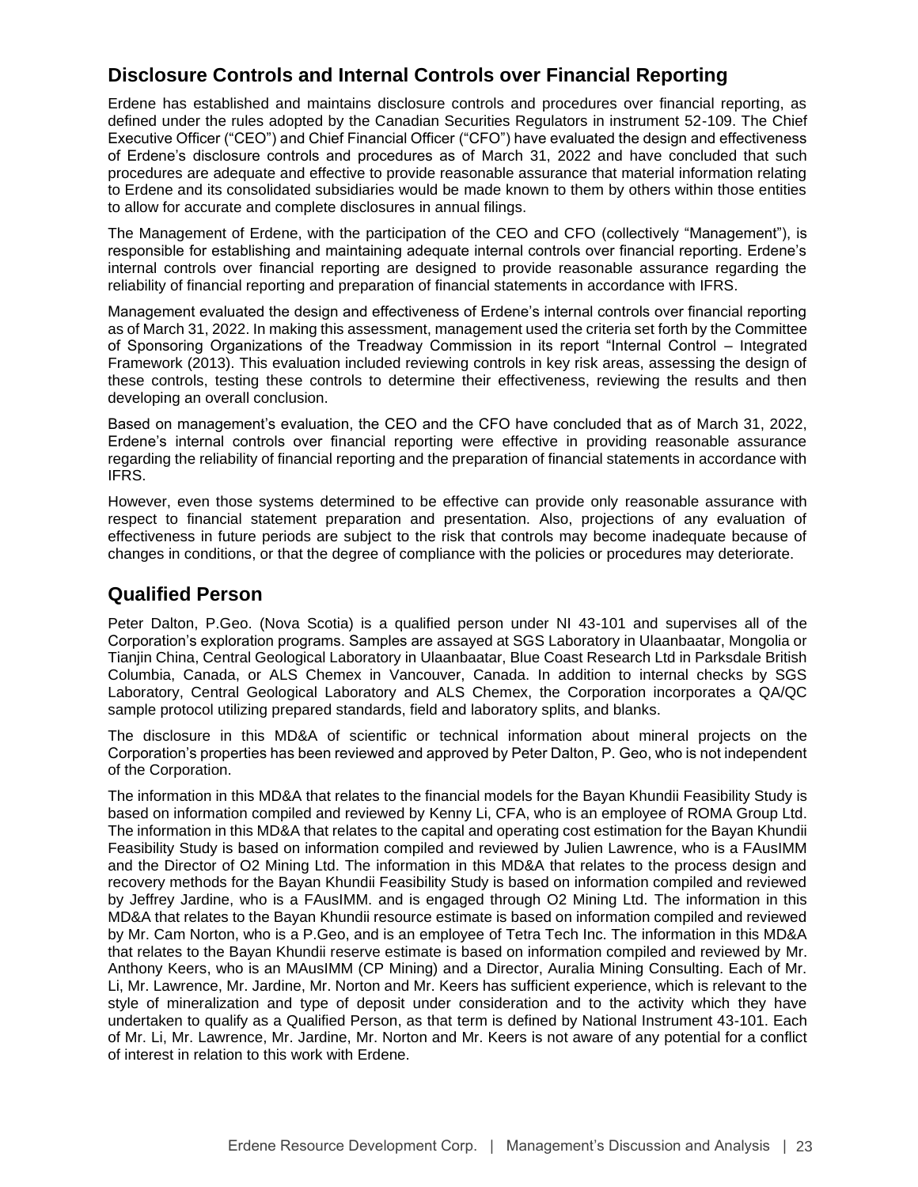## Disclosure Controls and Internal Controls over Financial Reporting

Erdene has established and maintains disclosure controls and procedures over financial reporting, as defined under the rules adopted by the Canadian Securities Regulators in instrument 52-109. The Chief Executive Officer ("CEO") and Chief Financial Officer ("CFO") have evaluated the design and effectiveness of Erdene's disclosure controls and procedures as of March 31, 2022 and have concluded that such procedures are adequate and effective to provide reasonable assurance that material information relating to Erdene and its consolidated subsidiaries would be made known to them by others within those entities to allow for accurate and complete disclosures in annual filings.

The Management of Erdene, with the participation of the CEO and CFO (collectively "Management"), is responsible for establishing and maintaining adequate internal controls over financial reporting. Erdene's internal controls over financial reporting are designed to provide reasonable assurance regarding the reliability of financial reporting and preparation of financial statements in accordance with IFRS.

Management evaluated the design and effectiveness of Erdene's internal controls over financial reporting as of March 31, 2022. In making this assessment, management used the criteria set forth by the Committee of Sponsoring Organizations of the Treadway Commission in its report "Internal Control – Integrated Framework (2013). This evaluation included reviewing controls in key risk areas, assessing the design of these controls, testing these controls to determine their effectiveness, reviewing the results and then developing an overall conclusion.

Based on management's evaluation, the CEO and the CFO have concluded that as of March 31, 2022, Erdene's internal controls over financial reporting were effective in providing reasonable assurance regarding the reliability of financial reporting and the preparation of financial statements in accordance with IFRS.

However, even those systems determined to be effective can provide only reasonable assurance with respect to financial statement preparation and presentation. Also, projections of any evaluation of effectiveness in future periods are subject to the risk that controls may become inadequate because of changes in conditions, or that the degree of compliance with the policies or procedures may deteriorate.

## Qualified Person

Peter Dalton, P.Geo. (Nova Scotia) is a qualified person under NI 43-101 and supervises all of the Corporation's exploration programs. Samples are assayed at SGS Laboratory in Ulaanbaatar, Mongolia or Tianjin China, Central Geological Laboratory in Ulaanbaatar, Blue Coast Research Ltd in Parksdale British Columbia, Canada, or ALS Chemex in Vancouver, Canada. In addition to internal checks by SGS Laboratory, Central Geological Laboratory and ALS Chemex, the Corporation incorporates a QA/QC sample protocol utilizing prepared standards, field and laboratory splits, and blanks.

The disclosure in this MD&A of scientific or technical information about mineral projects on the Corporation's properties has been reviewed and approved by Peter Dalton, P. Geo, who is not independent of the Corporation.

The information in this MD&A that relates to the financial models for the Bayan Khundii Feasibility Study is based on information compiled and reviewed by Kenny Li, CFA, who is an employee of ROMA Group Ltd. The information in this MD&A that relates to the capital and operating cost estimation for the Bayan Khundii Feasibility Study is based on information compiled and reviewed by Julien Lawrence, who is a FAusIMM and the Director of O2 Mining Ltd. The information in this MD&A that relates to the process design and recovery methods for the Bayan Khundii Feasibility Study is based on information compiled and reviewed by Jeffrey Jardine, who is a FAusIMM. and is engaged through O2 Mining Ltd. The information in this MD&A that relates to the Bayan Khundii resource estimate is based on information compiled and reviewed by Mr. Cam Norton, who is a P.Geo, and is an employee of Tetra Tech Inc. The information in this MD&A that relates to the Bayan Khundii reserve estimate is based on information compiled and reviewed by Mr. Anthony Keers, who is an MAusIMM (CP Mining) and a Director, Auralia Mining Consulting. Each of Mr. Li, Mr. Lawrence, Mr. Jardine, Mr. Norton and Mr. Keers has sufficient experience, which is relevant to the style of mineralization and type of deposit under consideration and to the activity which they have undertaken to qualify as a Qualified Person, as that term is defined by National Instrument 43-101. Each of Mr. Li, Mr. Lawrence, Mr. Jardine, Mr. Norton and Mr. Keers is not aware of any potential for a conflict of interest in relation to this work with Erdene.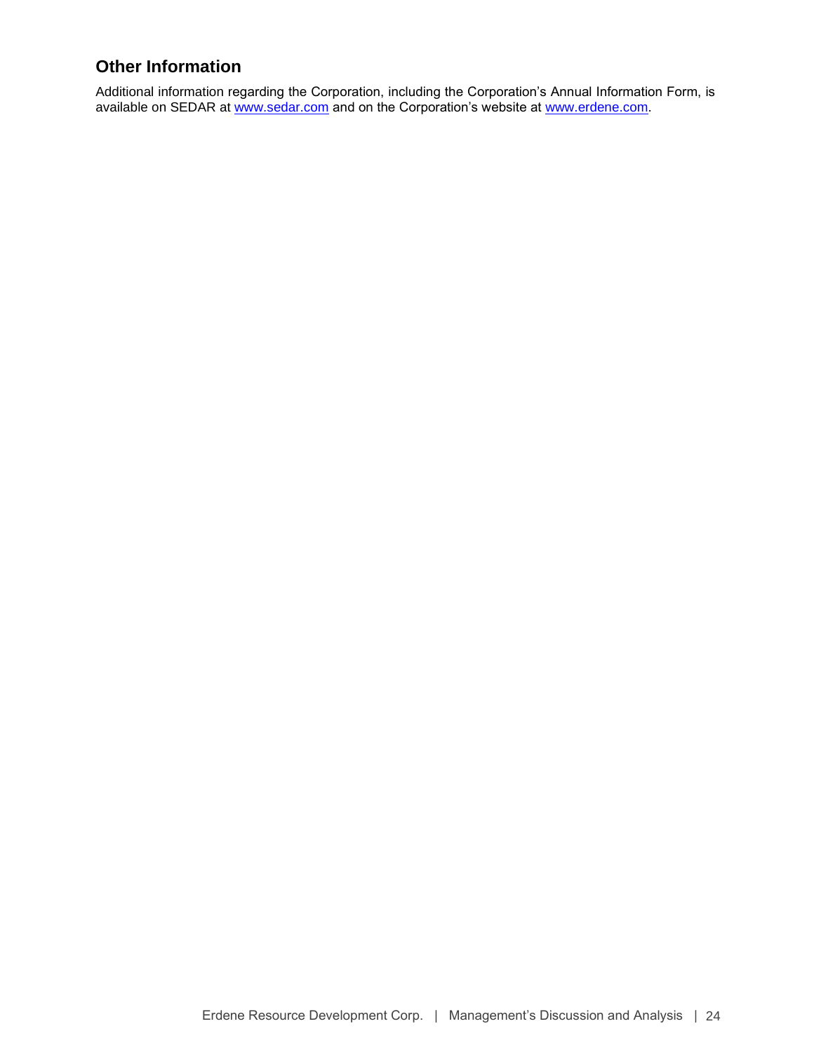## Other Information

Additional information regarding the Corporation, including the Corporation's Annual Information Form, is available on SEDAR at www.sedar.com and on the Corporation's website at www.erdene.com.